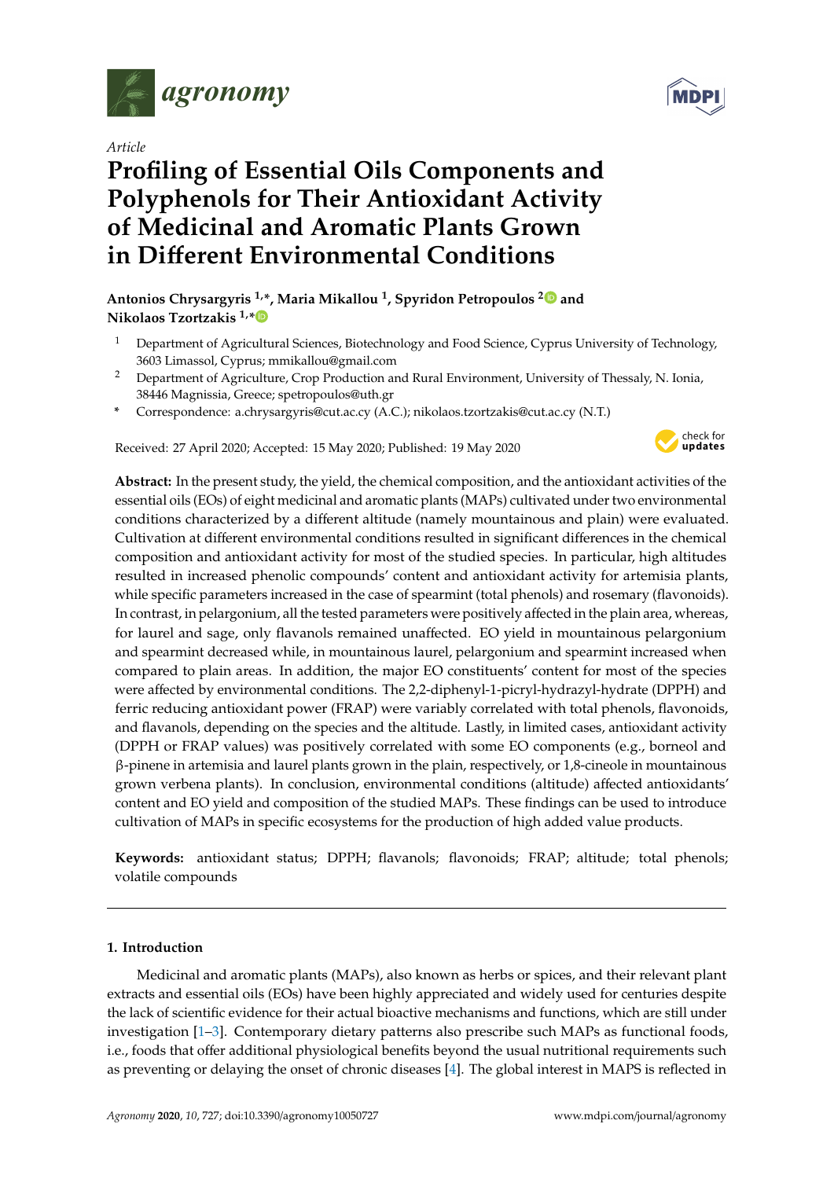*Article*

# Profiling of Essential Oils Components and Polyphenols for Their Antioxidant Activity of Medicinal and Aromatic Plants Grown in Different Environmental Conditions

**Antonios Chrysargyris [1,*], Maria Mikallou [1], Spyridon Petropoulos [2] and Nikolaos Tzortzakis [1,*]**

[1] Department of Agricultural Sciences, Biotechnology and Food Science, Cyprus University of Technology, 3603 Limassol, Cyprus; mmikallou@gmail.com

[2] Department of Agriculture, Crop Production and Rural Environment, University of Thessaly, N. Ionia, 38446 Magnissia, Greece; spetropoulos@uth.gr

[*] Correspondence: a.chrysargyris@cut.ac.cy (A.C.); nikolaos.tzortzakis@cut.ac.cy (N.T.)

Received: 27 April 2020; Accepted: 15 May 2020; Published: 19 May 2020

**Abstract:** In the present study, the yield, the chemical composition, and the antioxidant activities of the essential oils (EOs) of eight medicinal and aromatic plants (MAPs) cultivated under two environmental conditions characterized by a different altitude (namely mountainous and plain) were evaluated. Cultivation at different environmental conditions resulted in significant differences in the chemical composition and antioxidant activity for most of the studied species. In particular, high altitudes resulted in increased phenolic compounds' content and antioxidant activity for artemisia plants, while specific parameters increased in the case of spearmint (total phenols) and rosemary (flavonoids). In contrast, in pelargonium, all the tested parameters were positively affected in the plain area, whereas, for laurel and sage, only flavanols remained unaffected. EO yield in mountainous pelargonium and spearmint decreased while, in mountainous laurel, pelargonium and spearmint increased when compared to plain areas. In addition, the major EO constituents' content for most of the species were affected by environmental conditions. The 2,2-diphenyl-1-picryl-hydrazyl-hydrate (DPPH) and ferric reducing antioxidant power (FRAP) were variably correlated with total phenols, flavonoids, and flavanols, depending on the species and the altitude. Lastly, in limited cases, antioxidant activity (DPPH or FRAP values) was positively correlated with some EO components (e.g., borneol and β-pinene in artemisia and laurel plants grown in the plain, respectively, or 1,8-cineole in mountainous grown verbena plants). In conclusion, environmental conditions (altitude) affected antioxidants' content and EO yield and composition of the studied MAPs. These findings can be used to introduce cultivation of MAPs in specific ecosystems for the production of high added value products.

**Keywords:** antioxidant status; DPPH; flavanols; flavonoids; FRAP; altitude; total phenols; volatile compounds

## 1. Introduction

Medicinal and aromatic plants (MAPs), also known as herbs or spices, and their relevant plant extracts and essential oils (EOs) have been highly appreciated and widely used for centuries despite the lack of scientific evidence for their actual bioactive mechanisms and functions, which are still under investigation [1–3]. Contemporary dietary patterns also prescribe such MAPs as functional foods, i.e., foods that offer additional physiological benefits beyond the usual nutritional requirements such as preventing or delaying the onset of chronic diseases [4]. The global interest in MAPS is reflected in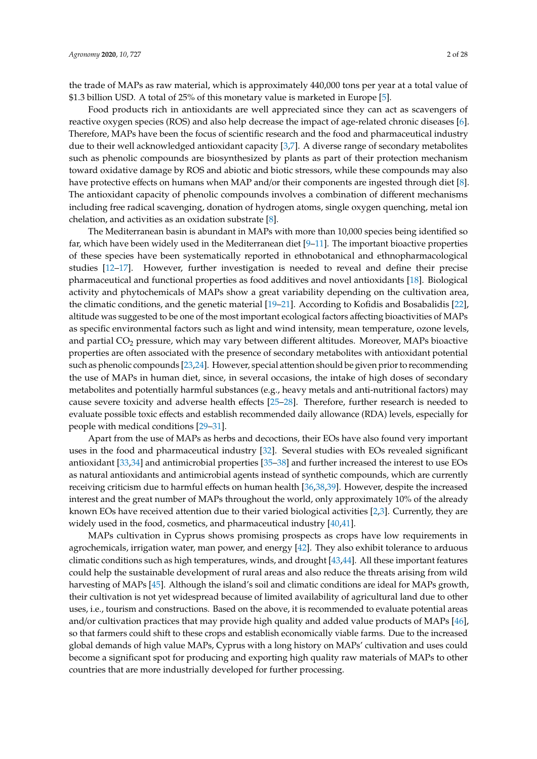the trade of MAPs as raw material, which is approximately 440,000 tons per year at a total value of $1.3 billion USD. A total of 25% of this monetary value is marketed in Europe [5].

Food products rich in antioxidants are well appreciated since they can act as scavengers of reactive oxygen species (ROS) and also help decrease the impact of age-related chronic diseases [6]. Therefore, MAPs have been the focus of scientific research and the food and pharmaceutical industry due to their well acknowledged antioxidant capacity [3,7]. A diverse range of secondary metabolites such as phenolic compounds are biosynthesized by plants as part of their protection mechanism toward oxidative damage by ROS and abiotic and biotic stressors, while these compounds may also have protective effects on humans when MAP and/or their components are ingested through diet [8]. The antioxidant capacity of phenolic compounds involves a combination of different mechanisms including free radical scavenging, donation of hydrogen atoms, single oxygen quenching, metal ion chelation, and activities as an oxidation substrate [8].

The Mediterranean basin is abundant in MAPs with more than 10,000 species being identified so far, which have been widely used in the Mediterranean diet [9–11]. The important bioactive properties of these species have been systematically reported in ethnobotanical and ethnopharmacological studies [12–17]. However, further investigation is needed to reveal and define their precise pharmaceutical and functional properties as food additives and novel antioxidants [18]. Biological activity and phytochemicals of MAPs show a great variability depending on the cultivation area, the climatic conditions, and the genetic material [19–21]. According to Kofidis and Bosabalidis [22], altitude was suggested to be one of the most important ecological factors affecting bioactivities of MAPs as specific environmental factors such as light and wind intensity, mean temperature, ozone levels, and partial $CO_2$ pressure, which may vary between different altitudes. Moreover, MAPs bioactive properties are often associated with the presence of secondary metabolites with antioxidant potential such as phenolic compounds [23,24]. However, special attention should be given prior to recommending the use of MAPs in human diet, since, in several occasions, the intake of high doses of secondary metabolites and potentially harmful substances (e.g., heavy metals and anti-nutritional factors) may cause severe toxicity and adverse health effects [25–28]. Therefore, further research is needed to evaluate possible toxic effects and establish recommended daily allowance (RDA) levels, especially for people with medical conditions [29–31].

Apart from the use of MAPs as herbs and decoctions, their EOs have also found very important uses in the food and pharmaceutical industry [32]. Several studies with EOs revealed significant antioxidant [33,34] and antimicrobial properties [35–38] and further increased the interest to use EOs as natural antioxidants and antimicrobial agents instead of synthetic compounds, which are currently receiving criticism due to harmful effects on human health [36,38,39]. However, despite the increased interest and the great number of MAPs throughout the world, only approximately 10% of the already known EOs have received attention due to their varied biological activities [2,3]. Currently, they are widely used in the food, cosmetics, and pharmaceutical industry [40,41].

MAPs cultivation in Cyprus shows promising prospects as crops have low requirements in agrochemicals, irrigation water, man power, and energy [42]. They also exhibit tolerance to arduous climatic conditions such as high temperatures, winds, and drought [43,44]. All these important features could help the sustainable development of rural areas and also reduce the threats arising from wild harvesting of MAPs [45]. Although the island's soil and climatic conditions are ideal for MAPs growth, their cultivation is not yet widespread because of limited availability of agricultural land due to other uses, i.e., tourism and constructions. Based on the above, it is recommended to evaluate potential areas and/or cultivation practices that may provide high quality and added value products of MAPs [46], so that farmers could shift to these crops and establish economically viable farms. Due to the increased global demands of high value MAPs, Cyprus with a long history on MAPs' cultivation and uses could become a significant spot for producing and exporting high quality raw materials of MAPs to other countries that are more industrially developed for further processing.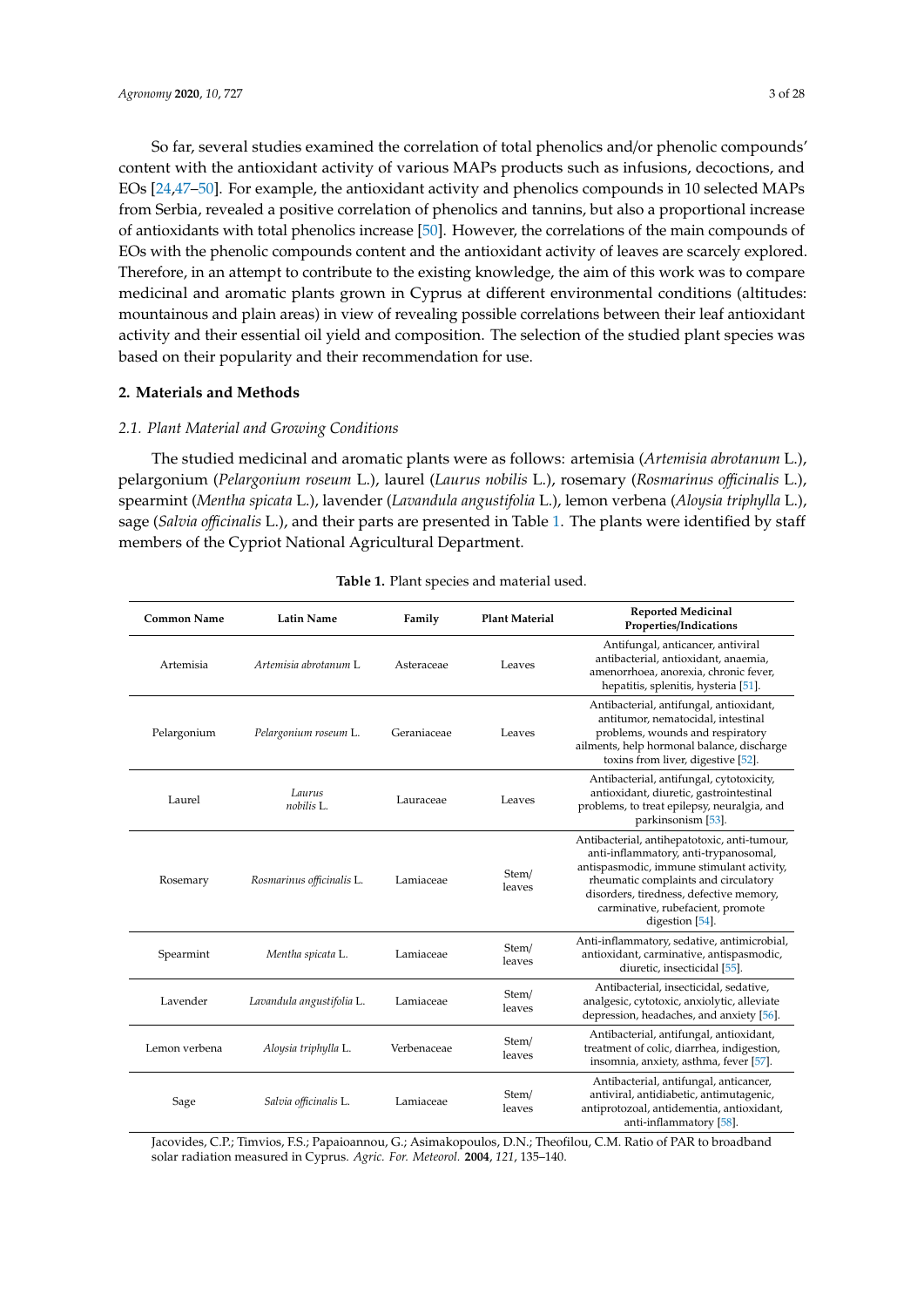So far, several studies examined the correlation of total phenolics and/or phenolic compounds' content with the antioxidant activity of various MAPs products such as infusions, decoctions, and EOs [24,47–50]. For example, the antioxidant activity and phenolics compounds in 10 selected MAPs from Serbia, revealed a positive correlation of phenolics and tannins, but also a proportional increase of antioxidants with total phenolics increase [50]. However, the correlations of the main compounds of EOs with the phenolic compounds content and the antioxidant activity of leaves are scarcely explored. Therefore, in an attempt to contribute to the existing knowledge, the aim of this work was to compare medicinal and aromatic plants grown in Cyprus at different environmental conditions (altitudes: mountainous and plain areas) in view of revealing possible correlations between their leaf antioxidant activity and their essential oil yield and composition. The selection of the studied plant species was based on their popularity and their recommendation for use.

## 2. Materials and Methods

### 2.1. Plant Material and Growing Conditions

The studied medicinal and aromatic plants were as follows: artemisia (*Artemisia abrotanum* L.), pelargonium (*Pelargonium roseum* L.), laurel (*Laurus nobilis* L.), rosemary (*Rosmarinus officinalis* L.), spearmint (*Mentha spicata* L.), lavender (*Lavandula angustifolia* L.), lemon verbena (*Aloysia triphylla* L.), sage (*Salvia officinalis* L.), and their parts are presented in Table 1. The plants were identified by staff members of the Cypriot National Agricultural Department.

**Table 1.** Plant species and material used.

| Common Name | Latin Name | Family | Plant Material | Reported Medicinal Properties/Indications |
|---|---|---|---|---|
| Artemisia | *Artemisia abrotanum* L | Asteraceae | Leaves | Antifungal, anticancer, antiviral antibacterial, antioxidant, anaemia, amenorrhoea, anorexia, chronic fever, hepatitis, splenitis, hysteria [51]. |
| Pelargonium | *Pelargonium roseum* L. | Geraniaceae | Leaves | Antibacterial, antifungal, antioxidant, antitumor, nematocidal, intestinal problems, wounds and respiratory ailments, help hormonal balance, discharge toxins from liver, digestive [52]. |
| Laurel | *Laurus nobilis* L. | Lauraceae | Leaves | Antibacterial, antifungal, cytotoxicity, antioxidant, diuretic, gastrointestinal problems, to treat epilepsy, neuralgia, and parkinsonism [53]. |
| Rosemary | *Rosmarinus officinalis* L. | Lamiaceae | Stem/leaves | Antibacterial, antihepatotoxic, anti-tumour, anti-inflammatory, anti-trypanosomal, antispasmodic, immune stimulant activity, rheumatic complaints and circulatory disorders, tiredness, defective memory, carminative, rubefacient, promote digestion [54]. |
| Spearmint | *Mentha spicata* L. | Lamiaceae | Stem/leaves | Anti-inflammatory, sedative, antimicrobial, antioxidant, carminative, antispasmodic, diuretic, insecticidal [55]. |
| Lavender | *Lavandula angustifolia* L. | Lamiaceae | Stem/leaves | Antibacterial, insecticidal, sedative, analgesic, cytotoxic, anxiolytic, alleviate depression, headaches, and anxiety [56]. |
| Lemon verbena | *Aloysia triphylla* L. | Verbenaceae | Stem/leaves | Antibacterial, antifungal, antioxidant, treatment of colic, diarrhea, indigestion, insomnia, anxiety, asthma, fever [57]. |
| Sage | *Salvia officinalis* L. | Lamiaceae | Stem/leaves | Antibacterial, antifungal, anticancer, antiviral, antidiabetic, antimutagenic, antiprotozoal, antidementia, antioxidant, anti-inflammatory [58]. |

Jacovides, C.P.; Timvios, F.S.; Papaioannou, G.; Asimakopoulos, D.N.; Theofilou, C.M. Ratio of PAR to broadband solar radiation measured in Cyprus. *Agric. For. Meteorol.* **2004**, *121*, 135–140.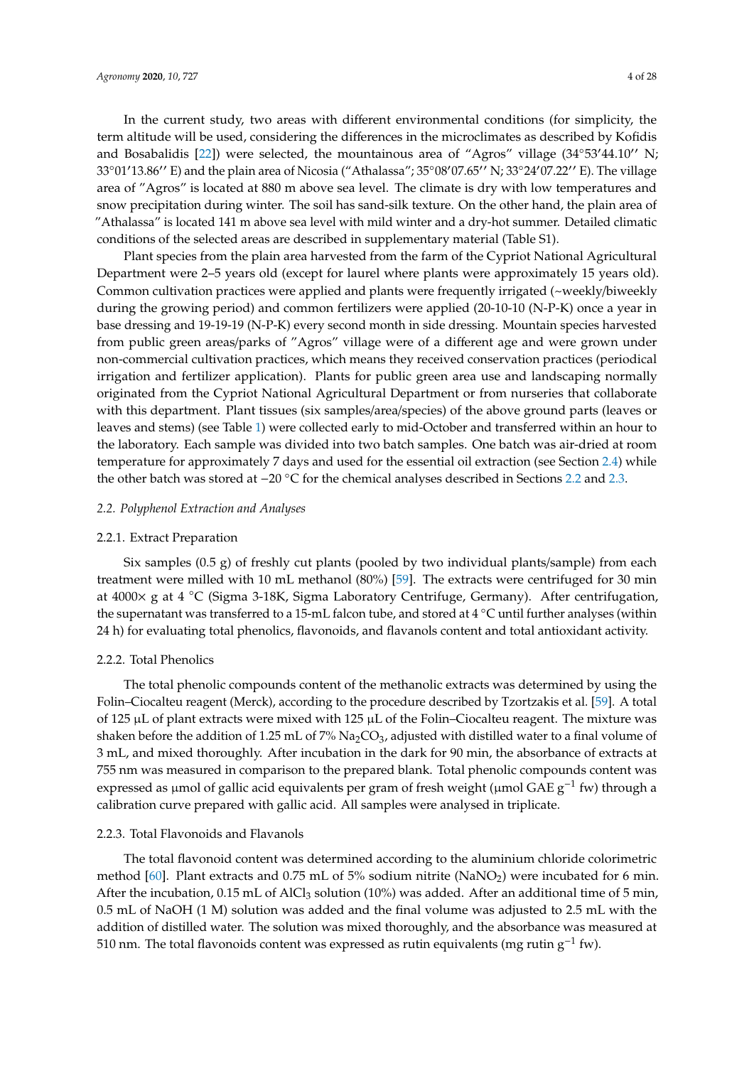In the current study, two areas with different environmental conditions (for simplicity, the term altitude will be used, considering the differences in the microclimates as described by Kofidis and Bosabalidis [22]) were selected, the mountainous area of "Agros" village (34°53′44.10′′ N; 33°01′13.86′′ E) and the plain area of Nicosia ("Athalassa"; 35°08′07.65′′ N; 33°24′07.22′′ E). The village area of "Agros" is located at 880 m above sea level. The climate is dry with low temperatures and snow precipitation during winter. The soil has sand-silk texture. On the other hand, the plain area of "Athalassa" is located 141 m above sea level with mild winter and a dry-hot summer. Detailed climatic conditions of the selected areas are described in supplementary material (Table S1).

Plant species from the plain area harvested from the farm of the Cypriot National Agricultural Department were 2–5 years old (except for laurel where plants were approximately 15 years old). Common cultivation practices were applied and plants were frequently irrigated (~weekly/biweekly during the growing period) and common fertilizers were applied (20-10-10 (N-P-K) once a year in base dressing and 19-19-19 (N-P-K) every second month in side dressing. Mountain species harvested from public green areas/parks of "Agros" village were of a different age and were grown under non-commercial cultivation practices, which means they received conservation practices (periodical irrigation and fertilizer application). Plants for public green area use and landscaping normally originated from the Cypriot National Agricultural Department or from nurseries that collaborate with this department. Plant tissues (six samples/area/species) of the above ground parts (leaves or leaves and stems) (see Table 1) were collected early to mid-October and transferred within an hour to the laboratory. Each sample was divided into two batch samples. One batch was air-dried at room temperature for approximately 7 days and used for the essential oil extraction (see Section 2.4) while the other batch was stored at −20 °C for the chemical analyses described in Sections 2.2 and 2.3.

### 2.2. Polyphenol Extraction and Analyses

#### 2.2.1. Extract Preparation

Six samples (0.5 g) of freshly cut plants (pooled by two individual plants/sample) from each treatment were milled with 10 mL methanol (80%) [59]. The extracts were centrifuged for 30 min at 4000× g at 4 °C (Sigma 3-18K, Sigma Laboratory Centrifuge, Germany). After centrifugation, the supernatant was transferred to a 15-mL falcon tube, and stored at 4 °C until further analyses (within 24 h) for evaluating total phenolics, flavonoids, and flavanols content and total antioxidant activity.

#### 2.2.2. Total Phenolics

The total phenolic compounds content of the methanolic extracts was determined by using the Folin–Ciocalteu reagent (Merck), according to the procedure described by Tzortzakis et al. [59]. A total of 125 µL of plant extracts were mixed with 125 µL of the Folin–Ciocalteu reagent. The mixture was shaken before the addition of 1.25 mL of 7% $Na_2CO_3$, adjusted with distilled water to a final volume of 3 mL, and mixed thoroughly. After incubation in the dark for 90 min, the absorbance of extracts at 755 nm was measured in comparison to the prepared blank. Total phenolic compounds content was expressed as µmol of gallic acid equivalents per gram of fresh weight (µmol GAE $g^{-1}$ fw) through a calibration curve prepared with gallic acid. All samples were analysed in triplicate.

#### 2.2.3. Total Flavonoids and Flavanols

The total flavonoid content was determined according to the aluminium chloride colorimetric method [60]. Plant extracts and 0.75 mL of 5% sodium nitrite ($NaNO_2$) were incubated for 6 min. After the incubation, 0.15 mL of $AlCl_3$ solution (10%) was added. After an additional time of 5 min, 0.5 mL of NaOH (1 M) solution was added and the final volume was adjusted to 2.5 mL with the addition of distilled water. The solution was mixed thoroughly, and the absorbance was measured at 510 nm. The total flavonoids content was expressed as rutin equivalents (mg rutin $g^{-1}$ fw).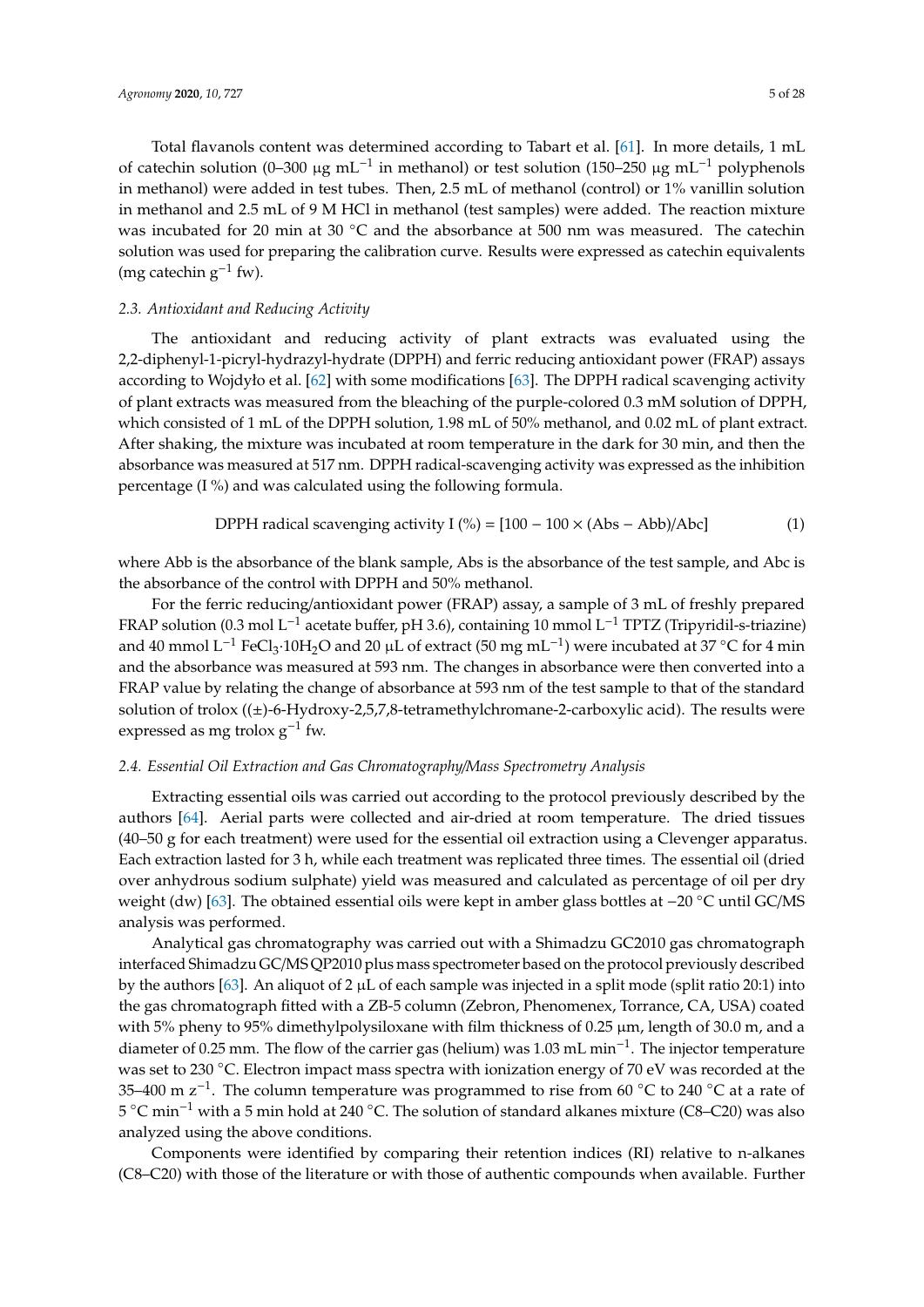Total flavanols content was determined according to Tabart et al. [61]. In more details, 1 mL of catechin solution (0–300 μg $mL^{-1}$ in methanol) or test solution (150–250 μg $mL^{-1}$ polyphenols in methanol) were added in test tubes. Then, 2.5 mL of methanol (control) or 1% vanillin solution in methanol and 2.5 mL of 9 M HCl in methanol (test samples) were added. The reaction mixture was incubated for 20 min at 30 °C and the absorbance at 500 nm was measured. The catechin solution was used for preparing the calibration curve. Results were expressed as catechin equivalents (mg catechin $g^{-1}$ fw).

### *2.3. Antioxidant and Reducing Activity*

The antioxidant and reducing activity of plant extracts was evaluated using the 2,2-diphenyl-1-picryl-hydrazyl-hydrate (DPPH) and ferric reducing antioxidant power (FRAP) assays according to Wojdyło et al. [62] with some modifications [63]. The DPPH radical scavenging activity of plant extracts was measured from the bleaching of the purple-colored 0.3 mM solution of DPPH, which consisted of 1 mL of the DPPH solution, 1.98 mL of 50% methanol, and 0.02 mL of plant extract. After shaking, the mixture was incubated at room temperature in the dark for 30 min, and then the absorbance was measured at 517 nm. DPPH radical-scavenging activity was expressed as the inhibition percentage (I %) and was calculated using the following formula.

$$\text{DPPH radical scavenging activity I (\%)} = [100 - 100 \times (\text{Abs} - \text{Abb})/\text{Abc}] \quad (1)$$

where Abb is the absorbance of the blank sample, Abs is the absorbance of the test sample, and Abc is the absorbance of the control with DPPH and 50% methanol.

For the ferric reducing/antioxidant power (FRAP) assay, a sample of 3 mL of freshly prepared FRAP solution (0.3 mol $L^{-1}$ acetate buffer, pH 3.6), containing 10 mmol $L^{-1}$ TPTZ (Tripyridil-s-triazine) and 40 mmol $L^{-1}$ $FeCl_3 \cdot 10H_2O$ and 20 μL of extract (50 mg $mL^{-1}$) were incubated at 37 °C for 4 min and the absorbance was measured at 593 nm. The changes in absorbance were then converted into a FRAP value by relating the change of absorbance at 593 nm of the test sample to that of the standard solution of trolox ((±)-6-Hydroxy-2,5,7,8-tetramethylchromane-2-carboxylic acid). The results were expressed as mg trolox $g^{-1}$ fw.

### *2.4. Essential Oil Extraction and Gas Chromatography/Mass Spectrometry Analysis*

Extracting essential oils was carried out according to the protocol previously described by the authors [64]. Aerial parts were collected and air-dried at room temperature. The dried tissues (40–50 g for each treatment) were used for the essential oil extraction using a Clevenger apparatus. Each extraction lasted for 3 h, while each treatment was replicated three times. The essential oil (dried over anhydrous sodium sulphate) yield was measured and calculated as percentage of oil per dry weight (dw) [63]. The obtained essential oils were kept in amber glass bottles at −20 °C until GC/MS analysis was performed.

Analytical gas chromatography was carried out with a Shimadzu GC2010 gas chromatograph interfaced Shimadzu GC/MS QP2010 plus mass spectrometer based on the protocol previously described by the authors [63]. An aliquot of 2 μL of each sample was injected in a split mode (split ratio 20:1) into the gas chromatograph fitted with a ZB-5 column (Zebron, Phenomenex, Torrance, CA, USA) coated with 5% pheny to 95% dimethylpolysiloxane with film thickness of 0.25 μm, length of 30.0 m, and a diameter of 0.25 mm. The flow of the carrier gas (helium) was 1.03 mL $min^{-1}$. The injector temperature was set to 230 °C. Electron impact mass spectra with ionization energy of 70 eV was recorded at the 35–400 m $z^{-1}$. The column temperature was programmed to rise from 60 °C to 240 °C at a rate of 5 °C $min^{-1}$ with a 5 min hold at 240 °C. The solution of standard alkanes mixture (C8–C20) was also analyzed using the above conditions.

Components were identified by comparing their retention indices (RI) relative to n-alkanes (C8–C20) with those of the literature or with those of authentic compounds when available. Further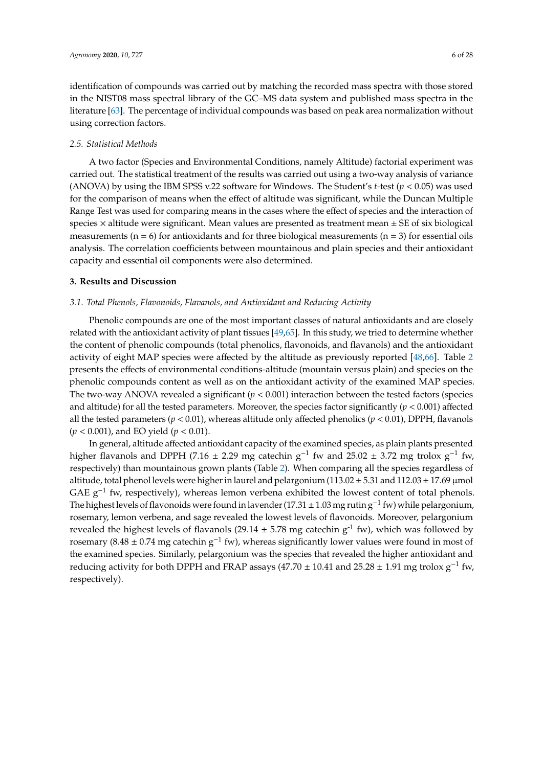identification of compounds was carried out by matching the recorded mass spectra with those stored in the NIST08 mass spectral library of the GC–MS data system and published mass spectra in the literature [63]. The percentage of individual compounds was based on peak area normalization without using correction factors.

### *2.5. Statistical Methods*

A two factor (Species and Environmental Conditions, namely Altitude) factorial experiment was carried out. The statistical treatment of the results was carried out using a two-way analysis of variance (ANOVA) by using the IBM SPSS v.22 software for Windows. The Student's *t*-test ($p < 0.05$) was used for the comparison of means when the effect of altitude was significant, while the Duncan Multiple Range Test was used for comparing means in the cases where the effect of species and the interaction of species × altitude were significant. Mean values are presented as treatment mean ± SE of six biological measurements ($n = 6$) for antioxidants and for three biological measurements ($n = 3$) for essential oils analysis. The correlation coefficients between mountainous and plain species and their antioxidant capacity and essential oil components were also determined.

## **3. Results and Discussion**

### *3.1. Total Phenols, Flavonoids, Flavanols, and Antioxidant and Reducing Activity*

Phenolic compounds are one of the most important classes of natural antioxidants and are closely related with the antioxidant activity of plant tissues [49,65]. In this study, we tried to determine whether the content of phenolic compounds (total phenolics, flavonoids, and flavanols) and the antioxidant activity of eight MAP species were affected by the altitude as previously reported [48,66]. Table 2 presents the effects of environmental conditions-altitude (mountain versus plain) and species on the phenolic compounds content as well as on the antioxidant activity of the examined MAP species. The two-way ANOVA revealed a significant ($p < 0.001$) interaction between the tested factors (species and altitude) for all the tested parameters. Moreover, the species factor significantly ($p < 0.001$) affected all the tested parameters ($p < 0.01$), whereas altitude only affected phenolics ($p < 0.01$), DPPH, flavanols ($p < 0.001$), and EO yield ($p < 0.01$).

In general, altitude affected antioxidant capacity of the examined species, as plain plants presented higher flavanols and DPPH (7.16 ± 2.29 mg catechin $g^{-1}$ fw and 25.02 ± 3.72 mg trolox $g^{-1}$ fw, respectively) than mountainous grown plants (Table 2). When comparing all the species regardless of altitude, total phenol levels were higher in laurel and pelargonium (113.02 ± 5.31 and 112.03 ± 17.69 μmol GAE $g^{-1}$ fw, respectively), whereas lemon verbena exhibited the lowest content of total phenols. The highest levels of flavonoids were found in lavender (17.31 ± 1.03 mg rutin $g^{-1}$ fw) while pelargonium, rosemary, lemon verbena, and sage revealed the lowest levels of flavonoids. Moreover, pelargonium revealed the highest levels of flavanols (29.14 ± 5.78 mg catechin $g^{-1}$ fw), which was followed by rosemary (8.48 ± 0.74 mg catechin $g^{-1}$ fw), whereas significantly lower values were found in most of the examined species. Similarly, pelargonium was the species that revealed the higher antioxidant and reducing activity for both DPPH and FRAP assays (47.70 ± 10.41 and 25.28 ± 1.91 mg trolox $g^{-1}$ fw, respectively).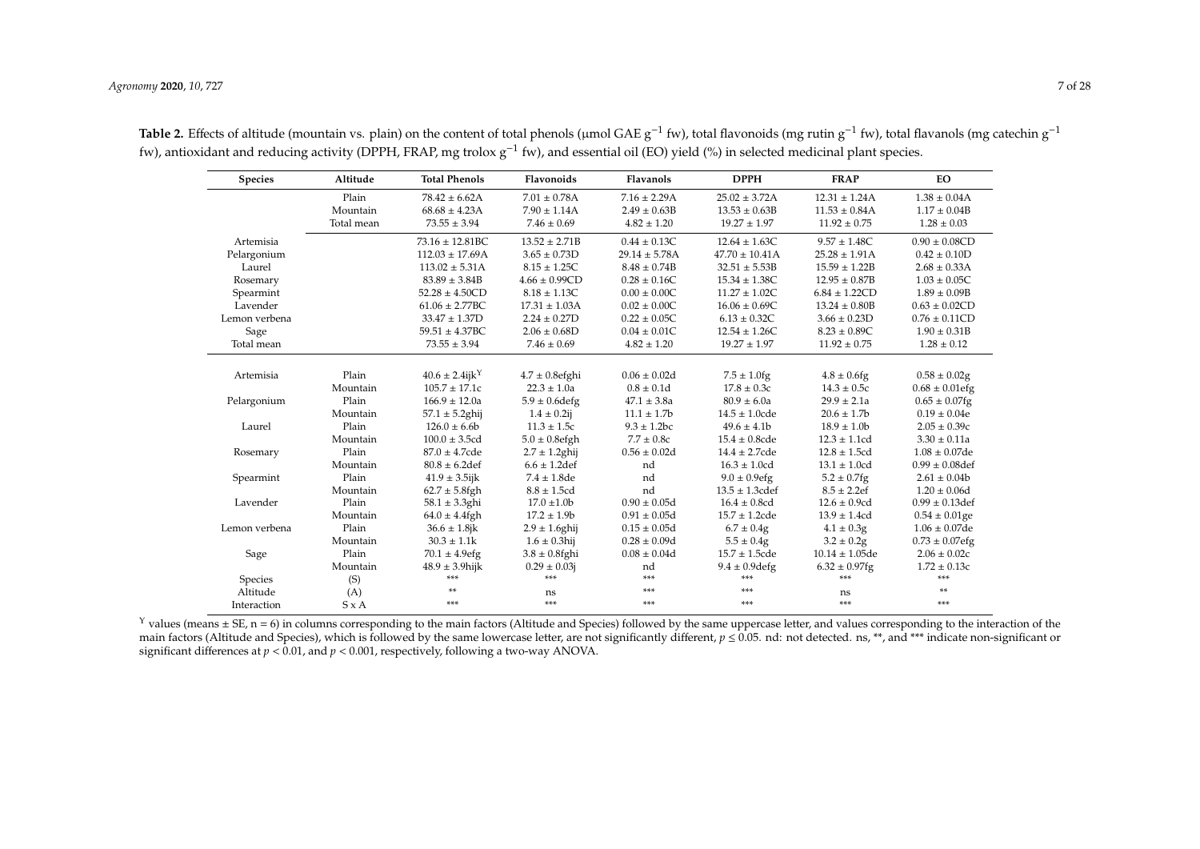**Table 2.** Effects of altitude (mountain vs. plain) on the content of total phenols (μmol GAE $g^{-1}$ fw), total flavonoids (mg rutin $g^{-1}$ fw), total flavanols (mg catechin $g^{-1}$ fw), antioxidant and reducing activity (DPPH, FRAP, mg trolox $g^{-1}$ fw), and essential oil (EO) yield (%) in selected medicinal plant species.

| Species | Altitude | Total Phenols | Flavonoids | Flavanols | DPPH | FRAP | EO |
|---|---|---|---|---|---|---|---|
| | Plain | 78.42 ± 6.62A | 7.01 ± 0.78A | 7.16 ± 2.29A | 25.02 ± 3.72A | 12.31 ± 1.24A | 1.38 ± 0.04A |
| | Mountain | 68.68 ± 4.23A | 7.90 ± 1.14A | 2.49 ± 0.63B | 13.53 ± 0.63B | 11.53 ± 0.84A | 1.17 ± 0.04B |
| | Total mean | 73.55 ± 3.94 | 7.46 ± 0.69 | 4.82 ± 1.20 | 19.27 ± 1.97 | 11.92 ± 0.75 | 1.28 ± 0.03 |
| Artemisia | | 73.16 ± 12.81BC | 13.52 ± 2.71B | 0.44 ± 0.13C | 12.64 ± 1.63C | 9.57 ± 1.48C | 0.90 ± 0.08CD |
| Pelargonium | | 112.03 ± 17.69A | 3.65 ± 0.73D | 29.14 ± 5.78A | 47.70 ± 10.41A | 25.28 ± 1.91A | 0.42 ± 0.10D |
| Laurel | | 113.02 ± 5.31A | 8.15 ± 1.25C | 8.48 ± 0.74B | 32.51 ± 5.53B | 15.59 ± 1.22B | 2.68 ± 0.33A |
| Rosemary | | 83.89 ± 3.84B | 4.66 ± 0.99CD | 0.28 ± 0.16C | 15.34 ± 1.38C | 12.95 ± 0.87B | 1.03 ± 0.05C |
| Spearmint | | 52.28 ± 4.50CD | 8.18 ± 1.13C | 0.00 ± 0.00C | 11.27 ± 1.02C | 6.84 ± 1.22CD | 1.89 ± 0.09B |
| Lavender | | 61.06 ± 2.77BC | 17.31 ± 1.03A | 0.02 ± 0.00C | 16.06 ± 0.69C | 13.24 ± 0.80B | 0.63 ± 0.02CD |
| Lemon verbena | | 33.47 ± 1.37D | 2.24 ± 0.27D | 0.22 ± 0.05C | 6.13 ± 0.32C | 3.66 ± 0.23D | 0.76 ± 0.11CD |
| Sage | | 59.51 ± 4.37BC | 2.06 ± 0.68D | 0.04 ± 0.01C | 12.54 ± 1.26C | 8.23 ± 0.89C | 1.90 ± 0.31B |
| Total mean | | 73.55 ± 3.94 | 7.46 ± 0.69 | 4.82 ± 1.20 | 19.27 ± 1.97 | 11.92 ± 0.75 | 1.28 ± 0.12 |
| Artemisia | Plain | 40.6 ± 2.4ijk[Y] | 4.7 ± 0.8efghi | 0.06 ± 0.02d | 7.5 ± 1.0fg | 4.8 ± 0.6fg | 0.58 ± 0.02g |
| | Mountain | 105.7 ± 17.1c | 22.3 ± 1.0a | 0.8 ± 0.1d | 17.8 ± 0.3c | 14.3 ± 0.5c | 0.68 ± 0.01efg |
| Pelargonium | Plain | 166.9 ± 12.0a | 5.9 ± 0.6defg | 47.1 ± 3.8a | 80.9 ± 6.0a | 29.9 ± 2.1a | 0.65 ± 0.07fg |
| | Mountain | 57.1 ± 5.2ghij | 1.4 ± 0.2ij | 11.1 ± 1.7b | 14.5 ± 1.0cde | 20.6 ± 1.7b | 0.19 ± 0.04e |
| Laurel | Plain | 126.0 ± 6.6b | 11.3 ± 1.5c | 9.3 ± 1.2bc | 49.6 ± 4.1b | 18.9 ± 1.0b | 2.05 ± 0.39c |
| | Mountain | 100.0 ± 3.5cd | 5.0 ± 0.8efgh | 7.7 ± 0.8c | 15.4 ± 0.8cde | 12.3 ± 1.1cd | 3.30 ± 0.11a |
| Rosemary | Plain | 87.0 ± 4.7cde | 2.7 ± 1.2ghij | 0.56 ± 0.02d | 14.4 ± 2.7cde | 12.8 ± 1.5cd | 1.08 ± 0.07de |
| | Mountain | 80.8 ± 6.2def | 6.6 ± 1.2def | nd | 16.3 ± 1.0cd | 13.1 ± 1.0cd | 0.99 ± 0.08def |
| Spearmint | Plain | 41.9 ± 3.5ijk | 7.4 ± 1.8de | nd | 9.0 ± 0.9efg | 5.2 ± 0.7fg | 2.61 ± 0.04b |
| | Mountain | 62.7 ± 5.8fgh | 8.8 ± 1.5cd | nd | 13.5 ± 1.3cdef | 8.5 ± 2.2ef | 1.20 ± 0.06d |
| Lavender | Plain | 58.1 ± 3.3ghi | 17.0 ±1.0b | 0.90 ± 0.05d | 16.4 ± 0.8cd | 12.6 ± 0.9cd | 0.99 ± 0.13def |
| | Mountain | 64.0 ± 4.4fgh | 17.2 ± 1.9b | 0.91 ± 0.05d | 15.7 ± 1.2cde | 13.9 ± 1.4cd | 0.54 ± 0.01ge |
| Lemon verbena | Plain | 36.6 ± 1.8jk | 2.9 ± 1.6ghij | 0.15 ± 0.05d | 6.7 ± 0.4g | 4.1 ± 0.3g | 1.06 ± 0.07de |
| | Mountain | 30.3 ± 1.1k | 1.6 ± 0.3hij | 0.28 ± 0.09d | 5.5 ± 0.4g | 3.2 ± 0.2g | 0.73 ± 0.07efg |
| Sage | Plain | 70.1 ± 4.9efg | 3.8 ± 0.8fghi | 0.08 ± 0.04d | 15.7 ± 1.5cde | 10.14 ± 1.05de | 2.06 ± 0.02c |
| | Mountain | 48.9 ± 3.9hijk | 0.29 ± 0.03j | nd | 9.4 ± 0.9defg | 6.32 ± 0.97fg | 1.72 ± 0.13c |
| Species | (S) | *** | *** | *** | *** | *** | *** |
| Altitude | (A) | ** | ns | *** | *** | ns | ** |
| Interaction | S x A | *** | *** | *** | *** | *** | *** |

[Y] values (means ± SE, n = 6) in columns corresponding to the main factors (Altitude and Species) followed by the same uppercase letter, and values corresponding to the interaction of the main factors (Altitude and Species), which is followed by the same lowercase letter, are not significantly different, $p \leq 0.05$. nd: not detected. ns, **, and *** indicate non-significant or significant differences at $p < 0.01$, and $p < 0.001$, respectively, following a two-way ANOVA.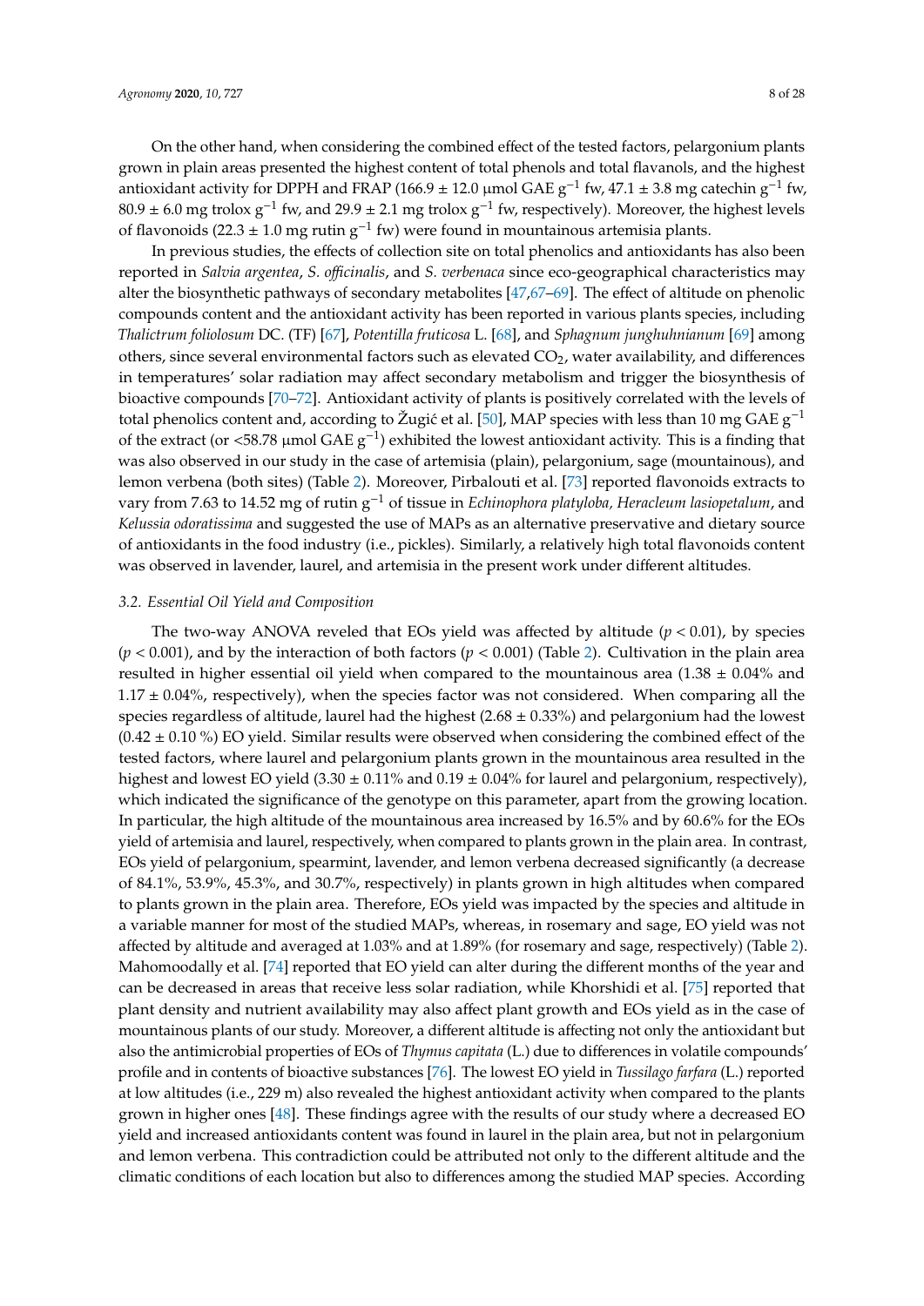On the other hand, when considering the combined effect of the tested factors, pelargonium plants grown in plain areas presented the highest content of total phenols and total flavanols, and the highest antioxidant activity for DPPH and FRAP (166.9 ± 12.0 μmol GAE $g^{-1}$ fw, 47.1 ± 3.8 mg catechin $g^{-1}$ fw, 80.9 ± 6.0 mg trolox $g^{-1}$ fw, and 29.9 ± 2.1 mg trolox $g^{-1}$ fw, respectively). Moreover, the highest levels of flavonoids (22.3 ± 1.0 mg rutin $g^{-1}$ fw) were found in mountainous artemisia plants.

In previous studies, the effects of collection site on total phenolics and antioxidants has also been reported in *Salvia argentea*, *S. officinalis*, and *S. verbenaca* since eco-geographical characteristics may alter the biosynthetic pathways of secondary metabolites [47,67–69]. The effect of altitude on phenolic compounds content and the antioxidant activity has been reported in various plants species, including *Thalictrum foliolosum* DC. (TF) [67], *Potentilla fruticosa* L. [68], and *Sphagnum junghuhnianum* [69] among others, since several environmental factors such as elevated $CO_2$, water availability, and differences in temperatures' solar radiation may affect secondary metabolism and trigger the biosynthesis of bioactive compounds [70–72]. Antioxidant activity of plants is positively correlated with the levels of total phenolics content and, according to Žugić et al. [50], MAP species with less than 10 mg GAE $g^{-1}$ of the extract (or <58.78 μmol GAE $g^{-1}$) exhibited the lowest antioxidant activity. This is a finding that was also observed in our study in the case of artemisia (plain), pelargonium, sage (mountainous), and lemon verbena (both sites) (Table 2). Moreover, Pirbalouti et al. [73] reported flavonoids extracts to vary from 7.63 to 14.52 mg of rutin $g^{-1}$ of tissue in *Echinophora platyloba, Heracleum lasiopetalum*, and *Kelussia odoratissima* and suggested the use of MAPs as an alternative preservative and dietary source of antioxidants in the food industry (i.e., pickles). Similarly, a relatively high total flavonoids content was observed in lavender, laurel, and artemisia in the present work under different altitudes.

### 3.2. Essential Oil Yield and Composition

The two-way ANOVA reveled that EOs yield was affected by altitude ($p < 0.01$), by species ($p < 0.001$), and by the interaction of both factors ($p < 0.001$) (Table 2). Cultivation in the plain area resulted in higher essential oil yield when compared to the mountainous area (1.38 ± 0.04% and 1.17 ± 0.04%, respectively), when the species factor was not considered. When comparing all the species regardless of altitude, laurel had the highest (2.68 ± 0.33%) and pelargonium had the lowest (0.42 ± 0.10 %) EO yield. Similar results were observed when considering the combined effect of the tested factors, where laurel and pelargonium plants grown in the mountainous area resulted in the highest and lowest EO yield (3.30 ± 0.11% and 0.19 ± 0.04% for laurel and pelargonium, respectively), which indicated the significance of the genotype on this parameter, apart from the growing location. In particular, the high altitude of the mountainous area increased by 16.5% and by 60.6% for the EOs yield of artemisia and laurel, respectively, when compared to plants grown in the plain area. In contrast, EOs yield of pelargonium, spearmint, lavender, and lemon verbena decreased significantly (a decrease of 84.1%, 53.9%, 45.3%, and 30.7%, respectively) in plants grown in high altitudes when compared to plants grown in the plain area. Therefore, EOs yield was impacted by the species and altitude in a variable manner for most of the studied MAPs, whereas, in rosemary and sage, EO yield was not affected by altitude and averaged at 1.03% and at 1.89% (for rosemary and sage, respectively) (Table 2). Mahomoodally et al. [74] reported that EO yield can alter during the different months of the year and can be decreased in areas that receive less solar radiation, while Khorshidi et al. [75] reported that plant density and nutrient availability may also affect plant growth and EOs yield as in the case of mountainous plants of our study. Moreover, a different altitude is affecting not only the antioxidant but also the antimicrobial properties of EOs of *Thymus capitata* (L.) due to differences in volatile compounds' profile and in contents of bioactive substances [76]. The lowest EO yield in *Tussilago farfara* (L.) reported at low altitudes (i.e., 229 m) also revealed the highest antioxidant activity when compared to the plants grown in higher ones [48]. These findings agree with the results of our study where a decreased EO yield and increased antioxidants content was found in laurel in the plain area, but not in pelargonium and lemon verbena. This contradiction could be attributed not only to the different altitude and the climatic conditions of each location but also to differences among the studied MAP species. According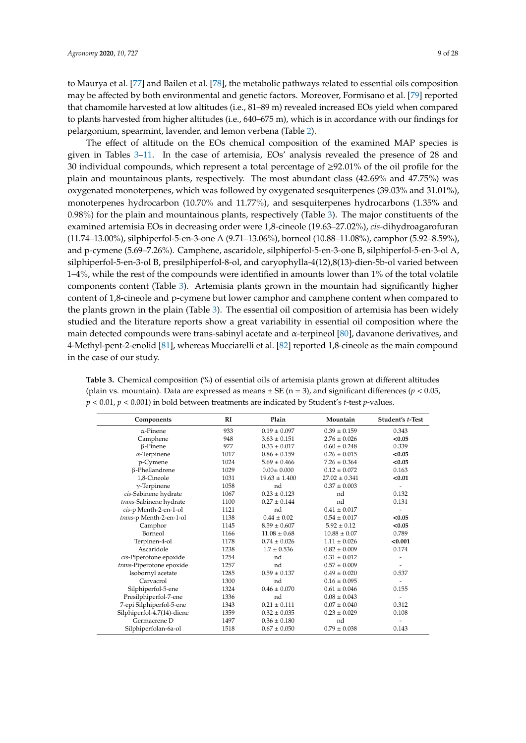to Maurya et al. [77] and Bailen et al. [78], the metabolic pathways related to essential oils composition may be affected by both environmental and genetic factors. Moreover, Formisano et al. [79] reported that chamomile harvested at low altitudes (i.e., 81–89 m) revealed increased EOs yield when compared to plants harvested from higher altitudes (i.e., 640–675 m), which is in accordance with our findings for pelargonium, spearmint, lavender, and lemon verbena (Table 2).

The effect of altitude on the EOs chemical composition of the examined MAP species is given in Tables 3–11. In the case of artemisia, EOs' analysis revealed the presence of 28 and 30 individual compounds, which represent a total percentage of ≥92.01% of the oil profile for the plain and mountainous plants, respectively. The most abundant class (42.69% and 47.75%) was oxygenated monoterpenes, which was followed by oxygenated sesquiterpenes (39.03% and 31.01%), monoterpenes hydrocarbon (10.70% and 11.77%), and sesquiterpenes hydrocarbons (1.35% and 0.98%) for the plain and mountainous plants, respectively (Table 3). The major constituents of the examined artemisia EOs in decreasing order were 1,8-cineole (19.63–27.02%), *cis*-dihydroagarofuran (11.74–13.00%), silphiperfol-5-en-3-one A (9.71–13.06%), borneol (10.88–11.08%), camphor (5.92–8.59%), and p-cymene (5.69–7.26%). Camphene, ascaridole, silphiperfol-5-en-3-one B, silphiperfol-5-en-3-ol A, silphiperfol-5-en-3-ol B, presilphiperfol-8-ol, and caryophylla-4(12),8(13)-dien-5b-ol varied between 1–4%, while the rest of the compounds were identified in amounts lower than 1% of the total volatile components content (Table 3). Artemisia plants grown in the mountain had significantly higher content of 1,8-cineole and p-cymene but lower camphor and camphene content when compared to the plants grown in the plain (Table 3). The essential oil composition of artemisia has been widely studied and the literature reports show a great variability in essential oil composition where the main detected compounds were trans-sabinyl acetate and α-terpineol [80], davanone derivatives, and 4-Methyl-pent-2-enolid [81], whereas Mucciarelli et al. [82] reported 1,8-cineole as the main compound in the case of our study.

**Table 3.** Chemical composition (%) of essential oils of artemisia plants grown at different altitudes (plain vs. mountain). Data are expressed as means ± SE (n = 3), and significant differences ($p < 0.05$, $p < 0.01$, $p < 0.001$) in bold between treatments are indicated by Student's *t*-test *p*-values.

| Components | RI | Plain | Mountain | Student's *t*-Test |
|---|---|---|---|---|
| α-Pinene | 933 | 0.19 ± 0.097 | 0.39 ± 0.159 | 0.343 |
| Camphene | 948 | 3.63 ± 0.151 | 2.76 ± 0.026 | **<0.05** |
| β-Pinene | 977 | 0.33 ± 0.017 | 0.60 ± 0.248 | 0.339 |
| α-Terpinene | 1017 | 0.86 ± 0.159 | 0.26 ± 0.015 | **<0.05** |
| p-Cymene | 1024 | 5.69 ± 0.466 | 7.26 ± 0.364 | **<0.05** |
| β-Phellandrene | 1029 | 0.00± 0.000 | 0.12 ± 0.072 | 0.163 |
| 1,8-Cineole | 1031 | 19.63 ± 1.400 | 27.02 ± 0.341 | **<0.01** |
| γ-Terpinene | 1058 | nd | 0.37 ± 0.003 | - |
| *cis*-Sabinene hydrate | 1067 | 0.23 ± 0.123 | nd | 0.132 |
| *trans*-Sabinene hydrate | 1100 | 0.27 ± 0.144 | nd | 0.131 |
| *cis*-p Menth-2-en-1-ol | 1121 | nd | 0.41 ± 0.017 | - |
| *trans*-p Menth-2-en-1-ol | 1138 | 0.44 ± 0.02 | 0.54 ± 0.017 | **<0.05** |
| Camphor | 1145 | 8.59 ± 0.607 | 5.92 ± 0.12 | **<0.05** |
| Borneol | 1166 | 11.08 ± 0.68 | 10.88 ± 0.07 | 0.789 |
| Terpinen-4-ol | 1178 | 0.74 ± 0.026 | 1.11 ± 0.026 | **<0.001** |
| Ascaridole | 1238 | 1.7 ± 0.536 | 0.82 ± 0.009 | 0.174 |
| *cis*-Piperotone epoxide | 1254 | nd | 0.31 ± 0.012 | - |
| *trans*-Piperotone epoxide | 1257 | nd | 0.57 ± 0.009 | - |
| Isobornyl acetate | 1285 | 0.59 ± 0.137 | 0.49 ± 0.020 | 0.537 |
| Carvacrol | 1300 | nd | 0.16 ± 0.095 | - |
| Silphiperfol-5-ene | 1324 | 0.46 ± 0.070 | 0.61 ± 0.046 | 0.155 |
| Presilphiperfol-7-ene | 1336 | nd | 0.08 ± 0.043 | - |
| 7-epi Silphiperfol-5-ene | 1343 | 0.21 ± 0.111 | 0.07 ± 0.040 | 0.312 |
| Silphiperfol-4.7(14)-diene | 1359 | 0.32 ± 0.035 | 0.23 ± 0.029 | 0.108 |
| Germacrene D | 1497 | 0.36 ± 0.180 | nd | - |
| Silphiperfolan-6a-ol | 1518 | 0.67 ± 0.050 | 0.79 ± 0.038 | 0.143 |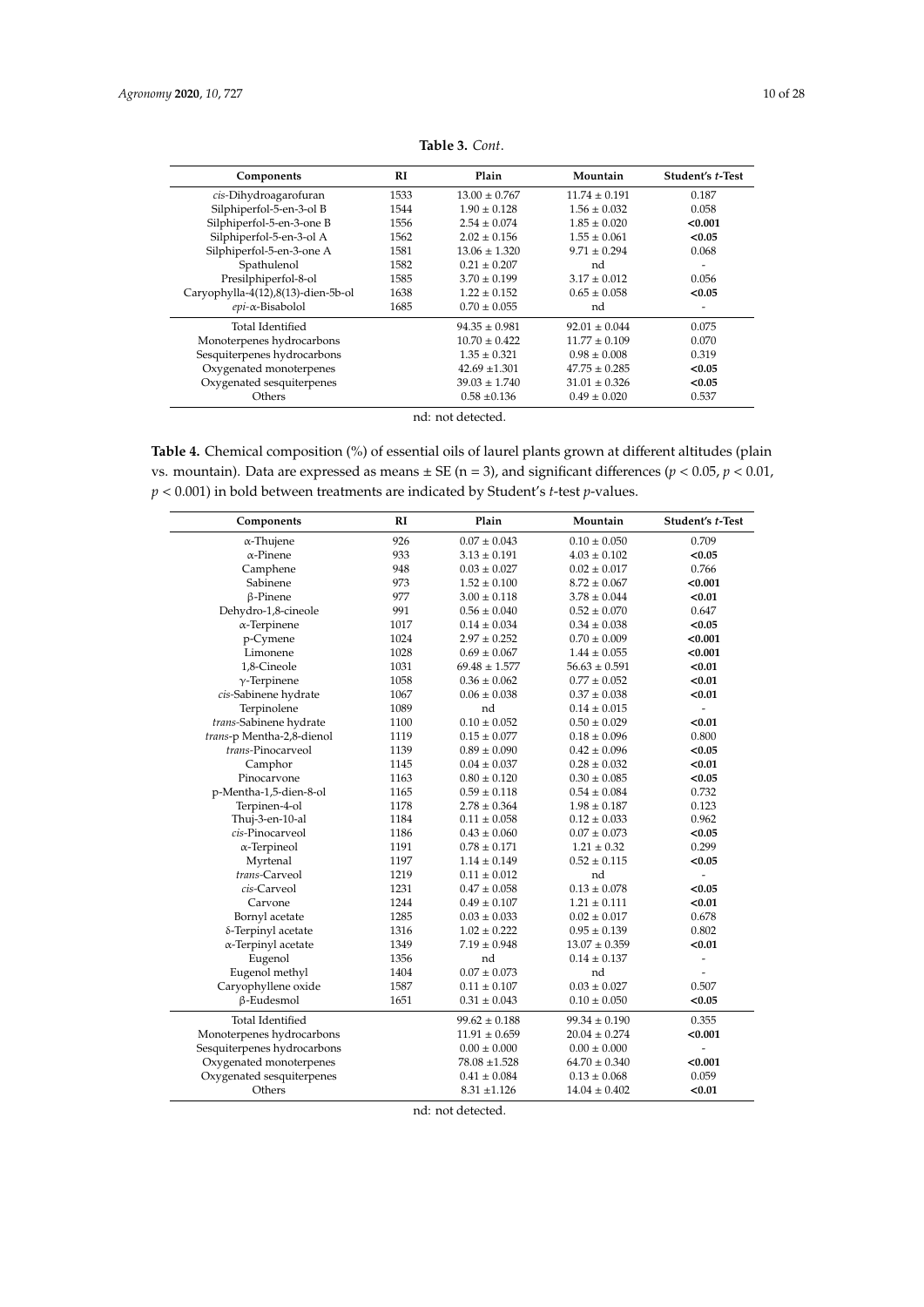**Table 3.** *Cont*.

| Components | RI | Plain | Mountain | Student's *t*-Test |
|---|---|---|---|---|
| *cis*-Dihydroagarofuran | 1533 | 13.00 ± 0.767 | 11.74 ± 0.191 | 0.187 |
| Silphiperfol-5-en-3-ol B | 1544 | 1.90 ± 0.128 | 1.56 ± 0.032 | 0.058 |
| Silphiperfol-5-en-3-one B | 1556 | 2.54 ± 0.074 | 1.85 ± 0.020 | **<0.001** |
| Silphiperfol-5-en-3-ol A | 1562 | 2.02 ± 0.156 | 1.55 ± 0.061 | **<0.05** |
| Silphiperfol-5-en-3-one A | 1581 | 13.06 ± 1.320 | 9.71 ± 0.294 | 0.068 |
| Spathulenol | 1582 | 0.21 ± 0.207 | nd | - |
| Presilphiperfol-8-ol | 1585 | 3.70 ± 0.199 | 3.17 ± 0.012 | 0.056 |
| Caryophylla-4(12),8(13)-dien-5b-ol | 1638 | 1.22 ± 0.152 | 0.65 ± 0.058 | **<0.05** |
| *epi*-α-Bisabolol | 1685 | 0.70 ± 0.055 | nd | - |
| Total Identified | | 94.35 ± 0.981 | 92.01 ± 0.044 | 0.075 |
| Monoterpenes hydrocarbons | | 10.70 ± 0.422 | 11.77 ± 0.109 | 0.070 |
| Sesquiterpenes hydrocarbons | | 1.35 ± 0.321 | 0.98 ± 0.008 | 0.319 |
| Oxygenated monoterpenes | | 42.69 ±1.301 | 47.75 ± 0.285 | **<0.05** |
| Oxygenated sesquiterpenes | | 39.03 ± 1.740 | 31.01 ± 0.326 | **<0.05** |
| Others | | 0.58 ±0.136 | 0.49 ± 0.020 | 0.537 |

nd: not detected.

**Table 4.** Chemical composition (%) of essential oils of laurel plants grown at different altitudes (plain vs. mountain). Data are expressed as means ± SE (n = 3), and significant differences ($p < 0.05$, $p < 0.01$, $p < 0.001$) in bold between treatments are indicated by Student's *t*-test *p*-values.

| Components | RI | Plain | Mountain | Student's *t*-Test |
|---|---|---|---|---|
| α-Thujene | 926 | 0.07 ± 0.043 | 0.10 ± 0.050 | 0.709 |
| α-Pinene | 933 | 3.13 ± 0.191 | 4.03 ± 0.102 | **<0.05** |
| Camphene | 948 | 0.03 ± 0.027 | 0.02 ± 0.017 | 0.766 |
| Sabinene | 973 | 1.52 ± 0.100 | 8.72 ± 0.067 | **<0.001** |
| β-Pinene | 977 | 3.00 ± 0.118 | 3.78 ± 0.044 | **<0.01** |
| Dehydro-1,8-cineole | 991 | 0.56 ± 0.040 | 0.52 ± 0.070 | 0.647 |
| α-Terpinene | 1017 | 0.14 ± 0.034 | 0.34 ± 0.038 | **<0.05** |
| p-Cymene | 1024 | 2.97 ± 0.252 | 0.70 ± 0.009 | **<0.001** |
| Limonene | 1028 | 0.69 ± 0.067 | 1.44 ± 0.055 | **<0.001** |
| 1,8-Cineole | 1031 | 69.48 ± 1.577 | 56.63 ± 0.591 | **<0.01** |
| γ-Terpinene | 1058 | 0.36 ± 0.062 | 0.77 ± 0.052 | **<0.01** |
| *cis*-Sabinene hydrate | 1067 | 0.06 ± 0.038 | 0.37 ± 0.038 | **<0.01** |
| Terpinolene | 1089 | nd | 0.14 ± 0.015 | - |
| *trans*-Sabinene hydrate | 1100 | 0.10 ± 0.052 | 0.50 ± 0.029 | **<0.01** |
| *trans*-p Mentha-2,8-dienol | 1119 | 0.15 ± 0.077 | 0.18 ± 0.096 | 0.800 |
| *trans*-Pinocarveol | 1139 | 0.89 ± 0.090 | 0.42 ± 0.096 | **<0.05** |
| Camphor | 1145 | 0.04 ± 0.037 | 0.28 ± 0.032 | **<0.01** |
| Pinocarvone | 1163 | 0.80 ± 0.120 | 0.30 ± 0.085 | **<0.05** |
| p-Mentha-1,5-dien-8-ol | 1165 | 0.59 ± 0.118 | 0.54 ± 0.084 | 0.732 |
| Terpinen-4-ol | 1178 | 2.78 ± 0.364 | 1.98 ± 0.187 | 0.123 |
| Thuj-3-en-10-al | 1184 | 0.11 ± 0.058 | 0.12 ± 0.033 | 0.962 |
| *cis*-Pinocarveol | 1186 | 0.43 ± 0.060 | 0.07 ± 0.073 | **<0.05** |
| α-Terpineol | 1191 | 0.78 ± 0.171 | 1.21 ± 0.32 | 0.299 |
| Myrtenal | 1197 | 1.14 ± 0.149 | 0.52 ± 0.115 | **<0.05** |
| *trans*-Carveol | 1219 | 0.11 ± 0.012 | nd | - |
| *cis*-Carveol | 1231 | 0.47 ± 0.058 | 0.13 ± 0.078 | **<0.05** |
| Carvone | 1244 | 0.49 ± 0.107 | 1.21 ± 0.111 | **<0.01** |
| Bornyl acetate | 1285 | 0.03 ± 0.033 | 0.02 ± 0.017 | 0.678 |
| δ-Terpinyl acetate | 1316 | 1.02 ± 0.222 | 0.95 ± 0.139 | 0.802 |
| α-Terpinyl acetate | 1349 | 7.19 ± 0.948 | 13.07 ± 0.359 | **<0.01** |
| Eugenol | 1356 | nd | 0.14 ± 0.137 | - |
| Eugenol methyl | 1404 | 0.07 ± 0.073 | nd | - |
| Caryophyllene oxide | 1587 | 0.11 ± 0.107 | 0.03 ± 0.027 | 0.507 |
| β-Eudesmol | 1651 | 0.31 ± 0.043 | 0.10 ± 0.050 | **<0.05** |
| Total Identified | | 99.62 ± 0.188 | 99.34 ± 0.190 | 0.355 |
| Monoterpenes hydrocarbons | | 11.91 ± 0.659 | 20.04 ± 0.274 | **<0.001** |
| Sesquiterpenes hydrocarbons | | 0.00 ± 0.000 | 0.00 ± 0.000 | - |
| Oxygenated monoterpenes | | 78.08 ±1.528 | 64.70 ± 0.340 | **<0.001** |
| Oxygenated sesquiterpenes | | 0.41 ± 0.084 | 0.13 ± 0.068 | 0.059 |
| Others | | 8.31 ±1.126 | 14.04 ± 0.402 | **<0.01** |

nd: not detected.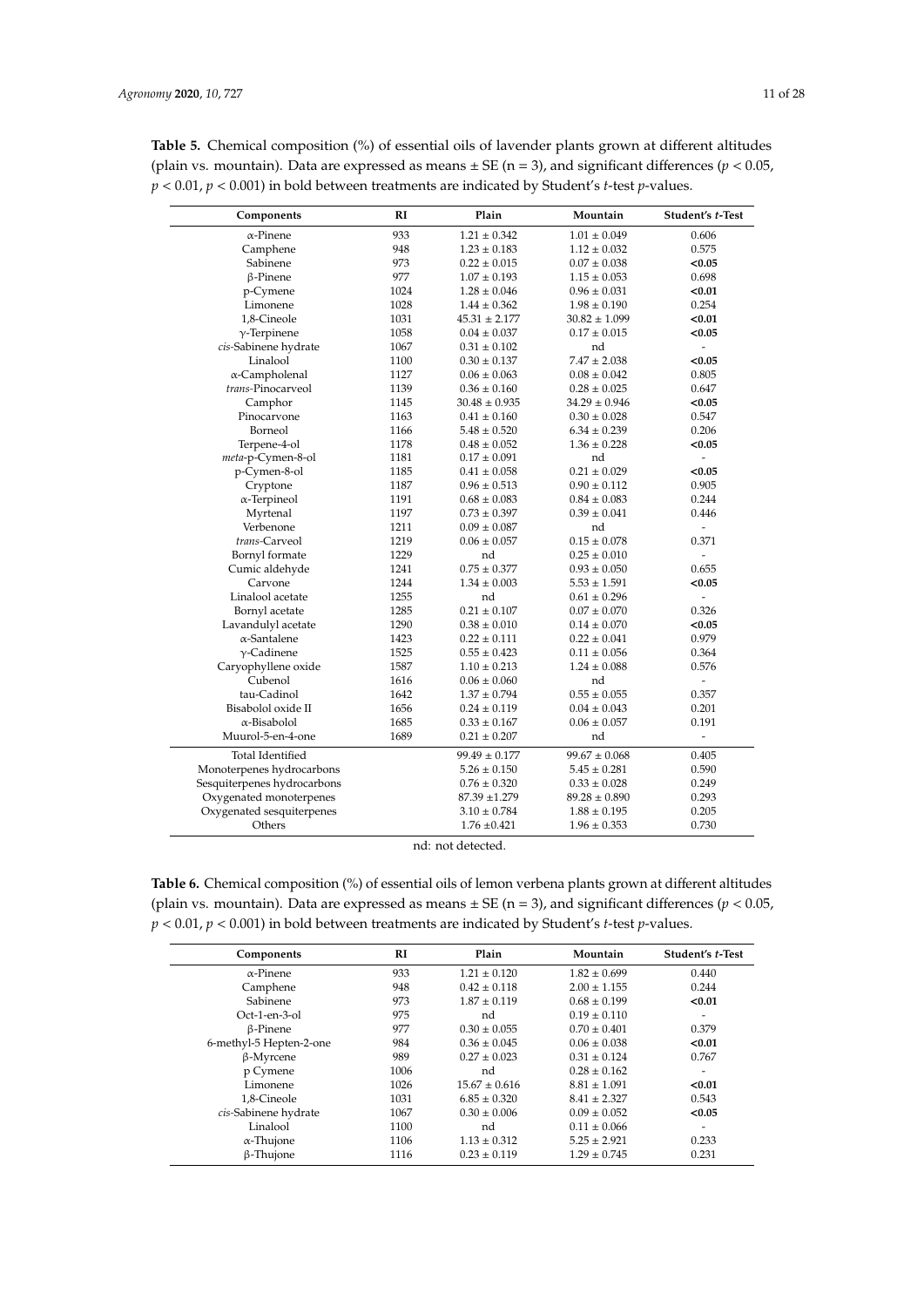**Table 5.** Chemical composition (%) of essential oils of lavender plants grown at different altitudes (plain vs. mountain). Data are expressed as means ± SE (n = 3), and significant differences ($p < 0.05$, $p < 0.01$, $p < 0.001$) in bold between treatments are indicated by Student's *t*-test *p*-values.

| Components | RI | Plain | Mountain | Student's *t*-Test |
|---|---|---|---|---|
| α-Pinene | 933 | 1.21 ± 0.342 | 1.01 ± 0.049 | 0.606 |
| Camphene | 948 | 1.23 ± 0.183 | 1.12 ± 0.032 | 0.575 |
| Sabinene | 973 | 0.22 ± 0.015 | 0.07 ± 0.038 | **<0.05** |
| β-Pinene | 977 | 1.07 ± 0.193 | 1.15 ± 0.053 | 0.698 |
| p-Cymene | 1024 | 1.28 ± 0.046 | 0.96 ± 0.031 | **<0.01** |
| Limonene | 1028 | 1.44 ± 0.362 | 1.98 ± 0.190 | 0.254 |
| 1,8-Cineole | 1031 | 45.31 ± 2.177 | 30.82 ± 1.099 | **<0.01** |
| γ-Terpinene | 1058 | 0.04 ± 0.037 | 0.17 ± 0.015 | **<0.05** |
| *cis*-Sabinene hydrate | 1067 | 0.31 ± 0.102 | nd | - |
| Linalool | 1100 | 0.30 ± 0.137 | 7.47 ± 2.038 | **<0.05** |
| α-Campholenal | 1127 | 0.06 ± 0.063 | 0.08 ± 0.042 | 0.805 |
| *trans*-Pinocarveol | 1139 | 0.36 ± 0.160 | 0.28 ± 0.025 | 0.647 |
| Camphor | 1145 | 30.48 ± 0.935 | 34.29 ± 0.946 | **<0.05** |
| Pinocarvone | 1163 | 0.41 ± 0.160 | 0.30 ± 0.028 | 0.547 |
| Borneol | 1166 | 5.48 ± 0.520 | 6.34 ± 0.239 | 0.206 |
| Terpene-4-ol | 1178 | 0.48 ± 0.052 | 1.36 ± 0.228 | **<0.05** |
| *meta*-p-Cymen-8-ol | 1181 | 0.17 ± 0.091 | nd | - |
| p-Cymen-8-ol | 1185 | 0.41 ± 0.058 | 0.21 ± 0.029 | **<0.05** |
| Cryptone | 1187 | 0.96 ± 0.513 | 0.90 ± 0.112 | 0.905 |
| α-Terpineol | 1191 | 0.68 ± 0.083 | 0.84 ± 0.083 | 0.244 |
| Myrtenal | 1197 | 0.73 ± 0.397 | 0.39 ± 0.041 | 0.446 |
| Verbenone | 1211 | 0.09 ± 0.087 | nd | - |
| *trans*-Carveol | 1219 | 0.06 ± 0.057 | 0.15 ± 0.078 | 0.371 |
| Bornyl formate | 1229 | nd | 0.25 ± 0.010 | - |
| Cumic aldehyde | 1241 | 0.75 ± 0.377 | 0.93 ± 0.050 | 0.655 |
| Carvone | 1244 | 1.34 ± 0.003 | 5.53 ± 1.591 | **<0.05** |
| Linalool acetate | 1255 | nd | 0.61 ± 0.296 | - |
| Bornyl acetate | 1285 | 0.21 ± 0.107 | 0.07 ± 0.070 | 0.326 |
| Lavandulyl acetate | 1290 | 0.38 ± 0.010 | 0.14 ± 0.070 | **<0.05** |
| α-Santalene | 1423 | 0.22 ± 0.111 | 0.22 ± 0.041 | 0.979 |
| γ-Cadinene | 1525 | 0.55 ± 0.423 | 0.11 ± 0.056 | 0.364 |
| Caryophyllene oxide | 1587 | 1.10 ± 0.213 | 1.24 ± 0.088 | 0.576 |
| Cubenol | 1616 | 0.06 ± 0.060 | nd | - |
| tau-Cadinol | 1642 | 1.37 ± 0.794 | 0.55 ± 0.055 | 0.357 |
| Bisabolol oxide II | 1656 | 0.24 ± 0.119 | 0.04 ± 0.043 | 0.201 |
| α-Bisabolol | 1685 | 0.33 ± 0.167 | 0.06 ± 0.057 | 0.191 |
| Muurol-5-en-4-one | 1689 | 0.21 ± 0.207 | nd | - |
| Total Identified | | 99.49 ± 0.177 | 99.67 ± 0.068 | 0.405 |
| Monoterpenes hydrocarbons | | 5.26 ± 0.150 | 5.45 ± 0.281 | 0.590 |
| Sesquiterpenes hydrocarbons | | 0.76 ± 0.320 | 0.33 ± 0.028 | 0.249 |
| Oxygenated monoterpenes | | 87.39 ±1.279 | 89.28 ± 0.890 | 0.293 |
| Oxygenated sesquiterpenes | | 3.10 ± 0.784 | 1.88 ± 0.195 | 0.205 |
| Others | | 1.76 ±0.421 | 1.96 ± 0.353 | 0.730 |

nd: not detected.

**Table 6.** Chemical composition (%) of essential oils of lemon verbena plants grown at different altitudes (plain vs. mountain). Data are expressed as means ± SE (n = 3), and significant differences ($p < 0.05$, $p < 0.01$, $p < 0.001$) in bold between treatments are indicated by Student's *t*-test *p*-values.

| Components | RI | Plain | Mountain | Student's *t*-Test |
|---|---|---|---|---|
| α-Pinene | 933 | 1.21 ± 0.120 | 1.82 ± 0.699 | 0.440 |
| Camphene | 948 | 0.42 ± 0.118 | 2.00 ± 1.155 | 0.244 |
| Sabinene | 973 | 1.87 ± 0.119 | 0.68 ± 0.199 | **<0.01** |
| Oct-1-en-3-ol | 975 | nd | 0.19 ± 0.110 | - |
| β-Pinene | 977 | 0.30 ± 0.055 | 0.70 ± 0.401 | 0.379 |
| 6-methyl-5 Hepten-2-one | 984 | 0.36 ± 0.045 | 0.06 ± 0.038 | **<0.01** |
| β-Myrcene | 989 | 0.27 ± 0.023 | 0.31 ± 0.124 | 0.767 |
| p Cymene | 1006 | nd | 0.28 ± 0.162 | - |
| Limonene | 1026 | 15.67 ± 0.616 | 8.81 ± 1.091 | **<0.01** |
| 1,8-Cineole | 1031 | 6.85 ± 0.320 | 8.41 ± 2.327 | 0.543 |
| *cis*-Sabinene hydrate | 1067 | 0.30 ± 0.006 | 0.09 ± 0.052 | **<0.05** |
| Linalool | 1100 | nd | 0.11 ± 0.066 | - |
| α-Thujone | 1106 | 1.13 ± 0.312 | 5.25 ± 2.921 | 0.233 |
| β-Thujone | 1116 | 0.23 ± 0.119 | 1.29 ± 0.745 | 0.231 |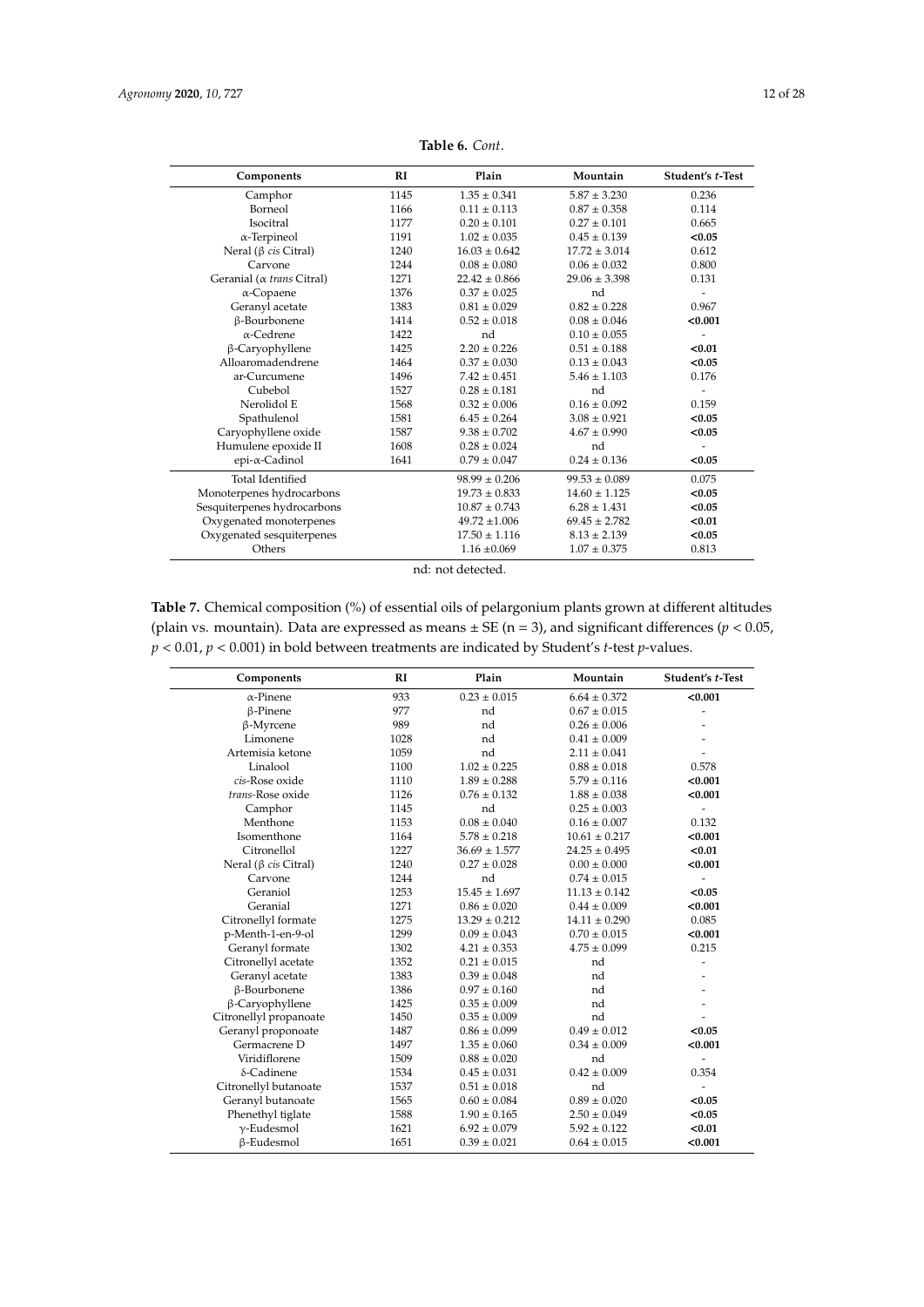**Table 6.** *Cont.*

| Components | RI | Plain | Mountain | Student's *t*-Test |
|---|---|---|---|---|
| Camphor | 1145 | 1.35 ± 0.341 | 5.87 ± 3.230 | 0.236 |
| Borneol | 1166 | 0.11 ± 0.113 | 0.87 ± 0.358 | 0.114 |
| Isocitral | 1177 | 0.20 ± 0.101 | 0.27 ± 0.101 | 0.665 |
| α-Terpineol | 1191 | 1.02 ± 0.035 | 0.45 ± 0.139 | **<0.05** |
| Neral (β *cis* Citral) | 1240 | 16.03 ± 0.642 | 17.72 ± 3.014 | 0.612 |
| Carvone | 1244 | 0.08 ± 0.080 | 0.06 ± 0.032 | 0.800 |
| Geranial (α *trans* Citral) | 1271 | 22.42 ± 0.866 | 29.06 ± 3.398 | 0.131 |
| α-Copaene | 1376 | 0.37 ± 0.025 | nd | - |
| Geranyl acetate | 1383 | 0.81 ± 0.029 | 0.82 ± 0.228 | 0.967 |
| β-Bourbonene | 1414 | 0.52 ± 0.018 | 0.08 ± 0.046 | **<0.001** |
| α-Cedrene | 1422 | nd | 0.10 ± 0.055 | - |
| β-Caryophyllene | 1425 | 2.20 ± 0.226 | 0.51 ± 0.188 | **<0.01** |
| Alloaromadendrene | 1464 | 0.37 ± 0.030 | 0.13 ± 0.043 | **<0.05** |
| ar-Curcumene | 1496 | 7.42 ± 0.451 | 5.46 ± 1.103 | 0.176 |
| Cubebol | 1527 | 0.28 ± 0.181 | nd | - |
| Nerolidol E | 1568 | 0.32 ± 0.006 | 0.16 ± 0.092 | 0.159 |
| Spathulenol | 1581 | 6.45 ± 0.264 | 3.08 ± 0.921 | **<0.05** |
| Caryophyllene oxide | 1587 | 9.38 ± 0.702 | 4.67 ± 0.990 | **<0.05** |
| Humulene epoxide II | 1608 | 0.28 ± 0.024 | nd | - |
| epi-α-Cadinol | 1641 | 0.79 ± 0.047 | 0.24 ± 0.136 | **<0.05** |
| Total Identified | | 98.99 ± 0.206 | 99.53 ± 0.089 | 0.075 |
| Monoterpenes hydrocarbons | | 19.73 ± 0.833 | 14.60 ± 1.125 | **<0.05** |
| Sesquiterpenes hydrocarbons | | 10.87 ± 0.743 | 6.28 ± 1.431 | **<0.05** |
| Oxygenated monoterpenes | | 49.72 ±1.006 | 69.45 ± 2.782 | **<0.01** |
| Oxygenated sesquiterpenes | | 17.50 ± 1.116 | 8.13 ± 2.139 | **<0.05** |
| Others | | 1.16 ±0.069 | 1.07 ± 0.375 | 0.813 |

nd: not detected.

**Table 7.** Chemical composition (%) of essential oils of pelargonium plants grown at different altitudes (plain vs. mountain). Data are expressed as means ± SE (n = 3), and significant differences ($p < 0.05$, $p < 0.01$, $p < 0.001$) in bold between treatments are indicated by Student's *t*-test *p*-values.

| Components | RI | Plain | Mountain | Student's *t*-Test |
|---|---|---|---|---|
| α-Pinene | 933 | 0.23 ± 0.015 | 6.64 ± 0.372 | **<0.001** |
| β-Pinene | 977 | nd | 0.67 ± 0.015 | - |
| β-Myrcene | 989 | nd | 0.26 ± 0.006 | - |
| Limonene | 1028 | nd | 0.41 ± 0.009 | - |
| Artemisia ketone | 1059 | nd | 2.11 ± 0.041 | - |
| Linalool | 1100 | 1.02 ± 0.225 | 0.88 ± 0.018 | 0.578 |
| *cis*-Rose oxide | 1110 | 1.89 ± 0.288 | 5.79 ± 0.116 | **<0.001** |
| *trans*-Rose oxide | 1126 | 0.76 ± 0.132 | 1.88 ± 0.038 | **<0.001** |
| Camphor | 1145 | nd | 0.25 ± 0.003 | - |
| Menthone | 1153 | 0.08 ± 0.040 | 0.16 ± 0.007 | 0.132 |
| Isomenthone | 1164 | 5.78 ± 0.218 | 10.61 ± 0.217 | **<0.001** |
| Citronellol | 1227 | 36.69 ± 1.577 | 24.25 ± 0.495 | **<0.01** |
| Neral (β *cis* Citral) | 1240 | 0.27 ± 0.028 | 0.00 ± 0.000 | **<0.001** |
| Carvone | 1244 | nd | 0.74 ± 0.015 | - |
| Geraniol | 1253 | 15.45 ± 1.697 | 11.13 ± 0.142 | **<0.05** |
| Geranial | 1271 | 0.86 ± 0.020 | 0.44 ± 0.009 | **<0.001** |
| Citronellyl formate | 1275 | 13.29 ± 0.212 | 14.11 ± 0.290 | 0.085 |
| p-Menth-1-en-9-ol | 1299 | 0.09 ± 0.043 | 0.70 ± 0.015 | **<0.001** |
| Geranyl formate | 1302 | 4.21 ± 0.353 | 4.75 ± 0.099 | 0.215 |
| Citronellyl acetate | 1352 | 0.21 ± 0.015 | nd | - |
| Geranyl acetate | 1383 | 0.39 ± 0.048 | nd | - |
| β-Bourbonene | 1386 | 0.97 ± 0.160 | nd | - |
| β-Caryophyllene | 1425 | 0.35 ± 0.009 | nd | - |
| Citronellyl propanoate | 1450 | 0.35 ± 0.009 | nd | - |
| Geranyl proponoate | 1487 | 0.86 ± 0.099 | 0.49 ± 0.012 | **<0.05** |
| Germacrene D | 1497 | 1.35 ± 0.060 | 0.34 ± 0.009 | **<0.001** |
| Viridiflorene | 1509 | 0.88 ± 0.020 | nd | - |
| δ-Cadinene | 1534 | 0.45 ± 0.031 | 0.42 ± 0.009 | 0.354 |
| Citronellyl butanoate | 1537 | 0.51 ± 0.018 | nd | - |
| Geranyl butanoate | 1565 | 0.60 ± 0.084 | 0.89 ± 0.020 | **<0.05** |
| Phenethyl tiglate | 1588 | 1.90 ± 0.165 | 2.50 ± 0.049 | **<0.05** |
| γ-Eudesmol | 1621 | 6.92 ± 0.079 | 5.92 ± 0.122 | **<0.01** |
| β-Eudesmol | 1651 | 0.39 ± 0.021 | 0.64 ± 0.015 | **<0.001** |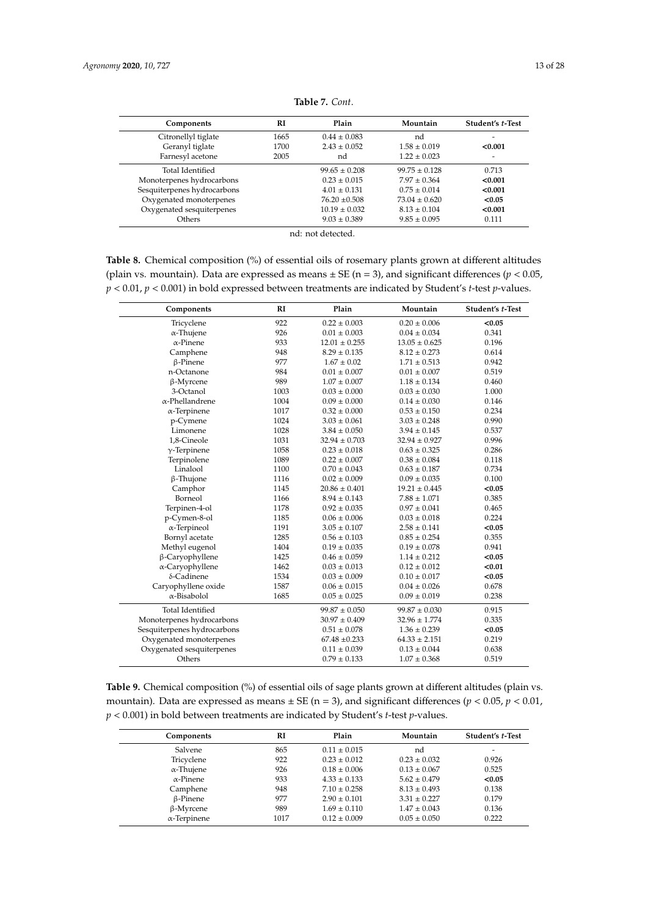**Table 7.** *Cont.*

| Components | RI | Plain | Mountain | Student's *t*-Test |
|---|---|---|---|---|
| Citronellyl tiglate | 1665 | 0.44 ± 0.083 | nd | - |
| Geranyl tiglate | 1700 | 2.43 ± 0.052 | 1.58 ± 0.019 | **<0.001** |
| Farnesyl acetone | 2005 | nd | 1.22 ± 0.023 | - |
| Total Identified | | 99.65 ± 0.208 | 99.75 ± 0.128 | 0.713 |
| Monoterpenes hydrocarbons | | 0.23 ± 0.015 | 7.97 ± 0.364 | **<0.001** |
| Sesquiterpenes hydrocarbons | | 4.01 ± 0.131 | 0.75 ± 0.014 | **<0.001** |
| Oxygenated monoterpenes | | 76.20 ±0.508 | 73.04 ± 0.620 | **<0.05** |
| Oxygenated sesquiterpenes | | 10.19 ± 0.032 | 8.13 ± 0.104 | **<0.001** |
| Others | | 9.03 ± 0.389 | 9.85 ± 0.095 | 0.111 |

nd: not detected.

**Table 8.** Chemical composition (%) of essential oils of rosemary plants grown at different altitudes (plain vs. mountain). Data are expressed as means ± SE (n = 3), and significant differences ($p < 0.05$, $p < 0.01$, $p < 0.001$) in bold expressed between treatments are indicated by Student's *t*-test *p*-values.

| Components | RI | Plain | Mountain | Student's *t*-Test |
|---|---|---|---|---|
| Tricyclene | 922 | 0.22 ± 0.003 | 0.20 ± 0.006 | **<0.05** |
| α-Thujene | 926 | 0.01 ± 0.003 | 0.04 ± 0.034 | 0.341 |
| α-Pinene | 933 | 12.01 ± 0.255 | 13.05 ± 0.625 | 0.196 |
| Camphene | 948 | 8.29 ± 0.135 | 8.12 ± 0.273 | 0.614 |
| β-Pinene | 977 | 1.67 ± 0.02 | 1.71 ± 0.513 | 0.942 |
| n-Octanone | 984 | 0.01 ± 0.007 | 0.01 ± 0.007 | 0.519 |
| β-Myrcene | 989 | 1.07 ± 0.007 | 1.18 ± 0.134 | 0.460 |
| 3-Octanol | 1003 | 0.03 ± 0.000 | 0.03 ± 0.030 | 1.000 |
| α-Phellandrene | 1004 | 0.09 ± 0.000 | 0.14 ± 0.030 | 0.146 |
| α-Terpinene | 1017 | 0.32 ± 0.000 | 0.53 ± 0.150 | 0.234 |
| p-Cymene | 1024 | 3.03 ± 0.061 | 3.03 ± 0.248 | 0.990 |
| Limonene | 1028 | 3.84 ± 0.050 | 3.94 ± 0.145 | 0.537 |
| 1,8-Cineole | 1031 | 32.94 ± 0.703 | 32.94 ± 0.927 | 0.996 |
| γ-Terpinene | 1058 | 0.23 ± 0.018 | 0.63 ± 0.325 | 0.286 |
| Terpinolene | 1089 | 0.22 ± 0.007 | 0.38 ± 0.084 | 0.118 |
| Linalool | 1100 | 0.70 ± 0.043 | 0.63 ± 0.187 | 0.734 |
| β-Thujone | 1116 | 0.02 ± 0.009 | 0.09 ± 0.035 | 0.100 |
| Camphor | 1145 | 20.86 ± 0.401 | 19.21 ± 0.445 | **<0.05** |
| Borneol | 1166 | 8.94 ± 0.143 | 7.88 ± 1.071 | 0.385 |
| Terpinen-4-ol | 1178 | 0.92 ± 0.035 | 0.97 ± 0.041 | 0.465 |
| p-Cymen-8-ol | 1185 | 0.06 ± 0.006 | 0.03 ± 0.018 | 0.224 |
| α-Terpineol | 1191 | 3.05 ± 0.107 | 2.58 ± 0.141 | **<0.05** |
| Bornyl acetate | 1285 | 0.56 ± 0.103 | 0.85 ± 0.254 | 0.355 |
| Methyl eugenol | 1404 | 0.19 ± 0.035 | 0.19 ± 0.078 | 0.941 |
| β-Caryophyllene | 1425 | 0.46 ± 0.059 | 1.14 ± 0.212 | **<0.05** |
| α-Caryophyllene | 1462 | 0.03 ± 0.013 | 0.12 ± 0.012 | **<0.01** |
| δ-Cadinene | 1534 | 0.03 ± 0.009 | 0.10 ± 0.017 | **<0.05** |
| Caryophyllene oxide | 1587 | 0.06 ± 0.015 | 0.04 ± 0.026 | 0.678 |
| α-Bisabolol | 1685 | 0.05 ± 0.025 | 0.09 ± 0.019 | 0.238 |
| Total Identified | | 99.87 ± 0.050 | 99.87 ± 0.030 | 0.915 |
| Monoterpenes hydrocarbons | | 30.97 ± 0.409 | 32.96 ± 1.774 | 0.335 |
| Sesquiterpenes hydrocarbons | | 0.51 ± 0.078 | 1.36 ± 0.239 | **<0.05** |
| Oxygenated monoterpenes | | 67.48 ±0.233 | 64.33 ± 2.151 | 0.219 |
| Oxygenated sesquiterpenes | | 0.11 ± 0.039 | 0.13 ± 0.044 | 0.638 |
| Others | | 0.79 ± 0.133 | 1.07 ± 0.368 | 0.519 |

**Table 9.** Chemical composition (%) of essential oils of sage plants grown at different altitudes (plain vs. mountain). Data are expressed as means ± SE (n = 3), and significant differences ($p < 0.05$, $p < 0.01$, $p < 0.001$) in bold between treatments are indicated by Student's *t*-test *p*-values.

| Components | RI | Plain | Mountain | Student's *t*-Test |
|---|---|---|---|---|
| Salvene | 865 | 0.11 ± 0.015 | nd | - |
| Tricyclene | 922 | 0.23 ± 0.012 | 0.23 ± 0.032 | 0.926 |
| α-Thujene | 926 | 0.18 ± 0.006 | 0.13 ± 0.067 | 0.525 |
| α-Pinene | 933 | 4.33 ± 0.133 | 5.62 ± 0.479 | **<0.05** |
| Camphene | 948 | 7.10 ± 0.258 | 8.13 ± 0.493 | 0.138 |
| β-Pinene | 977 | 2.90 ± 0.101 | 3.31 ± 0.227 | 0.179 |
| β-Myrcene | 989 | 1.69 ± 0.110 | 1.47 ± 0.043 | 0.136 |
| α-Terpinene | 1017 | 0.12 ± 0.009 | 0.05 ± 0.050 | 0.222 |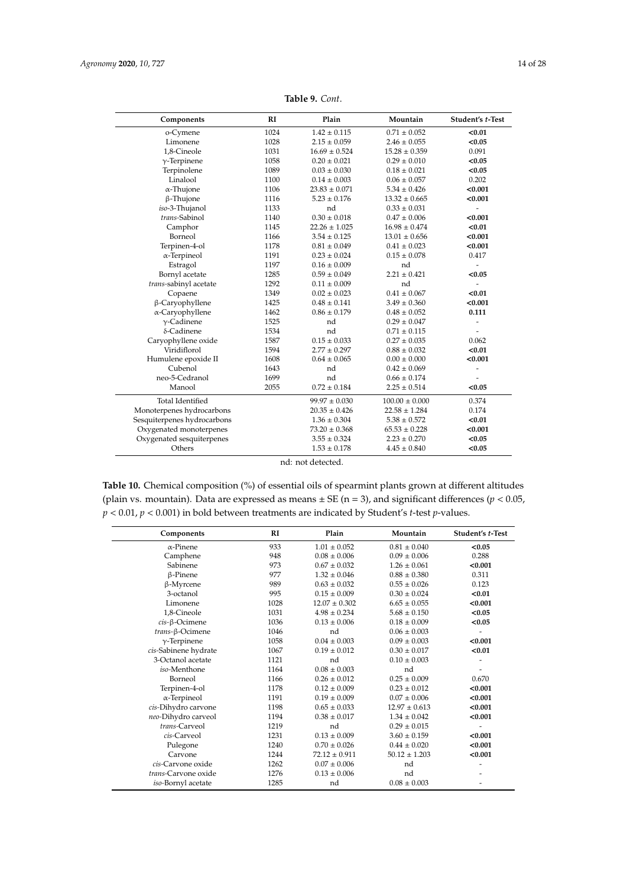**Table 9.** *Cont.*

| Components | RI | Plain | Mountain | Student's *t*-Test |
|---|---|---|---|---|
| o-Cymene | 1024 | 1.42 ± 0.115 | 0.71 ± 0.052 | **<0.01** |
| Limonene | 1028 | 2.15 ± 0.059 | 2.46 ± 0.055 | **<0.05** |
| 1,8-Cineole | 1031 | 16.69 ± 0.524 | 15.28 ± 0.359 | 0.091 |
| γ-Terpinene | 1058 | 0.20 ± 0.021 | 0.29 ± 0.010 | **<0.05** |
| Terpinolene | 1089 | 0.03 ± 0.030 | 0.18 ± 0.021 | **<0.05** |
| Linalool | 1100 | 0.14 ± 0.003 | 0.06 ± 0.057 | 0.202 |
| α-Thujone | 1106 | 23.83 ± 0.071 | 5.34 ± 0.426 | **<0.001** |
| β-Thujone | 1116 | 5.23 ± 0.176 | 13.32 ± 0.665 | **<0.001** |
| *iso*-3-Thujanol | 1133 | nd | 0.33 ± 0.031 | - |
| *trans*-Sabinol | 1140 | 0.30 ± 0.018 | 0.47 ± 0.006 | **<0.001** |
| Camphor | 1145 | 22.26 ± 1.025 | 16.98 ± 0.474 | **<0.01** |
| Borneol | 1166 | 3.54 ± 0.125 | 13.01 ± 0.656 | **<0.001** |
| Terpinen-4-ol | 1178 | 0.81 ± 0.049 | 0.41 ± 0.023 | **<0.001** |
| α-Terpineol | 1191 | 0.23 ± 0.024 | 0.15 ± 0.078 | 0.417 |
| Estragol | 1197 | 0.16 ± 0.009 | nd | - |
| Bornyl acetate | 1285 | 0.59 ± 0.049 | 2.21 ± 0.421 | **<0.05** |
| *trans*-sabinyl acetate | 1292 | 0.11 ± 0.009 | nd | - |
| Copaene | 1349 | 0.02 ± 0.023 | 0.41 ± 0.067 | **<0.01** |
| β-Caryophyllene | 1425 | 0.48 ± 0.141 | 3.49 ± 0.360 | **<0.001** |
| α-Caryophyllene | 1462 | 0.86 ± 0.179 | 0.48 ± 0.052 | **0.111** |
| γ-Cadinene | 1525 | nd | 0.29 ± 0.047 | - |
| δ-Cadinene | 1534 | nd | 0.71 ± 0.115 | - |
| Caryophyllene oxide | 1587 | 0.15 ± 0.033 | 0.27 ± 0.035 | 0.062 |
| Viridiflorol | 1594 | 2.77 ± 0.297 | 0.88 ± 0.032 | **<0.01** |
| Humulene epoxide II | 1608 | 0.64 ± 0.065 | 0.00 ± 0.000 | **<0.001** |
| Cubenol | 1643 | nd | 0.42 ± 0.069 | - |
| neo-5-Cedranol | 1699 | nd | 0.66 ± 0.174 | - |
| Manool | 2055 | 0.72 ± 0.184 | 2.25 ± 0.514 | **<0.05** |
| Total Identified | | 99.97 ± 0.030 | 100.00 ± 0.000 | 0.374 |
| Monoterpenes hydrocarbons | | 20.35 ± 0.426 | 22.58 ± 1.284 | 0.174 |
| Sesquiterpenes hydrocarbons | | 1.36 ± 0.304 | 5.38 ± 0.572 | **<0.01** |
| Oxygenated monoterpenes | | 73.20 ± 0.368 | 65.53 ± 0.228 | **<0.001** |
| Oxygenated sesquiterpenes | | 3.55 ± 0.324 | 2.23 ± 0.270 | **<0.05** |
| Others | | 1.53 ± 0.178 | 4.45 ± 0.840 | **<0.05** |

nd: not detected.

**Table 10.** Chemical composition (%) of essential oils of spearmint plants grown at different altitudes (plain vs. mountain). Data are expressed as means ± SE (n = 3), and significant differences ($p < 0.05$, $p < 0.01$, $p < 0.001$) in bold between treatments are indicated by Student's *t*-test *p*-values.

| Components | RI | Plain | Mountain | Student's *t*-Test |
|---|---|---|---|---|
| α-Pinene | 933 | 1.01 ± 0.052 | 0.81 ± 0.040 | **<0.05** |
| Camphene | 948 | 0.08 ± 0.006 | 0.09 ± 0.006 | 0.288 |
| Sabinene | 973 | 0.67 ± 0.032 | 1.26 ± 0.061 | **<0.001** |
| β-Pinene | 977 | 1.32 ± 0.046 | 0.88 ± 0.380 | 0.311 |
| β-Myrcene | 989 | 0.63 ± 0.032 | 0.55 ± 0.026 | 0.123 |
| 3-octanol | 995 | 0.15 ± 0.009 | 0.30 ± 0.024 | **<0.01** |
| Limonene | 1028 | 12.07 ± 0.302 | 6.65 ± 0.055 | **<0.001** |
| 1,8-Cineole | 1031 | 4.98 ± 0.234 | 5.68 ± 0.150 | **<0.05** |
| *cis*-β-Ocimene | 1036 | 0.13 ± 0.006 | 0.18 ± 0.009 | **<0.05** |
| *trans*-β-Ocimene | 1046 | nd | 0.06 ± 0.003 | - |
| γ-Terpinene | 1058 | 0.04 ± 0.003 | 0.09 ± 0.003 | **<0.001** |
| *cis*-Sabinene hydrate | 1067 | 0.19 ± 0.012 | 0.30 ± 0.017 | **<0.01** |
| 3-Octanol acetate | 1121 | nd | 0.10 ± 0.003 | - |
| *iso*-Menthone | 1164 | 0.08 ± 0.003 | nd | - |
| Borneol | 1166 | 0.26 ± 0.012 | 0.25 ± 0.009 | 0.670 |
| Terpinen-4-ol | 1178 | 0.12 ± 0.009 | 0.23 ± 0.012 | **<0.001** |
| α-Terpineol | 1191 | 0.19 ± 0.009 | 0.07 ± 0.006 | **<0.001** |
| *cis*-Dihydro carvone | 1198 | 0.65 ± 0.033 | 12.97 ± 0.613 | **<0.001** |
| *neo*-Dihydro carveol | 1194 | 0.38 ± 0.017 | 1.34 ± 0.042 | **<0.001** |
| *trans*-Carveol | 1219 | nd | 0.29 ± 0.015 | - |
| *cis*-Carveol | 1231 | 0.13 ± 0.009 | 3.60 ± 0.159 | **<0.001** |
| Pulegone | 1240 | 0.70 ± 0.026 | 0.44 ± 0.020 | **<0.001** |
| Carvone | 1244 | 72.12 ± 0.911 | 50.12 ± 1.203 | **<0.001** |
| *cis*-Carvone oxide | 1262 | 0.07 ± 0.006 | nd | - |
| *trans*-Carvone oxide | 1276 | 0.13 ± 0.006 | nd | - |
| *iso*-Bornyl acetate | 1285 | nd | 0.08 ± 0.003 | - |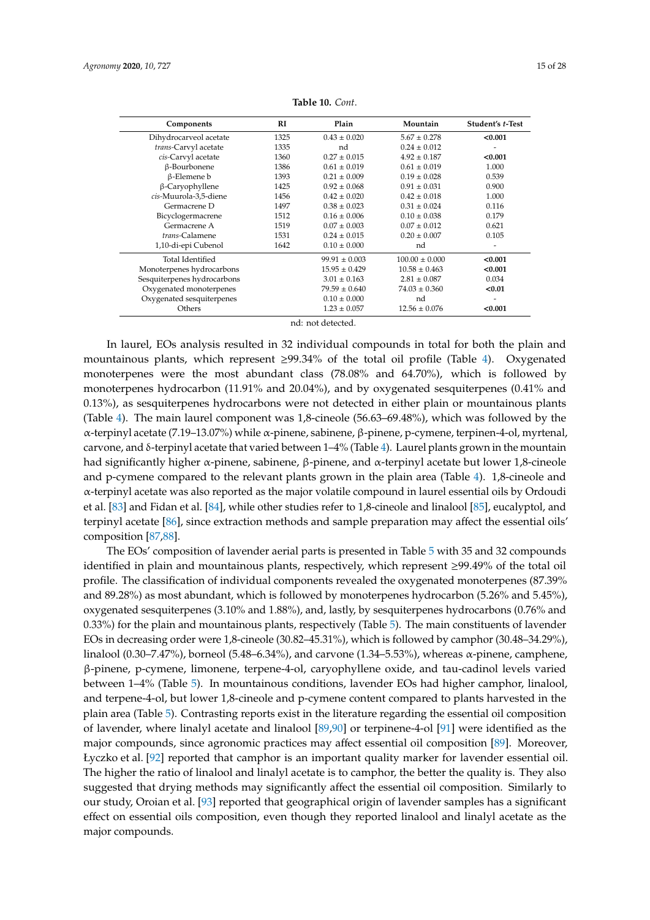**Table 10.** *Cont.*

| Components | RI | Plain | Mountain | Student's *t*-Test |
|---|---|---|---|---|
| Dihydrocarveol acetate | 1325 | 0.43 ± 0.020 | 5.67 ± 0.278 | **<0.001** |
| *trans*-Carvyl acetate | 1335 | nd | 0.24 ± 0.012 | - |
| *cis*-Carvyl acetate | 1360 | 0.27 ± 0.015 | 4.92 ± 0.187 | **<0.001** |
| β-Bourbonene | 1386 | 0.61 ± 0.019 | 0.61 ± 0.019 | 1.000 |
| β-Elemene b | 1393 | 0.21 ± 0.009 | 0.19 ± 0.028 | 0.539 |
| β-Caryophyllene | 1425 | 0.92 ± 0.068 | 0.91 ± 0.031 | 0.900 |
| *cis*-Muurola-3,5-diene | 1456 | 0.42 ± 0.020 | 0.42 ± 0.018 | 1.000 |
| Germacrene D | 1497 | 0.38 ± 0.023 | 0.31 ± 0.024 | 0.116 |
| Bicyclogermacrene | 1512 | 0.16 ± 0.006 | 0.10 ± 0.038 | 0.179 |
| Germacrene A | 1519 | 0.07 ± 0.003 | 0.07 ± 0.012 | 0.621 |
| *trans*-Calamene | 1531 | 0.24 ± 0.015 | 0.20 ± 0.007 | 0.105 |
| 1,10-di-epi Cubenol | 1642 | 0.10 ± 0.000 | nd | - |
| Total Identified | | 99.91 ± 0.003 | 100.00 ± 0.000 | **<0.001** |
| Monoterpenes hydrocarbons | | 15.95 ± 0.429 | 10.58 ± 0.463 | **<0.001** |
| Sesquiterpenes hydrocarbons | | 3.01 ± 0.163 | 2.81 ± 0.087 | 0.034 |
| Oxygenated monoterpenes | | 79.59 ± 0.640 | 74.03 ± 0.360 | **<0.01** |
| Oxygenated sesquiterpenes | | 0.10 ± 0.000 | nd | - |
| Others | | 1.23 ± 0.057 | 12.56 ± 0.076 | **<0.001** |

nd: not detected.

In laurel, EOs analysis resulted in 32 individual compounds in total for both the plain and mountainous plants, which represent ≥99.34% of the total oil profile (Table 4). Oxygenated monoterpenes were the most abundant class (78.08% and 64.70%), which is followed by monoterpenes hydrocarbon (11.91% and 20.04%), and by oxygenated sesquiterpenes (0.41% and 0.13%), as sesquiterpenes hydrocarbons were not detected in either plain or mountainous plants (Table 4). The main laurel component was 1,8-cineole (56.63–69.48%), which was followed by the α-terpinyl acetate (7.19–13.07%) while α-pinene, sabinene, β-pinene, p-cymene, terpinen-4-ol, myrtenal, carvone, and δ-terpinyl acetate that varied between 1–4% (Table 4). Laurel plants grown in the mountain had significantly higher α-pinene, sabinene, β-pinene, and α-terpinyl acetate but lower 1,8-cineole and p-cymene compared to the relevant plants grown in the plain area (Table 4). 1,8-cineole and α-terpinyl acetate was also reported as the major volatile compound in laurel essential oils by Ordoudi et al. [83] and Fidan et al. [84], while other studies refer to 1,8-cineole and linalool [85], eucalyptol, and terpinyl acetate [86], since extraction methods and sample preparation may affect the essential oils' composition [87,88].

The EOs' composition of lavender aerial parts is presented in Table 5 with 35 and 32 compounds identified in plain and mountainous plants, respectively, which represent ≥99.49% of the total oil profile. The classification of individual components revealed the oxygenated monoterpenes (87.39% and 89.28%) as most abundant, which is followed by monoterpenes hydrocarbon (5.26% and 5.45%), oxygenated sesquiterpenes (3.10% and 1.88%), and, lastly, by sesquiterpenes hydrocarbons (0.76% and 0.33%) for the plain and mountainous plants, respectively (Table 5). The main constituents of lavender EOs in decreasing order were 1,8-cineole (30.82–45.31%), which is followed by camphor (30.48–34.29%), linalool (0.30–7.47%), borneol (5.48–6.34%), and carvone (1.34–5.53%), whereas α-pinene, camphene, β-pinene, p-cymene, limonene, terpene-4-ol, caryophyllene oxide, and tau-cadinol levels varied between 1–4% (Table 5). In mountainous conditions, lavender EOs had higher camphor, linalool, and terpene-4-ol, but lower 1,8-cineole and p-cymene content compared to plants harvested in the plain area (Table 5). Contrasting reports exist in the literature regarding the essential oil composition of lavender, where linalyl acetate and linalool [89,90] or terpinene-4-ol [91] were identified as the major compounds, since agronomic practices may affect essential oil composition [89]. Moreover, Łyczko et al. [92] reported that camphor is an important quality marker for lavender essential oil. The higher the ratio of linalool and linalyl acetate is to camphor, the better the quality is. They also suggested that drying methods may significantly affect the essential oil composition. Similarly to our study, Oroian et al. [93] reported that geographical origin of lavender samples has a significant effect on essential oils composition, even though they reported linalool and linalyl acetate as the major compounds.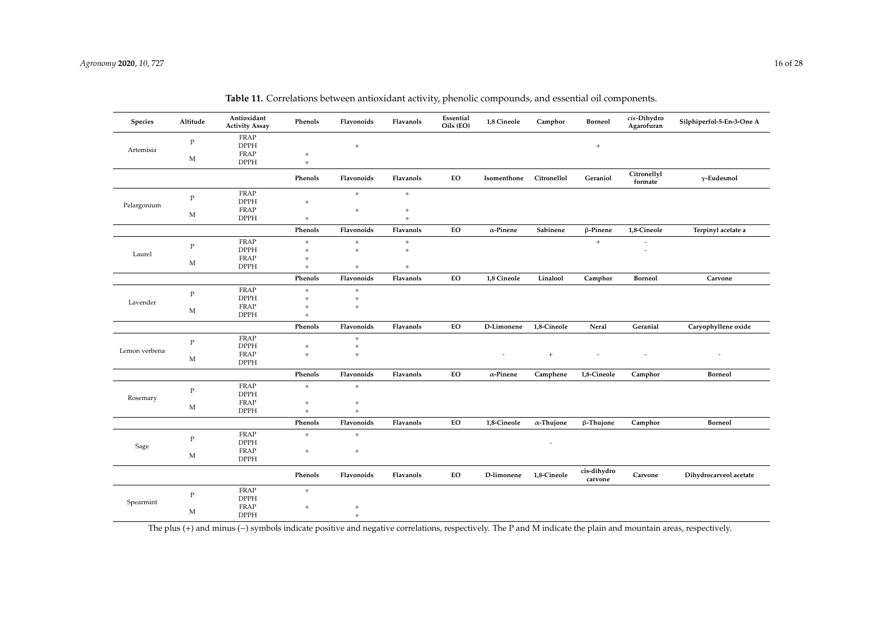**Table 11.** Correlations between antioxidant activity, phenolic compounds, and essential oil components.

| Species | Altitude | Antioxidant Activity Assay | Phenols | Flavonoids | Flavanols | Essential Oils (EO) | 1,8 Cineole | Camphor | Borneol | *cis*-Dihydro Agarofuran | Silphiperfol-5-En-3-One A |
|---|---|---|---|---|---|---|---|---|---|---|---|
| Artemisia | P | FRAP | | | | | | | | | |
| | | DPPH | | + | | | | | + | | |
| | M | FRAP | + | | | | | | | | |
| | | DPPH | + | | | | | | | | |
| | | | **Phenols** | **Flavonoids** | **Flavanols** | **EO** | **Isomenthone** | **Citronellol** | **Geraniol** | **Citronellyl formate** | **γ-Eudesmol** |
| Pelargonium | P | FRAP | | + | + | | | | | | |
| | | DPPH | + | | | | | | | | |
| | M | FRAP | | + | + | | | | | | |
| | | DPPH | + | | + | | | | | | |
| | | | **Phenols** | **Flavonoids** | **Flavanols** | **EO** | **α-Pinene** | **Sabinene** | **β-Pinene** | **1,8-Cineole** | **Terpinyl acetate a** |
| Laurel | P | FRAP | + | + | + | | | | + | - | |
| | | DPPH | + | + | + | | | | | - | |
| | M | FRAP | + | | | | | | | | |
| | | DPPH | + | + | + | | | | | | |
| | | | **Phenols** | **Flavonoids** | **Flavanols** | **EO** | **1,8 Cineole** | **Linalool** | **Camphor** | **Borneol** | **Carvone** |
| Lavender | P | FRAP | + | + | | | | | | | |
| | | DPPH | + | + | | | | | | | |
| | M | FRAP | + | + | | | | | | | |
| | | DPPH | + | | | | | | | | |
| | | | **Phenols** | **Flavonoids** | **Flavanols** | **EO** | **D-Limonene** | **1,8-Cineole** | **Neral** | **Geranial** | **Caryophyllene oxide** |
| Lemon verbena | P | FRAP | | + | | | | | | | |
| | | DPPH | + | + | | | | | | | |
| | M | FRAP | + | + | | | - | + | - | - | - |
| | | DPPH | | | | | | | | | |
| | | | **Phenols** | **Flavonoids** | **Flavanols** | **EO** | **α-Pinene** | **Camphene** | **1,8-Cineole** | **Camphor** | **Borneol** |
| Rosemary | P | FRAP | + | + | | | | | | | |
| | | DPPH | | | | | | | | | |
| | M | FRAP | + | + | | | | | | | |
| | | DPPH | + | + | | | | | | | |
| | | | **Phenols** | **Flavonoids** | **Flavanols** | **EO** | **1,8-Cineole** | **α-Thujone** | **β-Thujone** | **Camphor** | **Borneol** |
| Sage | P | FRAP | + | + | | | | | | | |
| | | DPPH | | | | | | - | | | |
| | M | FRAP | + | + | | | | | | | |
| | | DPPH | | | | | | | | | |
| | | | **Phenols** | **Flavonoids** | **Flavanols** | **EO** | **D-limonene** | **1,8-Cineole** | **cis-dihydro carvone** | **Carvone** | **Dihydrocarveol acetate** |
| Spearmint | P | FRAP | + | | | | | | | | |
| | | DPPH | | | | | | | | | |
| | M | FRAP | + | + | | | | | | | |
| | | DPPH | | + | | | | | | | |

The plus (+) and minus (−) symbols indicate positive and negative correlations, respectively. The P and M indicate the plain and mountain areas, respectively.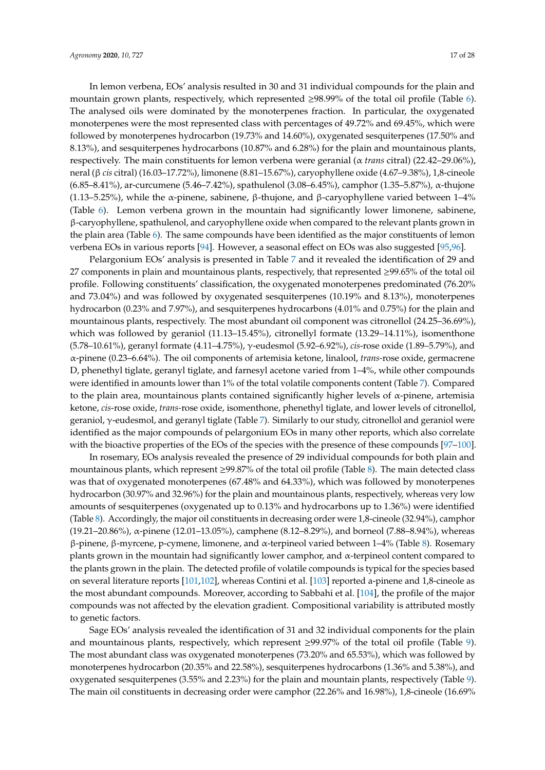In lemon verbena, EOs' analysis resulted in 30 and 31 individual compounds for the plain and mountain grown plants, respectively, which represented ≥98.99% of the total oil profile (Table 6). The analysed oils were dominated by the monoterpenes fraction. In particular, the oxygenated monoterpenes were the most represented class with percentages of 49.72% and 69.45%, which were followed by monoterpenes hydrocarbon (19.73% and 14.60%), oxygenated sesquiterpenes (17.50% and 8.13%), and sesquiterpenes hydrocarbons (10.87% and 6.28%) for the plain and mountainous plants, respectively. The main constituents for lemon verbena were geranial (α *trans* citral) (22.42–29.06%), neral (β *cis* citral) (16.03–17.72%), limonene (8.81–15.67%), caryophyllene oxide (4.67–9.38%), 1,8-cineole (6.85–8.41%), ar-curcumene (5.46–7.42%), spathulenol (3.08–6.45%), camphor (1.35–5.87%), α-thujone (1.13–5.25%), while the α-pinene, sabinene, β-thujone, and β-caryophyllene varied between 1–4% (Table 6). Lemon verbena grown in the mountain had significantly lower limonene, sabinene, β-caryophyllene, spathulenol, and caryophyllene oxide when compared to the relevant plants grown in the plain area (Table 6). The same compounds have been identified as the major constituents of lemon verbena EOs in various reports [94]. However, a seasonal effect on EOs was also suggested [95,96].

Pelargonium EOs' analysis is presented in Table 7 and it revealed the identification of 29 and 27 components in plain and mountainous plants, respectively, that represented ≥99.65% of the total oil profile. Following constituents' classification, the oxygenated monoterpenes predominated (76.20% and 73.04%) and was followed by oxygenated sesquiterpenes (10.19% and 8.13%), monoterpenes hydrocarbon (0.23% and 7.97%), and sesquiterpenes hydrocarbons (4.01% and 0.75%) for the plain and mountainous plants, respectively. The most abundant oil component was citronellol (24.25–36.69%), which was followed by geraniol (11.13–15.45%), citronellyl formate (13.29–14.11%), isomenthone (5.78–10.61%), geranyl formate (4.11–4.75%), γ-eudesmol (5.92–6.92%), *cis*-rose oxide (1.89–5.79%), and α-pinene (0.23–6.64%). The oil components of artemisia ketone, linalool, *trans*-rose oxide, germacrene D, phenethyl tiglate, geranyl tiglate, and farnesyl acetone varied from 1–4%, while other compounds were identified in amounts lower than 1% of the total volatile components content (Table 7). Compared to the plain area, mountainous plants contained significantly higher levels of α-pinene, artemisia ketone, *cis*-rose oxide, *trans*-rose oxide, isomenthone, phenethyl tiglate, and lower levels of citronellol, geraniol, γ-eudesmol, and geranyl tiglate (Table 7). Similarly to our study, citronellol and geraniol were identified as the major compounds of pelargonium EOs in many other reports, which also correlate with the bioactive properties of the EOs of the species with the presence of these compounds [97–100].

In rosemary, EOs analysis revealed the presence of 29 individual compounds for both plain and mountainous plants, which represent ≥99.87% of the total oil profile (Table 8). The main detected class was that of oxygenated monoterpenes (67.48% and 64.33%), which was followed by monoterpenes hydrocarbon (30.97% and 32.96%) for the plain and mountainous plants, respectively, whereas very low amounts of sesquiterpenes (oxygenated up to 0.13% and hydrocarbons up to 1.36%) were identified (Table 8). Accordingly, the major oil constituents in decreasing order were 1,8-cineole (32.94%), camphor (19.21–20.86%), α-pinene (12.01–13.05%), camphene (8.12–8.29%), and borneol (7.88–8.94%), whereas β-pinene, β-myrcene, p-cymene, limonene, and α-terpineol varied between 1–4% (Table 8). Rosemary plants grown in the mountain had significantly lower camphor, and α-terpineol content compared to the plants grown in the plain. The detected profile of volatile compounds is typical for the species based on several literature reports [101,102], whereas Contini et al. [103] reported a-pinene and 1,8-cineole as the most abundant compounds. Moreover, according to Sabbahi et al. [104], the profile of the major compounds was not affected by the elevation gradient. Compositional variability is attributed mostly to genetic factors.

Sage EOs' analysis revealed the identification of 31 and 32 individual components for the plain and mountainous plants, respectively, which represent ≥99.97% of the total oil profile (Table 9). The most abundant class was oxygenated monoterpenes (73.20% and 65.53%), which was followed by monoterpenes hydrocarbon (20.35% and 22.58%), sesquiterpenes hydrocarbons (1.36% and 5.38%), and oxygenated sesquiterpenes (3.55% and 2.23%) for the plain and mountain plants, respectively (Table 9). The main oil constituents in decreasing order were camphor (22.26% and 16.98%), 1,8-cineole (16.69%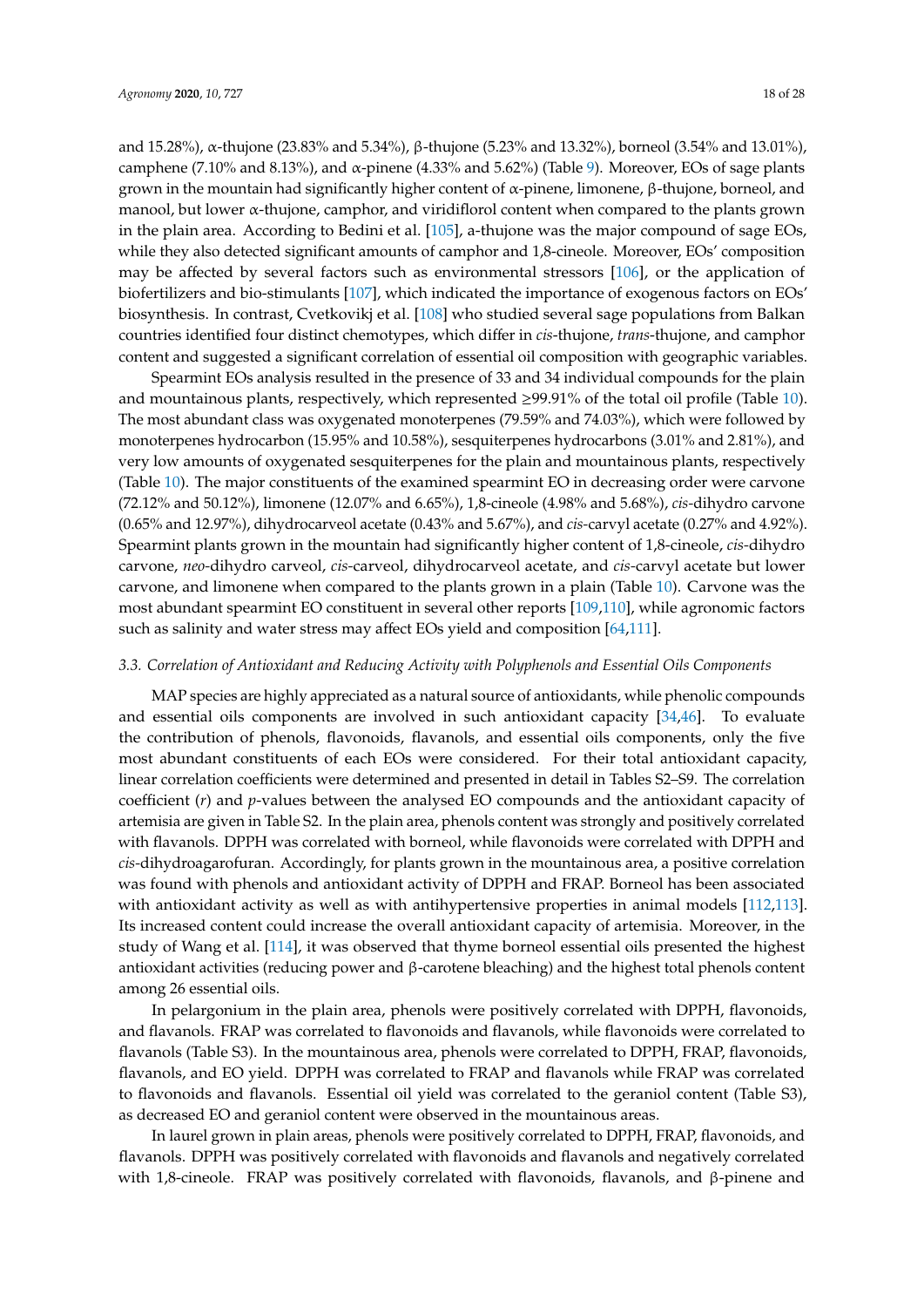and 15.28%), α-thujone (23.83% and 5.34%), β-thujone (5.23% and 13.32%), borneol (3.54% and 13.01%), camphene (7.10% and 8.13%), and α-pinene (4.33% and 5.62%) (Table 9). Moreover, EOs of sage plants grown in the mountain had significantly higher content of α-pinene, limonene, β-thujone, borneol, and manool, but lower α-thujone, camphor, and viridiflorol content when compared to the plants grown in the plain area. According to Bedini et al. [105], a-thujone was the major compound of sage EOs, while they also detected significant amounts of camphor and 1,8-cineole. Moreover, EOs' composition may be affected by several factors such as environmental stressors [106], or the application of biofertilizers and bio-stimulants [107], which indicated the importance of exogenous factors on EOs' biosynthesis. In contrast, Cvetkovikj et al. [108] who studied several sage populations from Balkan countries identified four distinct chemotypes, which differ in *cis*-thujone, *trans*-thujone, and camphor content and suggested a significant correlation of essential oil composition with geographic variables.

Spearmint EOs analysis resulted in the presence of 33 and 34 individual compounds for the plain and mountainous plants, respectively, which represented ≥99.91% of the total oil profile (Table 10). The most abundant class was oxygenated monoterpenes (79.59% and 74.03%), which were followed by monoterpenes hydrocarbon (15.95% and 10.58%), sesquiterpenes hydrocarbons (3.01% and 2.81%), and very low amounts of oxygenated sesquiterpenes for the plain and mountainous plants, respectively (Table 10). The major constituents of the examined spearmint EO in decreasing order were carvone (72.12% and 50.12%), limonene (12.07% and 6.65%), 1,8-cineole (4.98% and 5.68%), *cis*-dihydro carvone (0.65% and 12.97%), dihydrocarveol acetate (0.43% and 5.67%), and *cis*-carvyl acetate (0.27% and 4.92%). Spearmint plants grown in the mountain had significantly higher content of 1,8-cineole, *cis*-dihydro carvone, *neo*-dihydro carveol, *cis*-carveol, dihydrocarveol acetate, and *cis*-carvyl acetate but lower carvone, and limonene when compared to the plants grown in a plain (Table 10). Carvone was the most abundant spearmint EO constituent in several other reports [109,110], while agronomic factors such as salinity and water stress may affect EOs yield and composition [64,111].

### 3.3. Correlation of Antioxidant and Reducing Activity with Polyphenols and Essential Oils Components

MAP species are highly appreciated as a natural source of antioxidants, while phenolic compounds and essential oils components are involved in such antioxidant capacity [34,46]. To evaluate the contribution of phenols, flavonoids, flavanols, and essential oils components, only the five most abundant constituents of each EOs were considered. For their total antioxidant capacity, linear correlation coefficients were determined and presented in detail in Tables S2–S9. The correlation coefficient (*r*) and *p*-values between the analysed EO compounds and the antioxidant capacity of artemisia are given in Table S2. In the plain area, phenols content was strongly and positively correlated with flavanols. DPPH was correlated with borneol, while flavonoids were correlated with DPPH and *cis*-dihydroagarofuran. Accordingly, for plants grown in the mountainous area, a positive correlation was found with phenols and antioxidant activity of DPPH and FRAP. Borneol has been associated with antioxidant activity as well as with antihypertensive properties in animal models [112,113]. Its increased content could increase the overall antioxidant capacity of artemisia. Moreover, in the study of Wang et al. [114], it was observed that thyme borneol essential oils presented the highest antioxidant activities (reducing power and β-carotene bleaching) and the highest total phenols content among 26 essential oils.

In pelargonium in the plain area, phenols were positively correlated with DPPH, flavonoids, and flavanols. FRAP was correlated to flavonoids and flavanols, while flavonoids were correlated to flavanols (Table S3). In the mountainous area, phenols were correlated to DPPH, FRAP, flavonoids, flavanols, and EO yield. DPPH was correlated to FRAP and flavanols while FRAP was correlated to flavonoids and flavanols. Essential oil yield was correlated to the geraniol content (Table S3), as decreased EO and geraniol content were observed in the mountainous areas.

In laurel grown in plain areas, phenols were positively correlated to DPPH, FRAP, flavonoids, and flavanols. DPPH was positively correlated with flavonoids and flavanols and negatively correlated with 1,8-cineole. FRAP was positively correlated with flavonoids, flavanols, and β-pinene and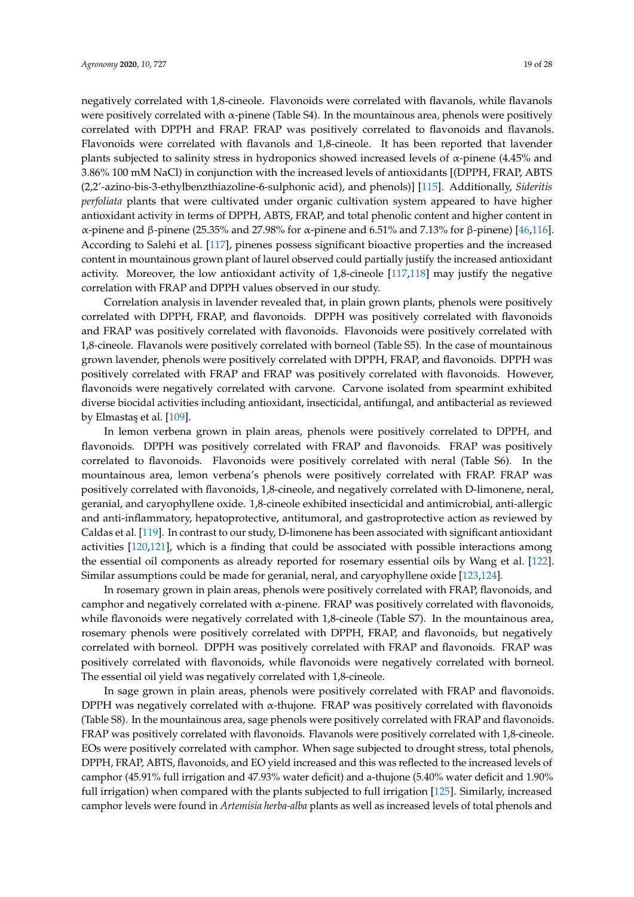negatively correlated with 1,8-cineole. Flavonoids were correlated with flavanols, while flavanols were positively correlated with α-pinene (Table S4). In the mountainous area, phenols were positively correlated with DPPH and FRAP. FRAP was positively correlated to flavonoids and flavanols. Flavonoids were correlated with flavanols and 1,8-cineole. It has been reported that lavender plants subjected to salinity stress in hydroponics showed increased levels of α-pinene (4.45% and 3.86% 100 mM NaCl) in conjunction with the increased levels of antioxidants [(DPPH, FRAP, ABTS (2,2′-azino-bis-3-ethylbenzthiazoline-6-sulphonic acid), and phenols)] [115]. Additionally, *Sideritis perfoliata* plants that were cultivated under organic cultivation system appeared to have higher antioxidant activity in terms of DPPH, ABTS, FRAP, and total phenolic content and higher content in α-pinene and β-pinene (25.35% and 27.98% for α-pinene and 6.51% and 7.13% for β-pinene) [46,116]. According to Salehi et al. [117], pinenes possess significant bioactive properties and the increased content in mountainous grown plant of laurel observed could partially justify the increased antioxidant activity. Moreover, the low antioxidant activity of 1,8-cineole [117,118] may justify the negative correlation with FRAP and DPPH values observed in our study.

Correlation analysis in lavender revealed that, in plain grown plants, phenols were positively correlated with DPPH, FRAP, and flavonoids. DPPH was positively correlated with flavonoids and FRAP was positively correlated with flavonoids. Flavonoids were positively correlated with 1,8-cineole. Flavanols were positively correlated with borneol (Table S5). In the case of mountainous grown lavender, phenols were positively correlated with DPPH, FRAP, and flavonoids. DPPH was positively correlated with FRAP and FRAP was positively correlated with flavonoids. However, flavonoids were negatively correlated with carvone. Carvone isolated from spearmint exhibited diverse biocidal activities including antioxidant, insecticidal, antifungal, and antibacterial as reviewed by Elmastaş et al. [109].

In lemon verbena grown in plain areas, phenols were positively correlated to DPPH, and flavonoids. DPPH was positively correlated with FRAP and flavonoids. FRAP was positively correlated to flavonoids. Flavonoids were positively correlated with neral (Table S6). In the mountainous area, lemon verbena's phenols were positively correlated with FRAP. FRAP was positively correlated with flavonoids, 1,8-cineole, and negatively correlated with D-limonene, neral, geranial, and caryophyllene oxide. 1,8-cineole exhibited insecticidal and antimicrobial, anti-allergic and anti-inflammatory, hepatoprotective, antitumoral, and gastroprotective action as reviewed by Caldas et al. [119]. In contrast to our study, D-limonene has been associated with significant antioxidant activities [120,121], which is a finding that could be associated with possible interactions among the essential oil components as already reported for rosemary essential oils by Wang et al. [122]. Similar assumptions could be made for geranial, neral, and caryophyllene oxide [123,124].

In rosemary grown in plain areas, phenols were positively correlated with FRAP, flavonoids, and camphor and negatively correlated with α-pinene. FRAP was positively correlated with flavonoids, while flavonoids were negatively correlated with 1,8-cineole (Table S7). In the mountainous area, rosemary phenols were positively correlated with DPPH, FRAP, and flavonoids, but negatively correlated with borneol. DPPH was positively correlated with FRAP and flavonoids. FRAP was positively correlated with flavonoids, while flavonoids were negatively correlated with borneol. The essential oil yield was negatively correlated with 1,8-cineole.

In sage grown in plain areas, phenols were positively correlated with FRAP and flavonoids. DPPH was negatively correlated with α-thujone. FRAP was positively correlated with flavonoids (Table S8). In the mountainous area, sage phenols were positively correlated with FRAP and flavonoids. FRAP was positively correlated with flavonoids. Flavanols were positively correlated with 1,8-cineole. EOs were positively correlated with camphor. When sage subjected to drought stress, total phenols, DPPH, FRAP, ABTS, flavonoids, and EO yield increased and this was reflected to the increased levels of camphor (45.91% full irrigation and 47.93% water deficit) and a-thujone (5.40% water deficit and 1.90% full irrigation) when compared with the plants subjected to full irrigation [125]. Similarly, increased camphor levels were found in *Artemisia herba-alba* plants as well as increased levels of total phenols and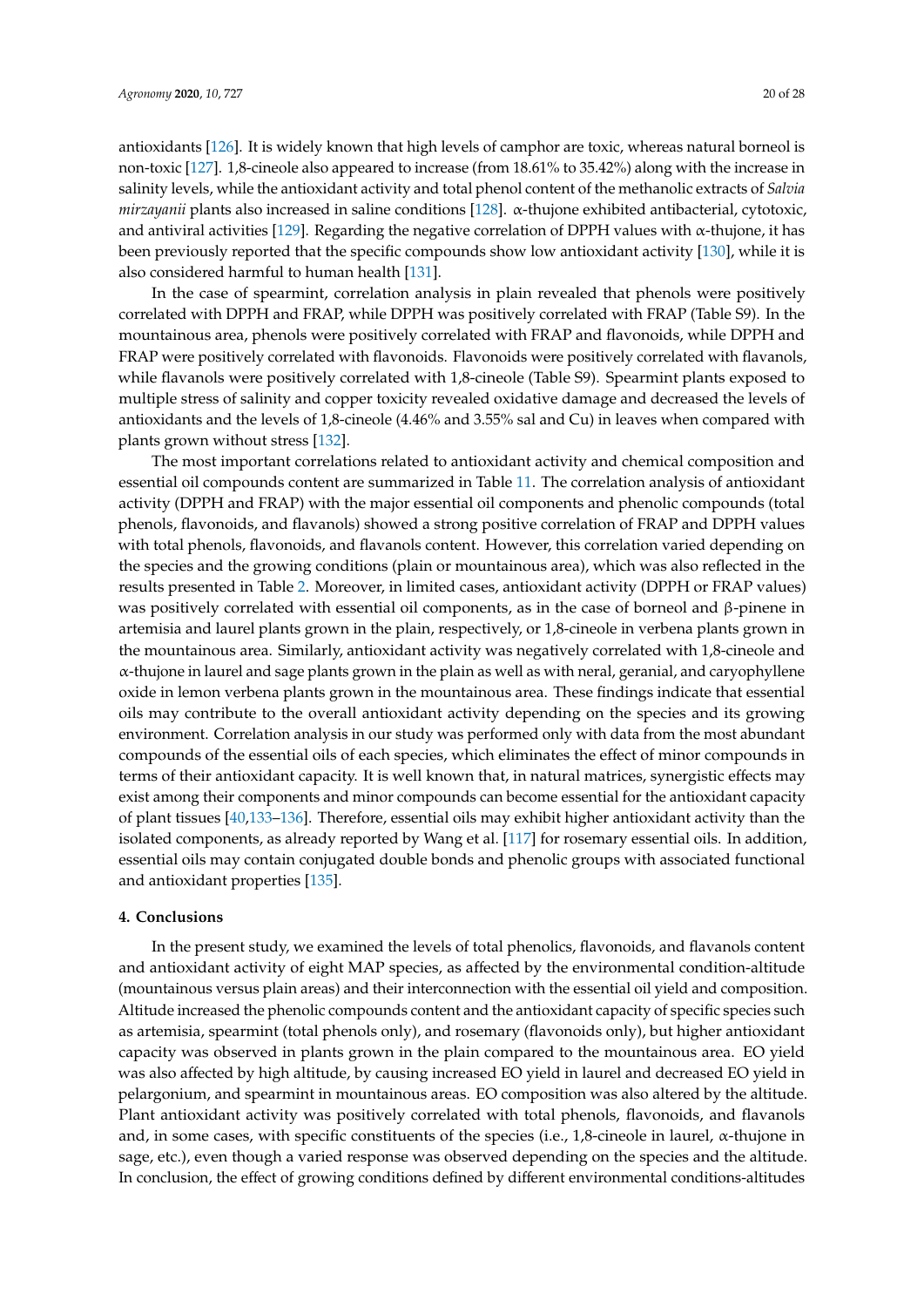antioxidants [126]. It is widely known that high levels of camphor are toxic, whereas natural borneol is non-toxic [127]. 1,8-cineole also appeared to increase (from 18.61% to 35.42%) along with the increase in salinity levels, while the antioxidant activity and total phenol content of the methanolic extracts of *Salvia mirzayanii* plants also increased in saline conditions [128]. α-thujone exhibited antibacterial, cytotoxic, and antiviral activities [129]. Regarding the negative correlation of DPPH values with α-thujone, it has been previously reported that the specific compounds show low antioxidant activity [130], while it is also considered harmful to human health [131].

In the case of spearmint, correlation analysis in plain revealed that phenols were positively correlated with DPPH and FRAP, while DPPH was positively correlated with FRAP (Table S9). In the mountainous area, phenols were positively correlated with FRAP and flavonoids, while DPPH and FRAP were positively correlated with flavonoids. Flavonoids were positively correlated with flavanols, while flavanols were positively correlated with 1,8-cineole (Table S9). Spearmint plants exposed to multiple stress of salinity and copper toxicity revealed oxidative damage and decreased the levels of antioxidants and the levels of 1,8-cineole (4.46% and 3.55% sal and Cu) in leaves when compared with plants grown without stress [132].

The most important correlations related to antioxidant activity and chemical composition and essential oil compounds content are summarized in Table 11. The correlation analysis of antioxidant activity (DPPH and FRAP) with the major essential oil components and phenolic compounds (total phenols, flavonoids, and flavanols) showed a strong positive correlation of FRAP and DPPH values with total phenols, flavonoids, and flavanols content. However, this correlation varied depending on the species and the growing conditions (plain or mountainous area), which was also reflected in the results presented in Table 2. Moreover, in limited cases, antioxidant activity (DPPH or FRAP values) was positively correlated with essential oil components, as in the case of borneol and β-pinene in artemisia and laurel plants grown in the plain, respectively, or 1,8-cineole in verbena plants grown in the mountainous area. Similarly, antioxidant activity was negatively correlated with 1,8-cineole and α-thujone in laurel and sage plants grown in the plain as well as with neral, geranial, and caryophyllene oxide in lemon verbena plants grown in the mountainous area. These findings indicate that essential oils may contribute to the overall antioxidant activity depending on the species and its growing environment. Correlation analysis in our study was performed only with data from the most abundant compounds of the essential oils of each species, which eliminates the effect of minor compounds in terms of their antioxidant capacity. It is well known that, in natural matrices, synergistic effects may exist among their components and minor compounds can become essential for the antioxidant capacity of plant tissues [40,133–136]. Therefore, essential oils may exhibit higher antioxidant activity than the isolated components, as already reported by Wang et al. [117] for rosemary essential oils. In addition, essential oils may contain conjugated double bonds and phenolic groups with associated functional and antioxidant properties [135].

## 4. Conclusions

In the present study, we examined the levels of total phenolics, flavonoids, and flavanols content and antioxidant activity of eight MAP species, as affected by the environmental condition-altitude (mountainous versus plain areas) and their interconnection with the essential oil yield and composition. Altitude increased the phenolic compounds content and the antioxidant capacity of specific species such as artemisia, spearmint (total phenols only), and rosemary (flavonoids only), but higher antioxidant capacity was observed in plants grown in the plain compared to the mountainous area. EO yield was also affected by high altitude, by causing increased EO yield in laurel and decreased EO yield in pelargonium, and spearmint in mountainous areas. EO composition was also altered by the altitude. Plant antioxidant activity was positively correlated with total phenols, flavonoids, and flavanols and, in some cases, with specific constituents of the species (i.e., 1,8-cineole in laurel, α-thujone in sage, etc.), even though a varied response was observed depending on the species and the altitude. In conclusion, the effect of growing conditions defined by different environmental conditions-altitudes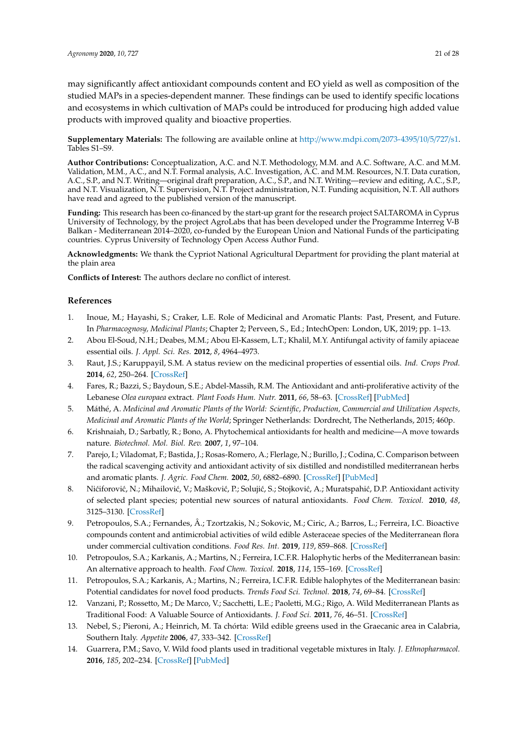may significantly affect antioxidant compounds content and EO yield as well as composition of the studied MAPs in a species-dependent manner. These findings can be used to identify specific locations and ecosystems in which cultivation of MAPs could be introduced for producing high added value products with improved quality and bioactive properties.

**Supplementary Materials:** The following are available online at http://www.mdpi.com/2073-4395/10/5/727/s1. Tables S1–S9.

**Author Contributions:** Conceptualization, A.C. and N.T. Methodology, M.M. and A.C. Software, A.C. and M.M. Validation, M.M., A.C., and N.T. Formal analysis, A.C. Investigation, A.C. and M.M. Resources, N.T. Data curation, A.C., S.P., and N.T. Writing—original draft preparation, A.C., S.P., and N.T. Writing—review and editing, A.C., S.P., and N.T. Visualization, N.T. Supervision, N.T. Project administration, N.T. Funding acquisition, N.T. All authors have read and agreed to the published version of the manuscript.

**Funding:** This research has been co-financed by the start-up grant for the research project SALTAROMA in Cyprus University of Technology, by the project AgroLabs that has been developed under the Programme Interreg V-B Balkan - Mediterranean 2014–2020, co-funded by the European Union and National Funds of the participating countries. Cyprus University of Technology Open Access Author Fund.

**Acknowledgments:** We thank the Cypriot National Agricultural Department for providing the plant material at the plain area

**Conflicts of Interest:** The authors declare no conflict of interest.

## References

1. Inoue, M.; Hayashi, S.; Craker, L.E. Role of Medicinal and Aromatic Plants: Past, Present, and Future. In *Pharmacognosy, Medicinal Plants*; Chapter 2; Perveen, S., Ed.; IntechOpen: London, UK, 2019; pp. 1–13.
2. Abou El-Soud, N.H.; Deabes, M.M.; Abou El-Kassem, L.T.; Khalil, M.Y. Antifungal activity of family apiaceae essential oils. *J. Appl. Sci. Res.* **2012**, *8*, 4964–4973.
3. Raut, J.S.; Karuppayil, S.M. A status review on the medicinal properties of essential oils. *Ind. Crops Prod.* **2014**, *62*, 250–264. [CrossRef]
4. Fares, R.; Bazzi, S.; Baydoun, S.E.; Abdel-Massih, R.M. The Antioxidant and anti-proliferative activity of the Lebanese *Olea europaea* extract. *Plant Foods Hum. Nutr.* **2011**, *66*, 58–63. [CrossRef] [PubMed]
5. Máthé, A. *Medicinal and Aromatic Plants of the World: Scientific, Production, Commercial and Utilization Aspects, Medicinal and Aromatic Plants of the World*; Springer Netherlands: Dordrecht, The Netherlands, 2015; 460p.
6. Krishnaiah, D.; Sarbatly, R.; Bono, A. Phytochemical antioxidants for health and medicine—A move towards nature. *Biotechnol. Mol. Biol. Rev.* **2007**, *1*, 97–104.
7. Parejo, I.; Viladomat, F.; Bastida, J.; Rosas-Romero, A.; Flerlage, N.; Burillo, J.; Codina, C. Comparison between the radical scavenging activity and antioxidant activity of six distilled and nondistilled mediterranean herbs and aromatic plants. *J. Agric. Food Chem.* **2002**, *50*, 6882–6890. [CrossRef] [PubMed]
8. Nićiforović, N.; Mihailović, V.; Mašković, P.; Solujić, S.; Stojković, A.; Muratspahić, D.P. Antioxidant activity of selected plant species; potential new sources of natural antioxidants. *Food Chem. Toxicol.* **2010**, *48*, 3125–3130. [CrossRef]
9. Petropoulos, S.A.; Fernandes, Â.; Tzortzakis, N.; Sokovic, M.; Ciric, A.; Barros, L.; Ferreira, I.C. Bioactive compounds content and antimicrobial activities of wild edible Asteraceae species of the Mediterranean flora under commercial cultivation conditions. *Food Res. Int.* **2019**, *119*, 859–868. [CrossRef]
10. Petropoulos, S.A.; Karkanis, A.; Martins, N.; Ferreira, I.C.F.R. Halophytic herbs of the Mediterranean basin: An alternative approach to health. *Food Chem. Toxicol.* **2018**, *114*, 155–169. [CrossRef]
11. Petropoulos, S.A.; Karkanis, A.; Martins, N.; Ferreira, I.C.F.R. Edible halophytes of the Mediterranean basin: Potential candidates for novel food products. *Trends Food Sci. Technol.* **2018**, *74*, 69–84. [CrossRef]
12. Vanzani, P.; Rossetto, M.; De Marco, V.; Sacchetti, L.E.; Paoletti, M.G.; Rigo, A. Wild Mediterranean Plants as Traditional Food: A Valuable Source of Antioxidants. *J. Food Sci.* **2011**, *76*, 46–51. [CrossRef]
13. Nebel, S.; Pieroni, A.; Heinrich, M. Ta chórta: Wild edible greens used in the Graecanic area in Calabria, Southern Italy. *Appetite* **2006**, *47*, 333–342. [CrossRef]
14. Guarrera, P.M.; Savo, V. Wild food plants used in traditional vegetable mixtures in Italy. *J. Ethnopharmacol.* **2016**, *185*, 202–234. [CrossRef] [PubMed]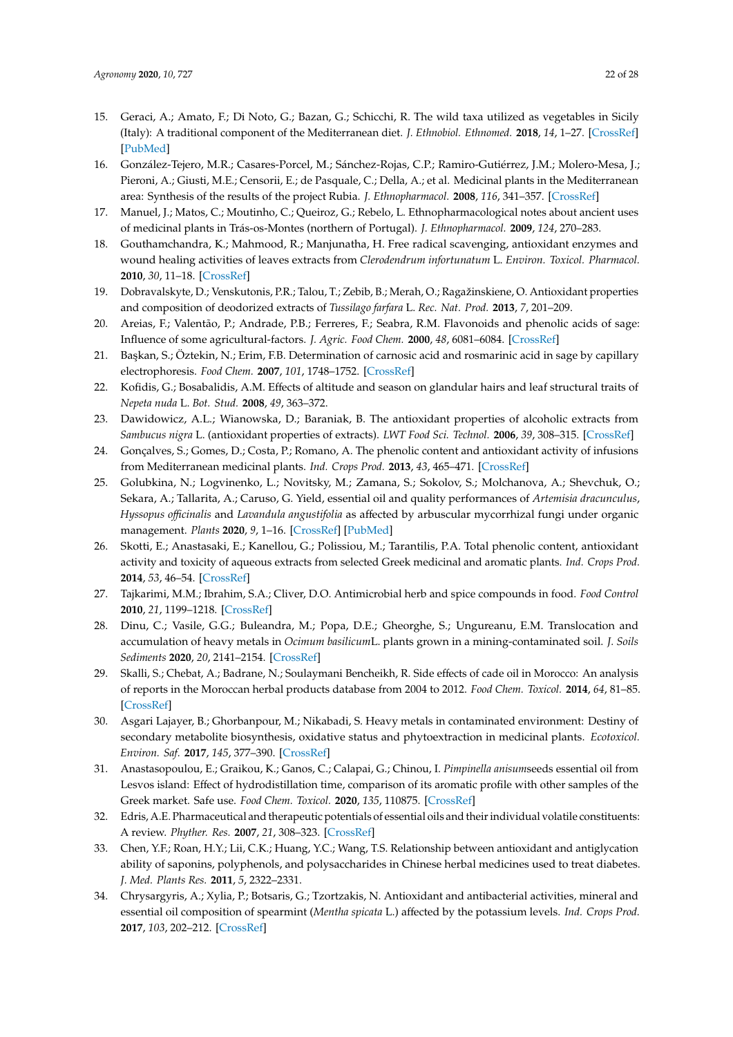15. Geraci, A.; Amato, F.; Di Noto, G.; Bazan, G.; Schicchi, R. The wild taxa utilized as vegetables in Sicily (Italy): A traditional component of the Mediterranean diet. *J. Ethnobiol. Ethnomed.* **2018**, *14*, 1–27. [CrossRef] [PubMed]
16. González-Tejero, M.R.; Casares-Porcel, M.; Sánchez-Rojas, C.P.; Ramiro-Gutiérrez, J.M.; Molero-Mesa, J.; Pieroni, A.; Giusti, M.E.; Censorii, E.; de Pasquale, C.; Della, A.; et al. Medicinal plants in the Mediterranean area: Synthesis of the results of the project Rubia. *J. Ethnopharmacol.* **2008**, *116*, 341–357. [CrossRef]
17. Manuel, J.; Matos, C.; Moutinho, C.; Queiroz, G.; Rebelo, L. Ethnopharmacological notes about ancient uses of medicinal plants in Trás-os-Montes (northern of Portugal). *J. Ethnopharmacol.* **2009**, *124*, 270–283.
18. Gouthamchandra, K.; Mahmood, R.; Manjunatha, H. Free radical scavenging, antioxidant enzymes and wound healing activities of leaves extracts from *Clerodendrum infortunatum* L. *Environ. Toxicol. Pharmacol.* **2010**, *30*, 11–18. [CrossRef]
19. Dobravalskyte, D.; Venskutonis, P.R.; Talou, T.; Zebib, B.; Merah, O.; Ragažinskiene, O. Antioxidant properties and composition of deodorized extracts of *Tussilago farfara* L. *Rec. Nat. Prod.* **2013**, *7*, 201–209.
20. Areias, F.; Valentão, P.; Andrade, P.B.; Ferreres, F.; Seabra, R.M. Flavonoids and phenolic acids of sage: Influence of some agricultural-factors. *J. Agric. Food Chem.* **2000**, *48*, 6081–6084. [CrossRef]
21. Başkan, S.; Öztekin, N.; Erim, F.B. Determination of carnosic acid and rosmarinic acid in sage by capillary electrophoresis. *Food Chem.* **2007**, *101*, 1748–1752. [CrossRef]
22. Kofidis, G.; Bosabalidis, A.M. Effects of altitude and season on glandular hairs and leaf structural traits of *Nepeta nuda* L. *Bot. Stud.* **2008**, *49*, 363–372.
23. Dawidowicz, A.L.; Wianowska, D.; Baraniak, B. The antioxidant properties of alcoholic extracts from *Sambucus nigra* L. (antioxidant properties of extracts). *LWT Food Sci. Technol.* **2006**, *39*, 308–315. [CrossRef]
24. Gonçalves, S.; Gomes, D.; Costa, P.; Romano, A. The phenolic content and antioxidant activity of infusions from Mediterranean medicinal plants. *Ind. Crops Prod.* **2013**, *43*, 465–471. [CrossRef]
25. Golubkina, N.; Logvinenko, L.; Novitsky, M.; Zamana, S.; Sokolov, S.; Molchanova, A.; Shevchuk, O.; Sekara, A.; Tallarita, A.; Caruso, G. Yield, essential oil and quality performances of *Artemisia dracunculus*, *Hyssopus officinalis* and *Lavandula angustifolia* as affected by arbuscular mycorrhizal fungi under organic management. *Plants* **2020**, *9*, 1–16. [CrossRef] [PubMed]
26. Skotti, E.; Anastasaki, E.; Kanellou, G.; Polissiou, M.; Tarantilis, P.A. Total phenolic content, antioxidant activity and toxicity of aqueous extracts from selected Greek medicinal and aromatic plants. *Ind. Crops Prod.* **2014**, *53*, 46–54. [CrossRef]
27. Tajkarimi, M.M.; Ibrahim, S.A.; Cliver, D.O. Antimicrobial herb and spice compounds in food. *Food Control* **2010**, *21*, 1199–1218. [CrossRef]
28. Dinu, C.; Vasile, G.G.; Buleandra, M.; Popa, D.E.; Gheorghe, S.; Ungureanu, E.M. Translocation and accumulation of heavy metals in *Ocimum basilicum*L. plants grown in a mining-contaminated soil. *J. Soils Sediments* **2020**, *20*, 2141–2154. [CrossRef]
29. Skalli, S.; Chebat, A.; Badrane, N.; Soulaymani Bencheikh, R. Side effects of cade oil in Morocco: An analysis of reports in the Moroccan herbal products database from 2004 to 2012. *Food Chem. Toxicol.* **2014**, *64*, 81–85. [CrossRef]
30. Asgari Lajayer, B.; Ghorbanpour, M.; Nikabadi, S. Heavy metals in contaminated environment: Destiny of secondary metabolite biosynthesis, oxidative status and phytoextraction in medicinal plants. *Ecotoxicol. Environ. Saf.* **2017**, *145*, 377–390. [CrossRef]
31. Anastasopoulou, E.; Graikou, K.; Ganos, C.; Calapai, G.; Chinou, I. *Pimpinella anisum*seeds essential oil from Lesvos island: Effect of hydrodistillation time, comparison of its aromatic profile with other samples of the Greek market. Safe use. *Food Chem. Toxicol.* **2020**, *135*, 110875. [CrossRef]
32. Edris, A.E. Pharmaceutical and therapeutic potentials of essential oils and their individual volatile constituents: A review. *Phyther. Res.* **2007**, *21*, 308–323. [CrossRef]
33. Chen, Y.F.; Roan, H.Y.; Lii, C.K.; Huang, Y.C.; Wang, T.S. Relationship between antioxidant and antiglycation ability of saponins, polyphenols, and polysaccharides in Chinese herbal medicines used to treat diabetes. *J. Med. Plants Res.* **2011**, *5*, 2322–2331.
34. Chrysargyris, A.; Xylia, P.; Botsaris, G.; Tzortzakis, N. Antioxidant and antibacterial activities, mineral and essential oil composition of spearmint (*Mentha spicata* L.) affected by the potassium levels. *Ind. Crops Prod.* **2017**, *103*, 202–212. [CrossRef]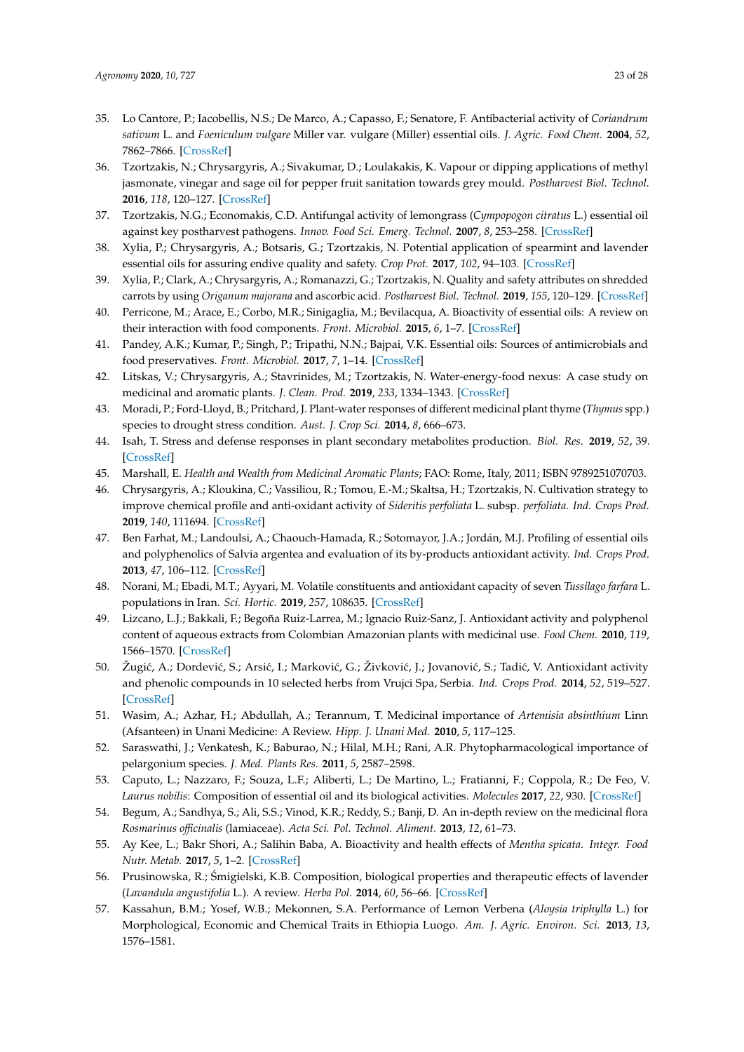35. Lo Cantore, P.; Iacobellis, N.S.; De Marco, A.; Capasso, F.; Senatore, F. Antibacterial activity of *Coriandrum sativum* L. and *Foeniculum vulgare* Miller var. vulgare (Miller) essential oils. *J. Agric. Food Chem.* **2004**, *52*, 7862–7866. [CrossRef]
36. Tzortzakis, N.; Chrysargyris, A.; Sivakumar, D.; Loulakakis, K. Vapour or dipping applications of methyl jasmonate, vinegar and sage oil for pepper fruit sanitation towards grey mould. *Postharvest Biol. Technol.* **2016**, *118*, 120–127. [CrossRef]
37. Tzortzakis, N.G.; Economakis, C.D. Antifungal activity of lemongrass (*Cympopogon citratus* L.) essential oil against key postharvest pathogens. *Innov. Food Sci. Emerg. Technol.* **2007**, *8*, 253–258. [CrossRef]
38. Xylia, P.; Chrysargyris, A.; Botsaris, G.; Tzortzakis, N. Potential application of spearmint and lavender essential oils for assuring endive quality and safety. *Crop Prot.* **2017**, *102*, 94–103. [CrossRef]
39. Xylia, P.; Clark, A.; Chrysargyris, A.; Romanazzi, G.; Tzortzakis, N. Quality and safety attributes on shredded carrots by using *Origanum majorana* and ascorbic acid. *Postharvest Biol. Technol.* **2019**, *155*, 120–129. [CrossRef]
40. Perricone, M.; Arace, E.; Corbo, M.R.; Sinigaglia, M.; Bevilacqua, A. Bioactivity of essential oils: A review on their interaction with food components. *Front. Microbiol.* **2015**, *6*, 1–7. [CrossRef]
41. Pandey, A.K.; Kumar, P.; Singh, P.; Tripathi, N.N.; Bajpai, V.K. Essential oils: Sources of antimicrobials and food preservatives. *Front. Microbiol.* **2017**, *7*, 1–14. [CrossRef]
42. Litskas, V.; Chrysargyris, A.; Stavrinides, M.; Tzortzakis, N. Water-energy-food nexus: A case study on medicinal and aromatic plants. *J. Clean. Prod.* **2019**, *233*, 1334–1343. [CrossRef]
43. Moradi, P.; Ford-Lloyd, B.; Pritchard, J. Plant-water responses of different medicinal plant thyme (*Thymus* spp.) species to drought stress condition. *Aust. J. Crop Sci.* **2014**, *8*, 666–673.
44. Isah, T. Stress and defense responses in plant secondary metabolites production. *Biol. Res.* **2019**, *52*, 39. [CrossRef]
45. Marshall, E. *Health and Wealth from Medicinal Aromatic Plants*; FAO: Rome, Italy, 2011; ISBN 9789251070703.
46. Chrysargyris, A.; Kloukina, C.; Vassiliou, R.; Tomou, E.-M.; Skaltsa, H.; Tzortzakis, N. Cultivation strategy to improve chemical profile and anti-oxidant activity of *Sideritis perfoliata* L. subsp. *perfoliata*. *Ind. Crops Prod.* **2019**, *140*, 111694. [CrossRef]
47. Ben Farhat, M.; Landoulsi, A.; Chaouch-Hamada, R.; Sotomayor, J.A.; Jordán, M.J. Profiling of essential oils and polyphenolics of Salvia argentea and evaluation of its by-products antioxidant activity. *Ind. Crops Prod.* **2013**, *47*, 106–112. [CrossRef]
48. Norani, M.; Ebadi, M.T.; Ayyari, M. Volatile constituents and antioxidant capacity of seven *Tussilago farfara* L. populations in Iran. *Sci. Hortic.* **2019**, *257*, 108635. [CrossRef]
49. Lizcano, L.J.; Bakkali, F.; Begoña Ruiz-Larrea, M.; Ignacio Ruiz-Sanz, J. Antioxidant activity and polyphenol content of aqueous extracts from Colombian Amazonian plants with medicinal use. *Food Chem.* **2010**, *119*, 1566–1570. [CrossRef]
50. Žugić, A.; Đorđević, S.; Arsić, I.; Marković, G.; Živković, J.; Jovanović, S.; Tadić, V. Antioxidant activity and phenolic compounds in 10 selected herbs from Vrujci Spa, Serbia. *Ind. Crops Prod.* **2014**, *52*, 519–527. [CrossRef]
51. Wasim, A.; Azhar, H.; Abdullah, A.; Terannum, T. Medicinal importance of *Artemisia absinthium* Linn (Afsanteen) in Unani Medicine: A Review. *Hipp. J. Unani Med.* **2010**, *5*, 117–125.
52. Saraswathi, J.; Venkatesh, K.; Baburao, N.; Hilal, M.H.; Rani, A.R. Phytopharmacological importance of pelargonium species. *J. Med. Plants Res.* **2011**, *5*, 2587–2598.
53. Caputo, L.; Nazzaro, F.; Souza, L.F.; Aliberti, L.; De Martino, L.; Fratianni, F.; Coppola, R.; De Feo, V. *Laurus nobilis*: Composition of essential oil and its biological activities. *Molecules* **2017**, *22*, 930. [CrossRef]
54. Begum, A.; Sandhya, S.; Ali, S.S.; Vinod, K.R.; Reddy, S.; Banji, D. An in-depth review on the medicinal flora *Rosmarinus officinalis* (lamiaceae). *Acta Sci. Pol. Technol. Aliment.* **2013**, *12*, 61–73.
55. Ay Kee, L.; Bakr Shori, A.; Salihin Baba, A. Bioactivity and health effects of *Mentha spicata*. *Integr. Food Nutr. Metab.* **2017**, *5*, 1–2. [CrossRef]
56. Prusinowska, R.; Śmigielski, K.B. Composition, biological properties and therapeutic effects of lavender (*Lavandula angustifolia* L.). A review. *Herba Pol.* **2014**, *60*, 56–66. [CrossRef]
57. Kassahun, B.M.; Yosef, W.B.; Mekonnen, S.A. Performance of Lemon Verbena (*Aloysia triphylla* L.) for Morphological, Economic and Chemical Traits in Ethiopia Luogo. *Am. J. Agric. Environ. Sci.* **2013**, *13*, 1576–1581.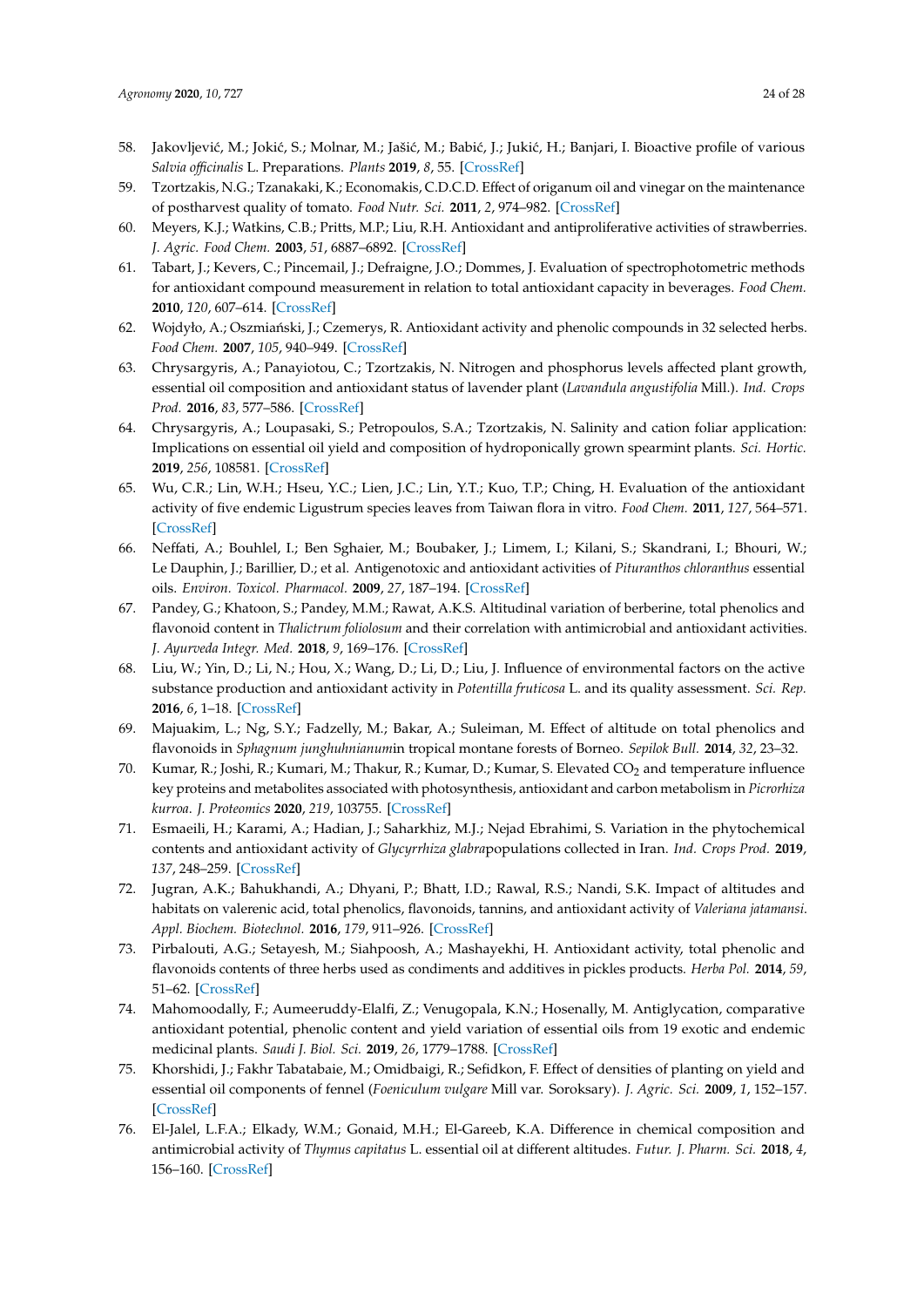58. Jakovljević, M.; Jokić, S.; Molnar, M.; Jašić, M.; Babić, J.; Jukić, H.; Banjari, I. Bioactive profile of various *Salvia officinalis* L. Preparations. *Plants* **2019**, *8*, 55. [CrossRef]
59. Tzortzakis, N.G.; Tzanakaki, K.; Economakis, C.D.C.D. Effect of origanum oil and vinegar on the maintenance of postharvest quality of tomato. *Food Nutr. Sci.* **2011**, *2*, 974–982. [CrossRef]
60. Meyers, K.J.; Watkins, C.B.; Pritts, M.P.; Liu, R.H. Antioxidant and antiproliferative activities of strawberries. *J. Agric. Food Chem.* **2003**, *51*, 6887–6892. [CrossRef]
61. Tabart, J.; Kevers, C.; Pincemail, J.; Defraigne, J.O.; Dommes, J. Evaluation of spectrophotometric methods for antioxidant compound measurement in relation to total antioxidant capacity in beverages. *Food Chem.* **2010**, *120*, 607–614. [CrossRef]
62. Wojdyło, A.; Oszmiański, J.; Czemerys, R. Antioxidant activity and phenolic compounds in 32 selected herbs. *Food Chem.* **2007**, *105*, 940–949. [CrossRef]
63. Chrysargyris, A.; Panayiotou, C.; Tzortzakis, N. Nitrogen and phosphorus levels affected plant growth, essential oil composition and antioxidant status of lavender plant (*Lavandula angustifolia* Mill.). *Ind. Crops Prod.* **2016**, *83*, 577–586. [CrossRef]
64. Chrysargyris, A.; Loupasaki, S.; Petropoulos, S.A.; Tzortzakis, N. Salinity and cation foliar application: Implications on essential oil yield and composition of hydroponically grown spearmint plants. *Sci. Hortic.* **2019**, *256*, 108581. [CrossRef]
65. Wu, C.R.; Lin, W.H.; Hseu, Y.C.; Lien, J.C.; Lin, Y.T.; Kuo, T.P.; Ching, H. Evaluation of the antioxidant activity of five endemic Ligustrum species leaves from Taiwan flora in vitro. *Food Chem.* **2011**, *127*, 564–571. [CrossRef]
66. Neffati, A.; Bouhlel, I.; Ben Sghaier, M.; Boubaker, J.; Limem, I.; Kilani, S.; Skandrani, I.; Bhouri, W.; Le Dauphin, J.; Barillier, D.; et al. Antigenotoxic and antioxidant activities of *Pituranthos chloranthus* essential oils. *Environ. Toxicol. Pharmacol.* **2009**, *27*, 187–194. [CrossRef]
67. Pandey, G.; Khatoon, S.; Pandey, M.M.; Rawat, A.K.S. Altitudinal variation of berberine, total phenolics and flavonoid content in *Thalictrum foliolosum* and their correlation with antimicrobial and antioxidant activities. *J. Ayurveda Integr. Med.* **2018**, *9*, 169–176. [CrossRef]
68. Liu, W.; Yin, D.; Li, N.; Hou, X.; Wang, D.; Li, D.; Liu, J. Influence of environmental factors on the active substance production and antioxidant activity in *Potentilla fruticosa* L. and its quality assessment. *Sci. Rep.* **2016**, *6*, 1–18. [CrossRef]
69. Majuakim, L.; Ng, S.Y.; Fadzelly, M.; Bakar, A.; Suleiman, M. Effect of altitude on total phenolics and flavonoids in *Sphagnum junghuhnianum*in tropical montane forests of Borneo. *Sepilok Bull.* **2014**, *32*, 23–32.
70. Kumar, R.; Joshi, R.; Kumari, M.; Thakur, R.; Kumar, D.; Kumar, S. Elevated $CO_2$ and temperature influence key proteins and metabolites associated with photosynthesis, antioxidant and carbon metabolism in *Picrorhiza kurroa*. *J. Proteomics* **2020**, *219*, 103755. [CrossRef]
71. Esmaeili, H.; Karami, A.; Hadian, J.; Saharkhiz, M.J.; Nejad Ebrahimi, S. Variation in the phytochemical contents and antioxidant activity of *Glycyrrhiza glabra*populations collected in Iran. *Ind. Crops Prod.* **2019**, *137*, 248–259. [CrossRef]
72. Jugran, A.K.; Bahukhandi, A.; Dhyani, P.; Bhatt, I.D.; Rawal, R.S.; Nandi, S.K. Impact of altitudes and habitats on valerenic acid, total phenolics, flavonoids, tannins, and antioxidant activity of *Valeriana jatamansi*. *Appl. Biochem. Biotechnol.* **2016**, *179*, 911–926. [CrossRef]
73. Pirbalouti, A.G.; Setayesh, M.; Siahpoosh, A.; Mashayekhi, H. Antioxidant activity, total phenolic and flavonoids contents of three herbs used as condiments and additives in pickles products. *Herba Pol.* **2014**, *59*, 51–62. [CrossRef]
74. Mahomoodally, F.; Aumeeruddy-Elalfi, Z.; Venugopala, K.N.; Hosenally, M. Antiglycation, comparative antioxidant potential, phenolic content and yield variation of essential oils from 19 exotic and endemic medicinal plants. *Saudi J. Biol. Sci.* **2019**, *26*, 1779–1788. [CrossRef]
75. Khorshidi, J.; Fakhr Tabatabaie, M.; Omidbaigi, R.; Sefidkon, F. Effect of densities of planting on yield and essential oil components of fennel (*Foeniculum vulgare* Mill var. Soroksary). *J. Agric. Sci.* **2009**, *1*, 152–157. [CrossRef]
76. El-Jalel, L.F.A.; Elkady, W.M.; Gonaid, M.H.; El-Gareeb, K.A. Difference in chemical composition and antimicrobial activity of *Thymus capitatus* L. essential oil at different altitudes. *Futur. J. Pharm. Sci.* **2018**, *4*, 156–160. [CrossRef]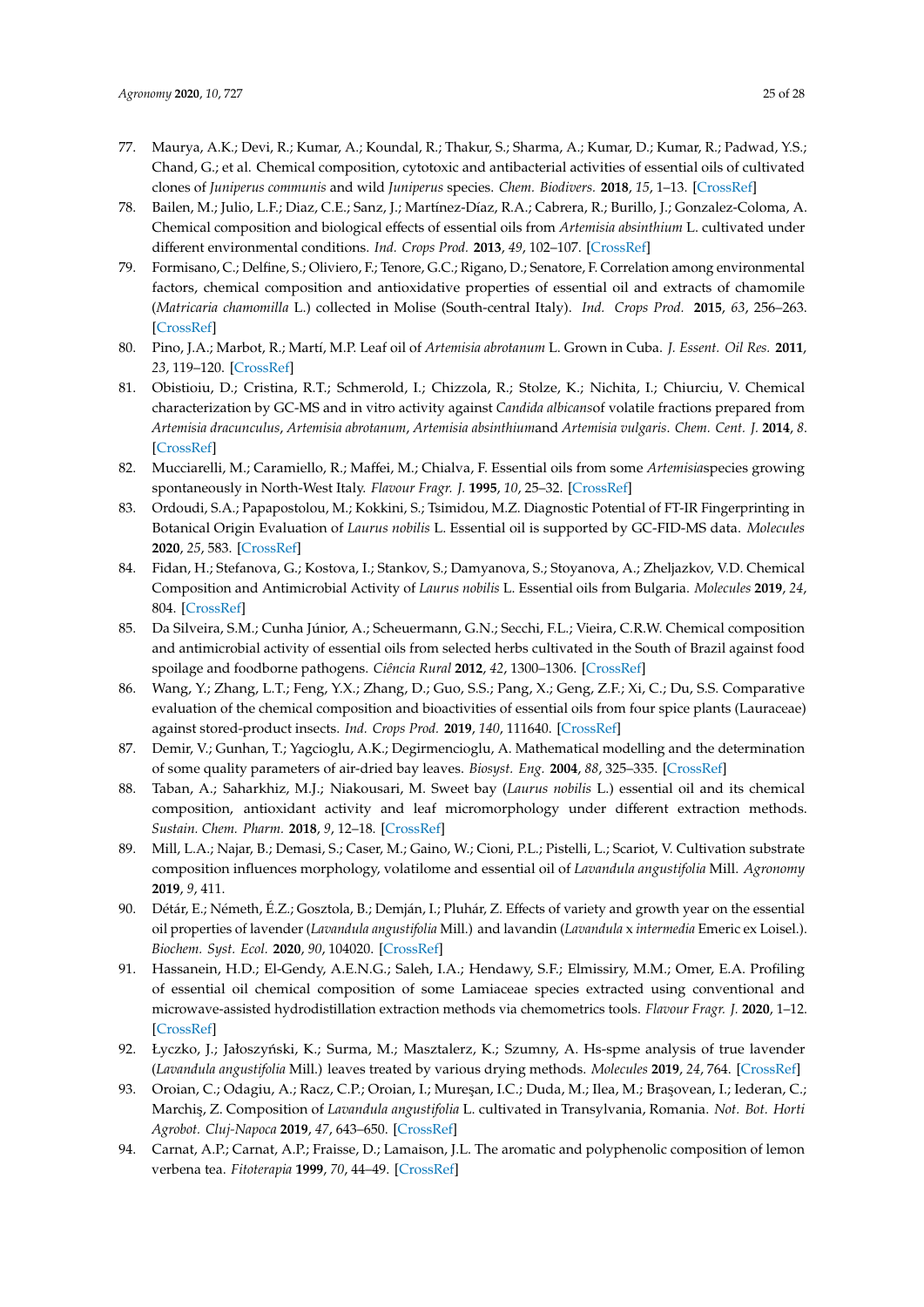77. Maurya, A.K.; Devi, R.; Kumar, A.; Koundal, R.; Thakur, S.; Sharma, A.; Kumar, D.; Kumar, R.; Padwad, Y.S.; Chand, G.; et al. Chemical composition, cytotoxic and antibacterial activities of essential oils of cultivated clones of *Juniperus communis* and wild *Juniperus* species. *Chem. Biodivers.* **2018**, *15*, 1–13. [CrossRef]
78. Bailen, M.; Julio, L.F.; Diaz, C.E.; Sanz, J.; Martínez-Díaz, R.A.; Cabrera, R.; Burillo, J.; Gonzalez-Coloma, A. Chemical composition and biological effects of essential oils from *Artemisia absinthium* L. cultivated under different environmental conditions. *Ind. Crops Prod.* **2013**, *49*, 102–107. [CrossRef]
79. Formisano, C.; Delfine, S.; Oliviero, F.; Tenore, G.C.; Rigano, D.; Senatore, F. Correlation among environmental factors, chemical composition and antioxidative properties of essential oil and extracts of chamomile (*Matricaria chamomilla* L.) collected in Molise (South-central Italy). *Ind. Crops Prod.* **2015**, *63*, 256–263. [CrossRef]
80. Pino, J.A.; Marbot, R.; Martí, M.P. Leaf oil of *Artemisia abrotanum* L. Grown in Cuba. *J. Essent. Oil Res.* **2011**, *23*, 119–120. [CrossRef]
81. Obistioiu, D.; Cristina, R.T.; Schmerold, I.; Chizzola, R.; Stolze, K.; Nichita, I.; Chiurciu, V. Chemical characterization by GC-MS and in vitro activity against *Candida albicans*of volatile fractions prepared from *Artemisia dracunculus*, *Artemisia abrotanum*, *Artemisia absinthium*and *Artemisia vulgaris*. *Chem. Cent. J.* **2014**, *8*. [CrossRef]
82. Mucciarelli, M.; Caramiello, R.; Maffei, M.; Chialva, F. Essential oils from some *Artemisia*species growing spontaneously in North-West Italy. *Flavour Fragr. J.* **1995**, *10*, 25–32. [CrossRef]
83. Ordoudi, S.A.; Papapostolou, M.; Kokkini, S.; Tsimidou, M.Z. Diagnostic Potential of FT-IR Fingerprinting in Botanical Origin Evaluation of *Laurus nobilis* L. Essential oil is supported by GC-FID-MS data. *Molecules* **2020**, *25*, 583. [CrossRef]
84. Fidan, H.; Stefanova, G.; Kostova, I.; Stankov, S.; Damyanova, S.; Stoyanova, A.; Zheljazkov, V.D. Chemical Composition and Antimicrobial Activity of *Laurus nobilis* L. Essential oils from Bulgaria. *Molecules* **2019**, *24*, 804. [CrossRef]
85. Da Silveira, S.M.; Cunha Júnior, A.; Scheuermann, G.N.; Secchi, F.L.; Vieira, C.R.W. Chemical composition and antimicrobial activity of essential oils from selected herbs cultivated in the South of Brazil against food spoilage and foodborne pathogens. *Ciência Rural* **2012**, *42*, 1300–1306. [CrossRef]
86. Wang, Y.; Zhang, L.T.; Feng, Y.X.; Zhang, D.; Guo, S.S.; Pang, X.; Geng, Z.F.; Xi, C.; Du, S.S. Comparative evaluation of the chemical composition and bioactivities of essential oils from four spice plants (Lauraceae) against stored-product insects. *Ind. Crops Prod.* **2019**, *140*, 111640. [CrossRef]
87. Demir, V.; Gunhan, T.; Yagcioglu, A.K.; Degirmencioglu, A. Mathematical modelling and the determination of some quality parameters of air-dried bay leaves. *Biosyst. Eng.* **2004**, *88*, 325–335. [CrossRef]
88. Taban, A.; Saharkhiz, M.J.; Niakousari, M. Sweet bay (*Laurus nobilis* L.) essential oil and its chemical composition, antioxidant activity and leaf micromorphology under different extraction methods. *Sustain. Chem. Pharm.* **2018**, *9*, 12–18. [CrossRef]
89. Mill, L.A.; Najar, B.; Demasi, S.; Caser, M.; Gaino, W.; Cioni, P.L.; Pistelli, L.; Scariot, V. Cultivation substrate composition influences morphology, volatilome and essential oil of *Lavandula angustifolia* Mill. *Agronomy* **2019**, *9*, 411.
90. Détár, E.; Németh, É.Z.; Gosztola, B.; Demján, I.; Pluhár, Z. Effects of variety and growth year on the essential oil properties of lavender (*Lavandula angustifolia* Mill.) and lavandin (*Lavandula* x *intermedia* Emeric ex Loisel.). *Biochem. Syst. Ecol.* **2020**, *90*, 104020. [CrossRef]
91. Hassanein, H.D.; El-Gendy, A.E.N.G.; Saleh, I.A.; Hendawy, S.F.; Elmissiry, M.M.; Omer, E.A. Profiling of essential oil chemical composition of some Lamiaceae species extracted using conventional and microwave-assisted hydrodistillation extraction methods via chemometrics tools. *Flavour Fragr. J.* **2020**, 1–12. [CrossRef]
92. Łyczko, J.; Jałoszyński, K.; Surma, M.; Masztalerz, K.; Szumny, A. Hs-spme analysis of true lavender (*Lavandula angustifolia* Mill.) leaves treated by various drying methods. *Molecules* **2019**, *24*, 764. [CrossRef]
93. Oroian, C.; Odagiu, A.; Racz, C.P.; Oroian, I.; Mureşan, I.C.; Duda, M.; Ilea, M.; Braşovean, I.; Iederan, C.; Marchiş, Z. Composition of *Lavandula angustifolia* L. cultivated in Transylvania, Romania. *Not. Bot. Horti Agrobot. Cluj-Napoca* **2019**, *47*, 643–650. [CrossRef]
94. Carnat, A.P.; Carnat, A.P.; Fraisse, D.; Lamaison, J.L. The aromatic and polyphenolic composition of lemon verbena tea. *Fitoterapia* **1999**, *70*, 44–49. [CrossRef]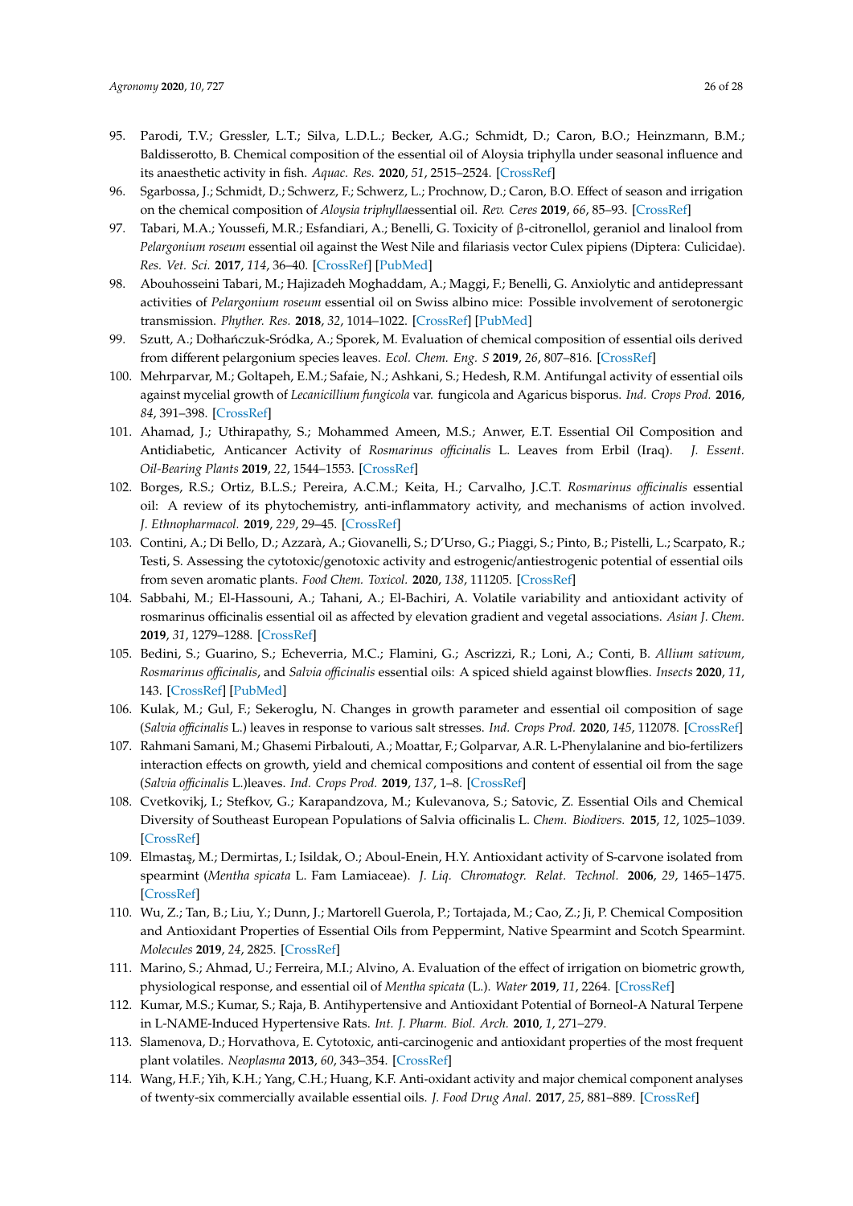95. Parodi, T.V.; Gressler, L.T.; Silva, L.D.L.; Becker, A.G.; Schmidt, D.; Caron, B.O.; Heinzmann, B.M.; Baldisserotto, B. Chemical composition of the essential oil of Aloysia triphylla under seasonal influence and its anaesthetic activity in fish. *Aquac. Res.* **2020**, *51*, 2515–2524. [CrossRef]
96. Sgarbossa, J.; Schmidt, D.; Schwerz, F.; Schwerz, L.; Prochnow, D.; Caron, B.O. Effect of season and irrigation on the chemical composition of *Aloysia triphylla*essential oil. *Rev. Ceres* **2019**, *66*, 85–93. [CrossRef]
97. Tabari, M.A.; Youssefi, M.R.; Esfandiari, A.; Benelli, G. Toxicity of β-citronellol, geraniol and linalool from *Pelargonium roseum* essential oil against the West Nile and filariasis vector Culex pipiens (Diptera: Culicidae). *Res. Vet. Sci.* **2017**, *114*, 36–40. [CrossRef] [PubMed]
98. Abouhosseini Tabari, M.; Hajizadeh Moghaddam, A.; Maggi, F.; Benelli, G. Anxiolytic and antidepressant activities of *Pelargonium roseum* essential oil on Swiss albino mice: Possible involvement of serotonergic transmission. *Phyther. Res.* **2018**, *32*, 1014–1022. [CrossRef] [PubMed]
99. Szutt, A.; Dołhańczuk-Śródka, A.; Sporek, M. Evaluation of chemical composition of essential oils derived from different pelargonium species leaves. *Ecol. Chem. Eng. S* **2019**, *26*, 807–816. [CrossRef]
100. Mehrparvar, M.; Goltapeh, E.M.; Safaie, N.; Ashkani, S.; Hedesh, R.M. Antifungal activity of essential oils against mycelial growth of *Lecanicillium fungicola* var. fungicola and Agaricus bisporus. *Ind. Crops Prod.* **2016**, *84*, 391–398. [CrossRef]
101. Ahamad, J.; Uthirapathy, S.; Mohammed Ameen, M.S.; Anwer, E.T. Essential Oil Composition and Antidiabetic, Anticancer Activity of *Rosmarinus officinalis* L. Leaves from Erbil (Iraq). *J. Essent. Oil-Bearing Plants* **2019**, *22*, 1544–1553. [CrossRef]
102. Borges, R.S.; Ortiz, B.L.S.; Pereira, A.C.M.; Keita, H.; Carvalho, J.C.T. *Rosmarinus officinalis* essential oil: A review of its phytochemistry, anti-inflammatory activity, and mechanisms of action involved. *J. Ethnopharmacol.* **2019**, *229*, 29–45. [CrossRef]
103. Contini, A.; Di Bello, D.; Azzarà, A.; Giovanelli, S.; D'Urso, G.; Piaggi, S.; Pinto, B.; Pistelli, L.; Scarpato, R.; Testi, S. Assessing the cytotoxic/genotoxic activity and estrogenic/antiestrogenic potential of essential oils from seven aromatic plants. *Food Chem. Toxicol.* **2020**, *138*, 111205. [CrossRef]
104. Sabbahi, M.; El-Hassouni, A.; Tahani, A.; El-Bachiri, A. Volatile variability and antioxidant activity of rosmarinus officinalis essential oil as affected by elevation gradient and vegetal associations. *Asian J. Chem.* **2019**, *31*, 1279–1288. [CrossRef]
105. Bedini, S.; Guarino, S.; Echeverria, M.C.; Flamini, G.; Ascrizzi, R.; Loni, A.; Conti, B. *Allium sativum, Rosmarinus officinalis*, and *Salvia officinalis* essential oils: A spiced shield against blowflies. *Insects* **2020**, *11*, 143. [CrossRef] [PubMed]
106. Kulak, M.; Gul, F.; Sekeroglu, N. Changes in growth parameter and essential oil composition of sage (*Salvia officinalis* L.) leaves in response to various salt stresses. *Ind. Crops Prod.* **2020**, *145*, 112078. [CrossRef]
107. Rahmani Samani, M.; Ghasemi Pirbalouti, A.; Moattar, F.; Golparvar, A.R. L-Phenylalanine and bio-fertilizers interaction effects on growth, yield and chemical compositions and content of essential oil from the sage (*Salvia officinalis* L.)leaves. *Ind. Crops Prod.* **2019**, *137*, 1–8. [CrossRef]
108. Cvetkovikj, I.; Stefkov, G.; Karapandzova, M.; Kulevanova, S.; Satovic, Z. Essential Oils and Chemical Diversity of Southeast European Populations of Salvia officinalis L. *Chem. Biodivers.* **2015**, *12*, 1025–1039. [CrossRef]
109. Elmastaş, M.; Dermirtas, I.; Isildak, O.; Aboul-Enein, H.Y. Antioxidant activity of S-carvone isolated from spearmint (*Mentha spicata* L. Fam Lamiaceae). *J. Liq. Chromatogr. Relat. Technol.* **2006**, *29*, 1465–1475. [CrossRef]
110. Wu, Z.; Tan, B.; Liu, Y.; Dunn, J.; Martorell Guerola, P.; Tortajada, M.; Cao, Z.; Ji, P. Chemical Composition and Antioxidant Properties of Essential Oils from Peppermint, Native Spearmint and Scotch Spearmint. *Molecules* **2019**, *24*, 2825. [CrossRef]
111. Marino, S.; Ahmad, U.; Ferreira, M.I.; Alvino, A. Evaluation of the effect of irrigation on biometric growth, physiological response, and essential oil of *Mentha spicata* (L.). *Water* **2019**, *11*, 2264. [CrossRef]
112. Kumar, M.S.; Kumar, S.; Raja, B. Antihypertensive and Antioxidant Potential of Borneol-A Natural Terpene in L-NAME-Induced Hypertensive Rats. *Int. J. Pharm. Biol. Arch.* **2010**, *1*, 271–279.
113. Slamenova, D.; Horvathova, E. Cytotoxic, anti-carcinogenic and antioxidant properties of the most frequent plant volatiles. *Neoplasma* **2013**, *60*, 343–354. [CrossRef]
114. Wang, H.F.; Yih, K.H.; Yang, C.H.; Huang, K.F. Anti-oxidant activity and major chemical component analyses of twenty-six commercially available essential oils. *J. Food Drug Anal.* **2017**, *25*, 881–889. [CrossRef]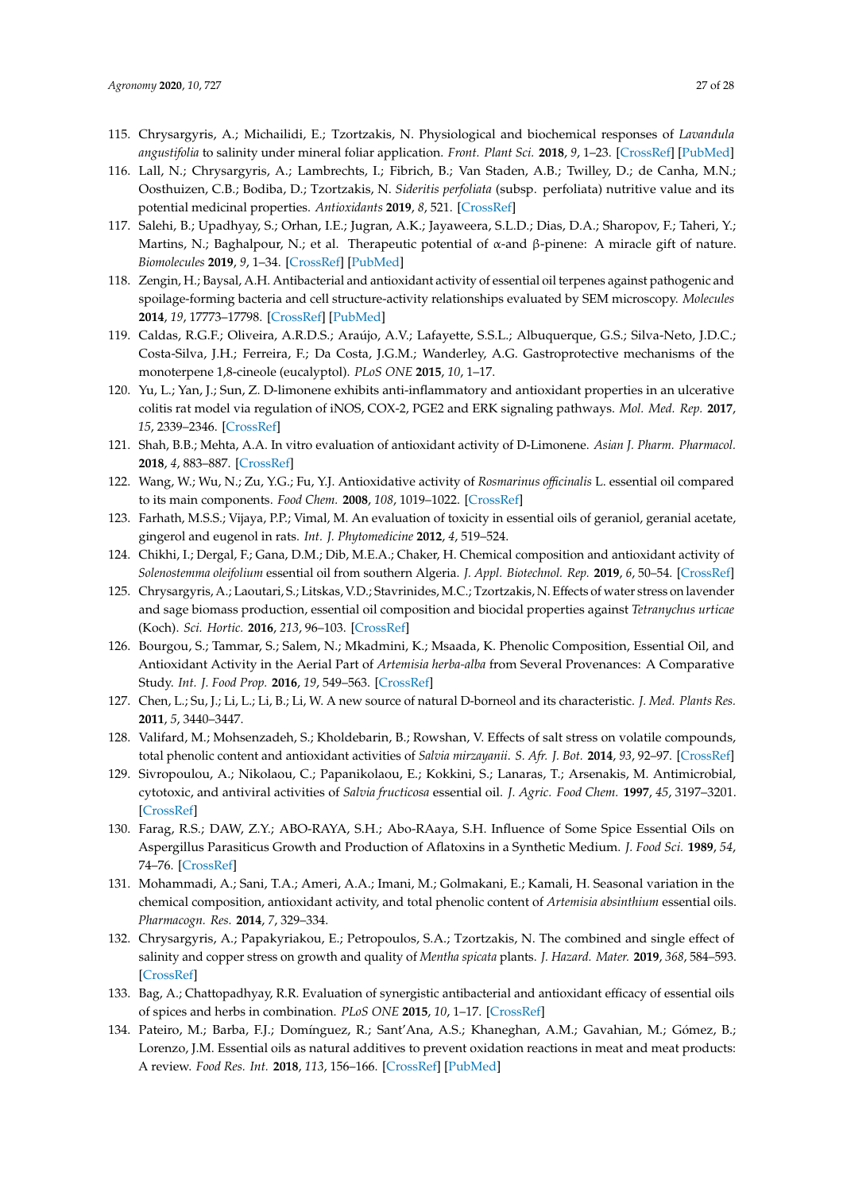115. Chrysargyris, A.; Michailidi, E.; Tzortzakis, N. Physiological and biochemical responses of *Lavandula angustifolia* to salinity under mineral foliar application. *Front. Plant Sci.* **2018**, *9*, 1–23. [CrossRef] [PubMed]
116. Lall, N.; Chrysargyris, A.; Lambrechts, I.; Fibrich, B.; Van Staden, A.B.; Twilley, D.; de Canha, M.N.; Oosthuizen, C.B.; Bodiba, D.; Tzortzakis, N. *Sideritis perfoliata* (subsp. perfoliata) nutritive value and its potential medicinal properties. *Antioxidants* **2019**, *8*, 521. [CrossRef]
117. Salehi, B.; Upadhyay, S.; Orhan, I.E.; Jugran, A.K.; Jayaweera, S.L.D.; Dias, D.A.; Sharopov, F.; Taheri, Y.; Martins, N.; Baghalpour, N.; et al. Therapeutic potential of α-and β-pinene: A miracle gift of nature. *Biomolecules* **2019**, *9*, 1–34. [CrossRef] [PubMed]
118. Zengin, H.; Baysal, A.H. Antibacterial and antioxidant activity of essential oil terpenes against pathogenic and spoilage-forming bacteria and cell structure-activity relationships evaluated by SEM microscopy. *Molecules* **2014**, *19*, 17773–17798. [CrossRef] [PubMed]
119. Caldas, R.G.F.; Oliveira, A.R.D.S.; Araújo, A.V.; Lafayette, S.S.L.; Albuquerque, G.S.; Silva-Neto, J.D.C.; Costa-Silva, J.H.; Ferreira, F.; Da Costa, J.G.M.; Wanderley, A.G. Gastroprotective mechanisms of the monoterpene 1,8-cineole (eucalyptol). *PLoS ONE* **2015**, *10*, 1–17.
120. Yu, L.; Yan, J.; Sun, Z. D-limonene exhibits anti-inflammatory and antioxidant properties in an ulcerative colitis rat model via regulation of iNOS, COX-2, PGE2 and ERK signaling pathways. *Mol. Med. Rep.* **2017**, *15*, 2339–2346. [CrossRef]
121. Shah, B.B.; Mehta, A.A. In vitro evaluation of antioxidant activity of D-Limonene. *Asian J. Pharm. Pharmacol.* **2018**, *4*, 883–887. [CrossRef]
122. Wang, W.; Wu, N.; Zu, Y.G.; Fu, Y.J. Antioxidative activity of *Rosmarinus officinalis* L. essential oil compared to its main components. *Food Chem.* **2008**, *108*, 1019–1022. [CrossRef]
123. Farhath, M.S.S.; Vijaya, P.P.; Vimal, M. An evaluation of toxicity in essential oils of geraniol, geranial acetate, gingerol and eugenol in rats. *Int. J. Phytomedicine* **2012**, *4*, 519–524.
124. Chikhi, I.; Dergal, F.; Gana, D.M.; Dib, M.E.A.; Chaker, H. Chemical composition and antioxidant activity of *Solenostemma oleifolium* essential oil from southern Algeria. *J. Appl. Biotechnol. Rep.* **2019**, *6*, 50–54. [CrossRef]
125. Chrysargyris, A.; Laoutari, S.; Litskas, V.D.; Stavrinides, M.C.; Tzortzakis, N. Effects of water stress on lavender and sage biomass production, essential oil composition and biocidal properties against *Tetranychus urticae* (Koch). *Sci. Hortic.* **2016**, *213*, 96–103. [CrossRef]
126. Bourgou, S.; Tammar, S.; Salem, N.; Mkadmini, K.; Msaada, K. Phenolic Composition, Essential Oil, and Antioxidant Activity in the Aerial Part of *Artemisia herba-alba* from Several Provenances: A Comparative Study. *Int. J. Food Prop.* **2016**, *19*, 549–563. [CrossRef]
127. Chen, L.; Su, J.; Li, L.; Li, B.; Li, W. A new source of natural D-borneol and its characteristic. *J. Med. Plants Res.* **2011**, *5*, 3440–3447.
128. Valifard, M.; Mohsenzadeh, S.; Kholdebarin, B.; Rowshan, V. Effects of salt stress on volatile compounds, total phenolic content and antioxidant activities of *Salvia mirzayanii*. *S. Afr. J. Bot.* **2014**, *93*, 92–97. [CrossRef]
129. Sivropoulou, A.; Nikolaou, C.; Papanikolaou, E.; Kokkini, S.; Lanaras, T.; Arsenakis, M. Antimicrobial, cytotoxic, and antiviral activities of *Salvia fructicosa* essential oil. *J. Agric. Food Chem.* **1997**, *45*, 3197–3201. [CrossRef]
130. Farag, R.S.; DAW, Z.Y.; ABO-RAYA, S.H.; Abo-RAaya, S.H. Influence of Some Spice Essential Oils on Aspergillus Parasiticus Growth and Production of Aflatoxins in a Synthetic Medium. *J. Food Sci.* **1989**, *54*, 74–76. [CrossRef]
131. Mohammadi, A.; Sani, T.A.; Ameri, A.A.; Imani, M.; Golmakani, E.; Kamali, H. Seasonal variation in the chemical composition, antioxidant activity, and total phenolic content of *Artemisia absinthium* essential oils. *Pharmacogn. Res.* **2014**, *7*, 329–334.
132. Chrysargyris, A.; Papakyriakou, E.; Petropoulos, S.A.; Tzortzakis, N. The combined and single effect of salinity and copper stress on growth and quality of *Mentha spicata* plants. *J. Hazard. Mater.* **2019**, *368*, 584–593. [CrossRef]
133. Bag, A.; Chattopadhyay, R.R. Evaluation of synergistic antibacterial and antioxidant efficacy of essential oils of spices and herbs in combination. *PLoS ONE* **2015**, *10*, 1–17. [CrossRef]
134. Pateiro, M.; Barba, F.J.; Domínguez, R.; Sant'Ana, A.S.; Khaneghan, A.M.; Gavahian, M.; Gómez, B.; Lorenzo, J.M. Essential oils as natural additives to prevent oxidation reactions in meat and meat products: A review. *Food Res. Int.* **2018**, *113*, 156–166. [CrossRef] [PubMed]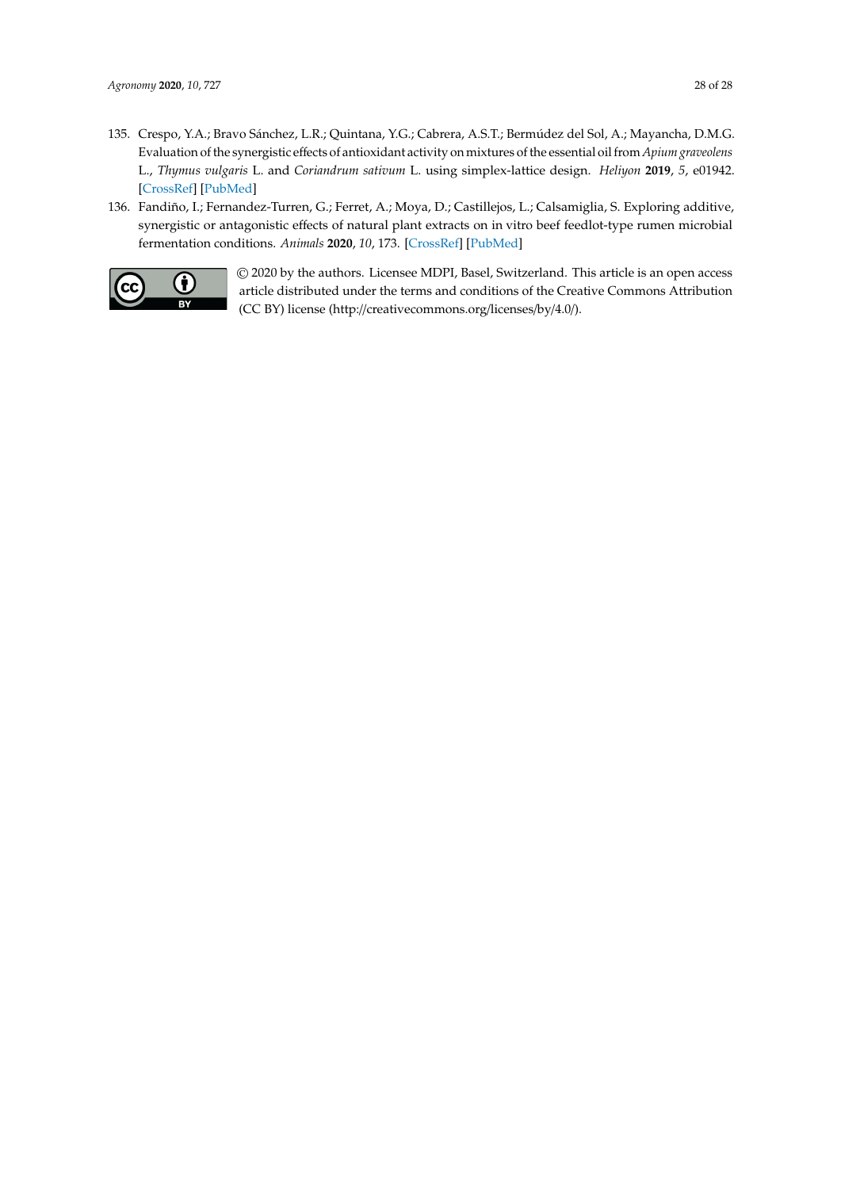135. Crespo, Y.A.; Bravo Sánchez, L.R.; Quintana, Y.G.; Cabrera, A.S.T.; Bermúdez del Sol, A.; Mayancha, D.M.G. Evaluation of the synergistic effects of antioxidant activity on mixtures of the essential oil from *Apium graveolens* L., *Thymus vulgaris* L. and *Coriandrum sativum* L. using simplex-lattice design. *Heliyon* **2019**, *5*, e01942. [CrossRef] [PubMed]
136. Fandiño, I.; Fernandez-Turren, G.; Ferret, A.; Moya, D.; Castillejos, L.; Calsamiglia, S. Exploring additive, synergistic or antagonistic effects of natural plant extracts on in vitro beef feedlot-type rumen microbial fermentation conditions. *Animals* **2020**, *10*, 173. [CrossRef] [PubMed]

© 2020 by the authors. Licensee MDPI, Basel, Switzerland. This article is an open access article distributed under the terms and conditions of the Creative Commons Attribution (CC BY) license (http://creativecommons.org/licenses/by/4.0/).